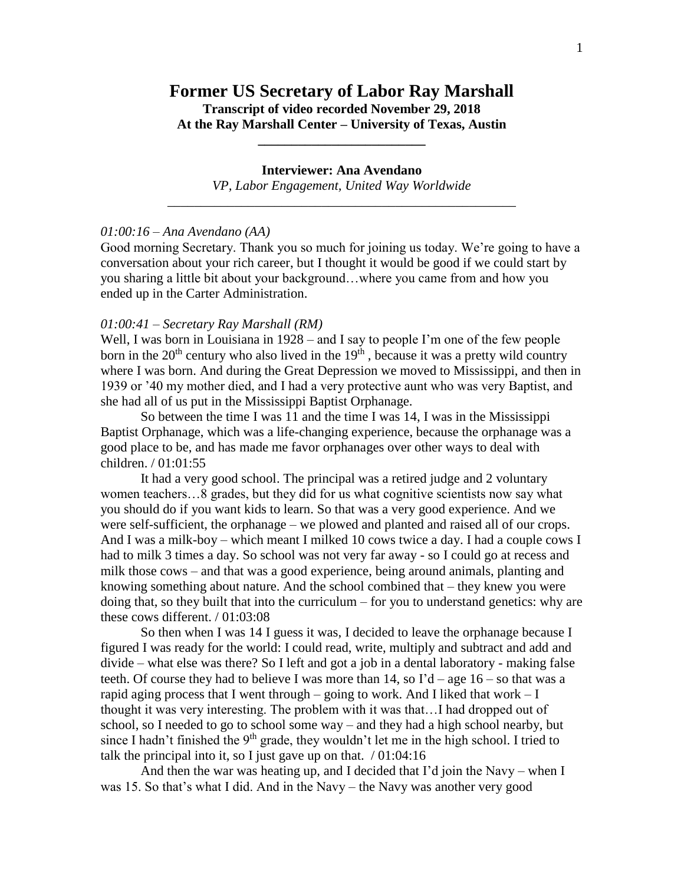# Former US Secretary of Labor Ray Marshall

**Transcript of video recorded November 29, 2018**
**At the Ray Marshall Center – University of Texas, Austin**

---

**Interviewer: Ana Avendano**
*VP, Labor Engagement, United Way Worldwide*

---

*01:00:16 – Ana Avendano (AA)*

Good morning Secretary. Thank you so much for joining us today. We're going to have a conversation about your rich career, but I thought it would be good if we could start by you sharing a little bit about your background…where you came from and how you ended up in the Carter Administration.

*01:00:41 – Secretary Ray Marshall (RM)*

Well, I was born in Louisiana in 1928 – and I say to people I'm one of the few people born in the 20th century who also lived in the 19th , because it was a pretty wild country where I was born. And during the Great Depression we moved to Mississippi, and then in 1939 or '40 my mother died, and I had a very protective aunt who was very Baptist, and she had all of us put in the Mississippi Baptist Orphanage.

So between the time I was 11 and the time I was 14, I was in the Mississippi Baptist Orphanage, which was a life-changing experience, because the orphanage was a good place to be, and has made me favor orphanages over other ways to deal with children. / 01:01:55

It had a very good school. The principal was a retired judge and 2 voluntary women teachers…8 grades, but they did for us what cognitive scientists now say what you should do if you want kids to learn. So that was a very good experience. And we were self-sufficient, the orphanage – we plowed and planted and raised all of our crops. And I was a milk-boy – which meant I milked 10 cows twice a day. I had a couple cows I had to milk 3 times a day. So school was not very far away - so I could go at recess and milk those cows – and that was a good experience, being around animals, planting and knowing something about nature. And the school combined that – they knew you were doing that, so they built that into the curriculum – for you to understand genetics: why are these cows different. / 01:03:08

So then when I was 14 I guess it was, I decided to leave the orphanage because I figured I was ready for the world: I could read, write, multiply and subtract and add and divide – what else was there? So I left and got a job in a dental laboratory - making false teeth. Of course they had to believe I was more than 14, so I'd – age 16 – so that was a rapid aging process that I went through – going to work. And I liked that work – I thought it was very interesting. The problem with it was that…I had dropped out of school, so I needed to go to school some way – and they had a high school nearby, but since I hadn't finished the 9th grade, they wouldn't let me in the high school. I tried to talk the principal into it, so I just gave up on that. / 01:04:16

And then the war was heating up, and I decided that I'd join the Navy – when I was 15. So that's what I did. And in the Navy – the Navy was another very good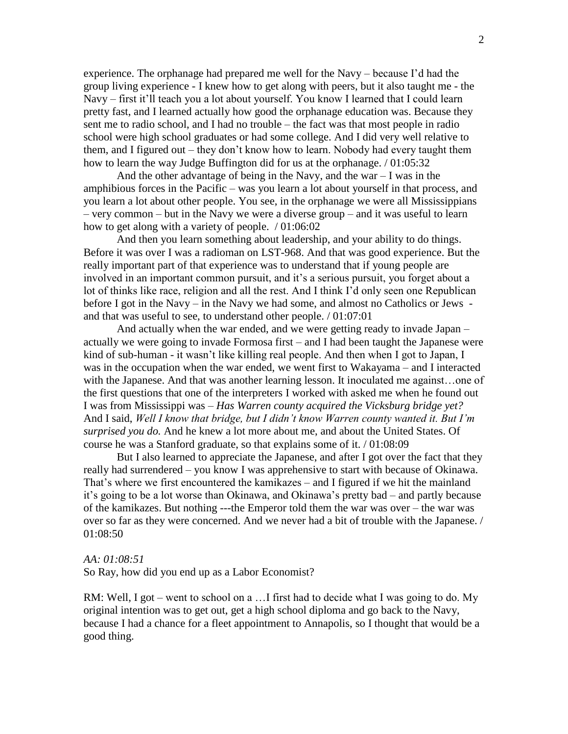experience. The orphanage had prepared me well for the Navy – because I'd had the group living experience - I knew how to get along with peers, but it also taught me - the Navy – first it'll teach you a lot about yourself. You know I learned that I could learn pretty fast, and I learned actually how good the orphanage education was. Because they sent me to radio school, and I had no trouble – the fact was that most people in radio school were high school graduates or had some college. And I did very well relative to them, and I figured out – they don't know how to learn. Nobody had every taught them how to learn the way Judge Buffington did for us at the orphanage. / 01:05:32

And the other advantage of being in the Navy, and the war – I was in the amphibious forces in the Pacific – was you learn a lot about yourself in that process, and you learn a lot about other people. You see, in the orphanage we were all Mississippians – very common – but in the Navy we were a diverse group – and it was useful to learn how to get along with a variety of people. / 01:06:02

And then you learn something about leadership, and your ability to do things. Before it was over I was a radioman on LST-968. And that was good experience. But the really important part of that experience was to understand that if young people are involved in an important common pursuit, and it's a serious pursuit, you forget about a lot of thinks like race, religion and all the rest. And I think I'd only seen one Republican before I got in the Navy – in the Navy we had some, and almost no Catholics or Jews - and that was useful to see, to understand other people. / 01:07:01

And actually when the war ended, and we were getting ready to invade Japan – actually we were going to invade Formosa first – and I had been taught the Japanese were kind of sub-human - it wasn't like killing real people. And then when I got to Japan, I was in the occupation when the war ended, we went first to Wakayama – and I interacted with the Japanese. And that was another learning lesson. It inoculated me against…one of the first questions that one of the interpreters I worked with asked me when he found out I was from Mississippi was – *Has Warren county acquired the Vicksburg bridge yet?* And I said, *Well I know that bridge, but I didn't know Warren county wanted it. But I'm surprised you do.* And he knew a lot more about me, and about the United States. Of course he was a Stanford graduate, so that explains some of it. / 01:08:09

But I also learned to appreciate the Japanese, and after I got over the fact that they really had surrendered – you know I was apprehensive to start with because of Okinawa. That's where we first encountered the kamikazes – and I figured if we hit the mainland it's going to be a lot worse than Okinawa, and Okinawa's pretty bad – and partly because of the kamikazes. But nothing ---the Emperor told them the war was over – the war was over so far as they were concerned. And we never had a bit of trouble with the Japanese. / 01:08:50

*AA: 01:08:51*
So Ray, how did you end up as a Labor Economist?

RM: Well, I got – went to school on a …I first had to decide what I was going to do. My original intention was to get out, get a high school diploma and go back to the Navy, because I had a chance for a fleet appointment to Annapolis, so I thought that would be a good thing.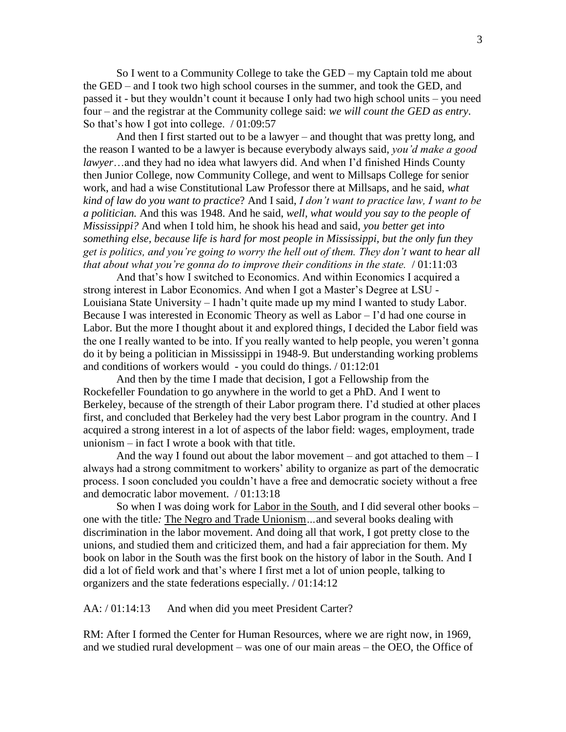So I went to a Community College to take the GED – my Captain told me about the GED – and I took two high school courses in the summer, and took the GED, and passed it - but they wouldn't count it because I only had two high school units – you need four – and the registrar at the Community college said: *we will count the GED as entry*. So that's how I got into college. / 01:09:57

And then I first started out to be a lawyer – and thought that was pretty long, and the reason I wanted to be a lawyer is because everybody always said, *you'd make a good lawyer*…and they had no idea what lawyers did. And when I'd finished Hinds County then Junior College, now Community College, and went to Millsaps College for senior work, and had a wise Constitutional Law Professor there at Millsaps, and he said, *what kind of law do you want to practice*? And I said, *I don't want to practice law, I want to be a politician.* And this was 1948. And he said, *well, what would you say to the people of Mississippi?* And when I told him, he shook his head and said, *you better get into something else, because life is hard for most people in Mississippi, but the only fun they get is politics, and you're going to worry the hell out of them. They don't want to hear all that about what you're gonna do to improve their conditions in the state.* / 01:11:03

And that's how I switched to Economics. And within Economics I acquired a strong interest in Labor Economics. And when I got a Master's Degree at LSU - Louisiana State University – I hadn't quite made up my mind I wanted to study Labor. Because I was interested in Economic Theory as well as Labor – I'd had one course in Labor. But the more I thought about it and explored things, I decided the Labor field was the one I really wanted to be into. If you really wanted to help people, you weren't gonna do it by being a politician in Mississippi in 1948-9. But understanding working problems and conditions of workers would - you could do things. / 01:12:01

And then by the time I made that decision, I got a Fellowship from the Rockefeller Foundation to go anywhere in the world to get a PhD. And I went to Berkeley, because of the strength of their Labor program there. I'd studied at other places first, and concluded that Berkeley had the very best Labor program in the country. And I acquired a strong interest in a lot of aspects of the labor field: wages, employment, trade unionism – in fact I wrote a book with that title.

And the way I found out about the labor movement – and got attached to them – I always had a strong commitment to workers' ability to organize as part of the democratic process. I soon concluded you couldn't have a free and democratic society without a free and democratic labor movement. / 01:13:18

So when I was doing work for <u>Labor in the South</u>, and I did several other books – one with the title*:* <u>The Negro and Trade Unionism</u>*…*and several books dealing with discrimination in the labor movement. And doing all that work, I got pretty close to the unions, and studied them and criticized them, and had a fair appreciation for them. My book on labor in the South was the first book on the history of labor in the South. And I did a lot of field work and that's where I first met a lot of union people, talking to organizers and the state federations especially. / 01:14:12

AA: / 01:14:13 And when did you meet President Carter?

RM: After I formed the Center for Human Resources, where we are right now, in 1969, and we studied rural development – was one of our main areas – the OEO, the Office of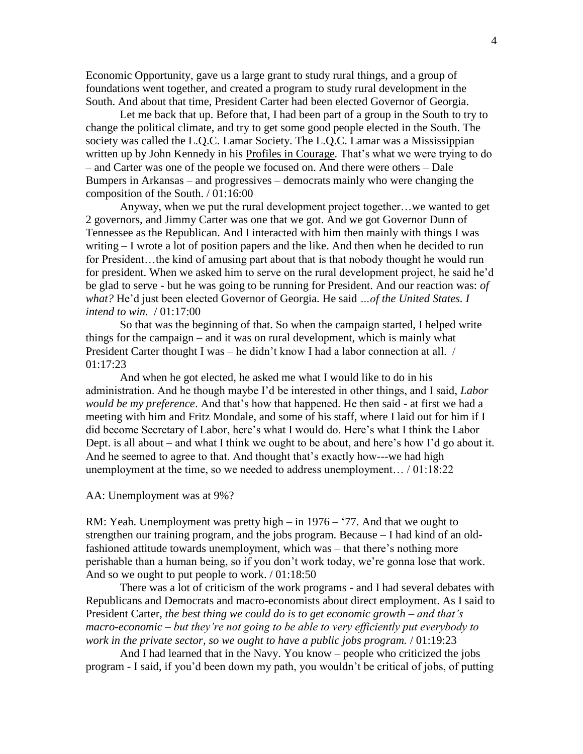Economic Opportunity, gave us a large grant to study rural things, and a group of foundations went together, and created a program to study rural development in the South. And about that time, President Carter had been elected Governor of Georgia.

Let me back that up. Before that, I had been part of a group in the South to try to change the political climate, and try to get some good people elected in the South. The society was called the L.Q.C. Lamar Society. The L.Q.C. Lamar was a Mississippian written up by John Kennedy in his Profiles in Courage. That's what we were trying to do – and Carter was one of the people we focused on. And there were others – Dale Bumpers in Arkansas – and progressives – democrats mainly who were changing the composition of the South. / 01:16:00

Anyway, when we put the rural development project together…we wanted to get 2 governors, and Jimmy Carter was one that we got. And we got Governor Dunn of Tennessee as the Republican. And I interacted with him then mainly with things I was writing – I wrote a lot of position papers and the like. And then when he decided to run for President…the kind of amusing part about that is that nobody thought he would run for president. When we asked him to serve on the rural development project, he said he'd be glad to serve - but he was going to be running for President. And our reaction was: *of what?* He'd just been elected Governor of Georgia. He said *…of the United States. I intend to win.* / 01:17:00

So that was the beginning of that. So when the campaign started, I helped write things for the campaign – and it was on rural development, which is mainly what President Carter thought I was – he didn't know I had a labor connection at all. / 01:17:23

And when he got elected, he asked me what I would like to do in his administration. And he though maybe I'd be interested in other things, and I said, *Labor would be my preference*. And that's how that happened. He then said - at first we had a meeting with him and Fritz Mondale, and some of his staff, where I laid out for him if I did become Secretary of Labor, here's what I would do. Here's what I think the Labor Dept. is all about – and what I think we ought to be about, and here's how I'd go about it. And he seemed to agree to that. And thought that's exactly how---we had high unemployment at the time, so we needed to address unemployment… / 01:18:22

AA: Unemployment was at 9%?

RM: Yeah. Unemployment was pretty high – in 1976 – '77. And that we ought to strengthen our training program, and the jobs program. Because – I had kind of an old-fashioned attitude towards unemployment, which was – that there's nothing more perishable than a human being, so if you don't work today, we're gonna lose that work. And so we ought to put people to work. / 01:18:50

There was a lot of criticism of the work programs - and I had several debates with Republicans and Democrats and macro-economists about direct employment. As I said to President Carter, *the best thing we could do is to get economic growth – and that's macro-economic – but they're not going to be able to very efficiently put everybody to work in the private sector, so we ought to have a public jobs program.* / 01:19:23

And I had learned that in the Navy. You know – people who criticized the jobs program - I said, if you'd been down my path, you wouldn't be critical of jobs, of putting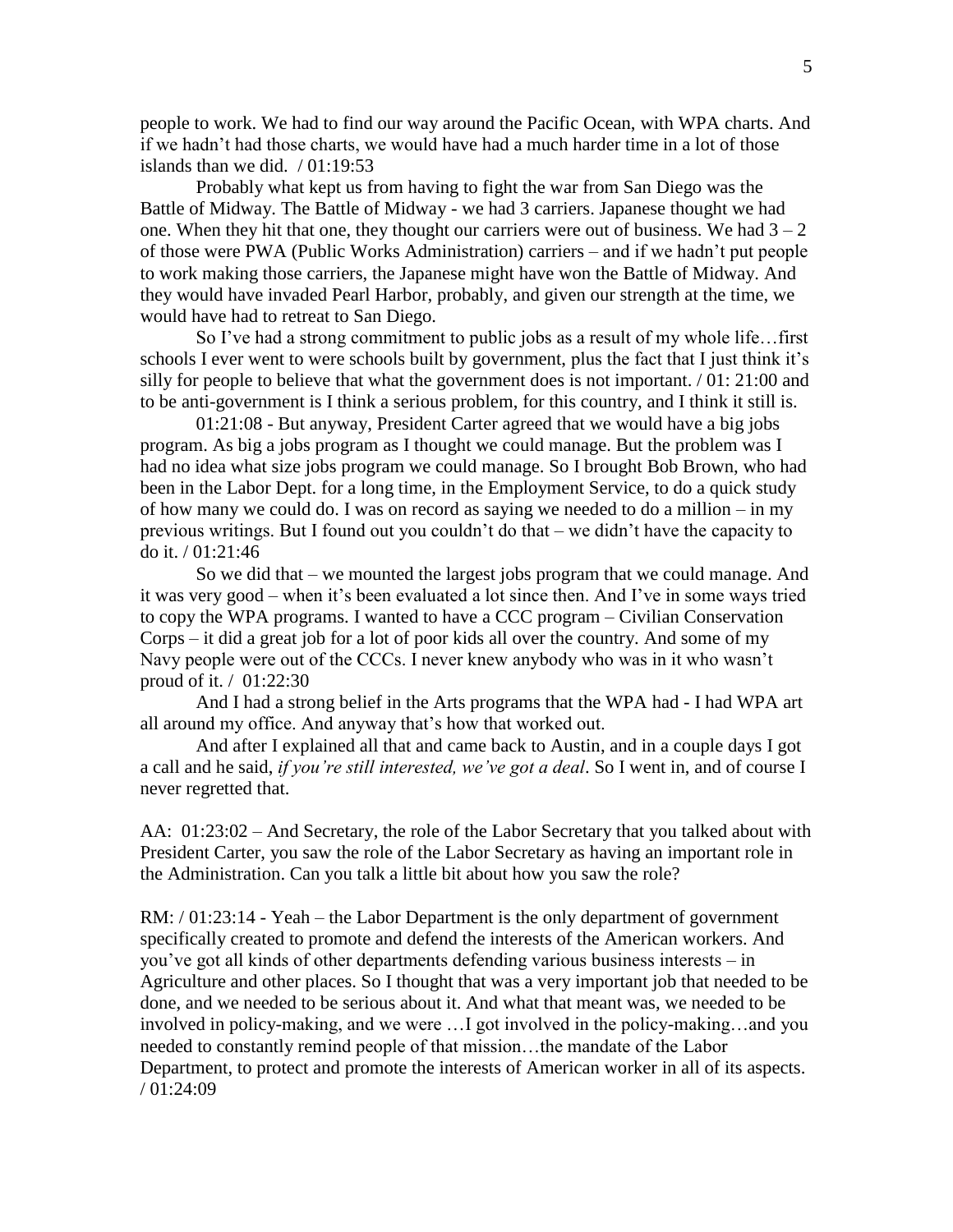people to work. We had to find our way around the Pacific Ocean, with WPA charts. And if we hadn't had those charts, we would have had a much harder time in a lot of those islands than we did. / 01:19:53

Probably what kept us from having to fight the war from San Diego was the Battle of Midway. The Battle of Midway - we had 3 carriers. Japanese thought we had one. When they hit that one, they thought our carriers were out of business. We had 3 – 2 of those were PWA (Public Works Administration) carriers – and if we hadn't put people to work making those carriers, the Japanese might have won the Battle of Midway. And they would have invaded Pearl Harbor, probably, and given our strength at the time, we would have had to retreat to San Diego.

So I've had a strong commitment to public jobs as a result of my whole life…first schools I ever went to were schools built by government, plus the fact that I just think it's silly for people to believe that what the government does is not important. / 01: 21:00 and to be anti-government is I think a serious problem, for this country, and I think it still is.

01:21:08 - But anyway, President Carter agreed that we would have a big jobs program. As big a jobs program as I thought we could manage. But the problem was I had no idea what size jobs program we could manage. So I brought Bob Brown, who had been in the Labor Dept. for a long time, in the Employment Service, to do a quick study of how many we could do. I was on record as saying we needed to do a million – in my previous writings. But I found out you couldn't do that – we didn't have the capacity to do it. / 01:21:46

So we did that – we mounted the largest jobs program that we could manage. And it was very good – when it's been evaluated a lot since then. And I've in some ways tried to copy the WPA programs. I wanted to have a CCC program – Civilian Conservation Corps – it did a great job for a lot of poor kids all over the country. And some of my Navy people were out of the CCCs. I never knew anybody who was in it who wasn't proud of it. / 01:22:30

And I had a strong belief in the Arts programs that the WPA had - I had WPA art all around my office. And anyway that's how that worked out.

And after I explained all that and came back to Austin, and in a couple days I got a call and he said, *if you're still interested, we've got a deal*. So I went in, and of course I never regretted that.

AA: 01:23:02 – And Secretary, the role of the Labor Secretary that you talked about with President Carter, you saw the role of the Labor Secretary as having an important role in the Administration. Can you talk a little bit about how you saw the role?

RM: / 01:23:14 - Yeah – the Labor Department is the only department of government specifically created to promote and defend the interests of the American workers. And you've got all kinds of other departments defending various business interests – in Agriculture and other places. So I thought that was a very important job that needed to be done, and we needed to be serious about it. And what that meant was, we needed to be involved in policy-making, and we were …I got involved in the policy-making…and you needed to constantly remind people of that mission…the mandate of the Labor Department, to protect and promote the interests of American worker in all of its aspects. / 01:24:09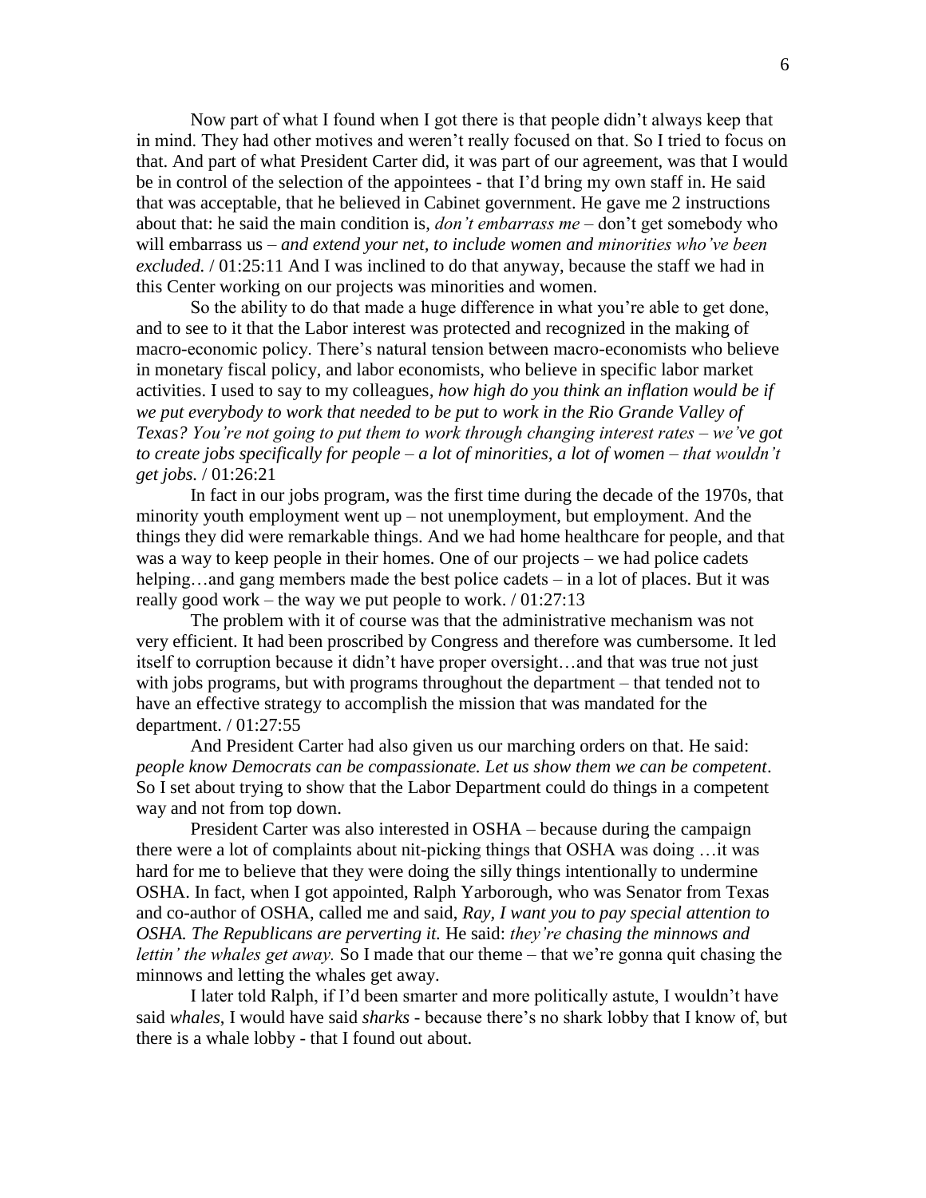Now part of what I found when I got there is that people didn't always keep that in mind. They had other motives and weren't really focused on that. So I tried to focus on that. And part of what President Carter did, it was part of our agreement, was that I would be in control of the selection of the appointees - that I'd bring my own staff in. He said that was acceptable, that he believed in Cabinet government. He gave me 2 instructions about that: he said the main condition is, *don't embarrass me* – don't get somebody who will embarrass us – *and extend your net, to include women and minorities who've been excluded.* / 01:25:11 And I was inclined to do that anyway, because the staff we had in this Center working on our projects was minorities and women.

So the ability to do that made a huge difference in what you're able to get done, and to see to it that the Labor interest was protected and recognized in the making of macro-economic policy. There's natural tension between macro-economists who believe in monetary fiscal policy, and labor economists, who believe in specific labor market activities. I used to say to my colleagues, *how high do you think an inflation would be if we put everybody to work that needed to be put to work in the Rio Grande Valley of Texas? You're not going to put them to work through changing interest rates – we've got to create jobs specifically for people – a lot of minorities, a lot of women – that wouldn't get jobs.* / 01:26:21

In fact in our jobs program, was the first time during the decade of the 1970s, that minority youth employment went up – not unemployment, but employment. And the things they did were remarkable things. And we had home healthcare for people, and that was a way to keep people in their homes. One of our projects – we had police cadets helping…and gang members made the best police cadets – in a lot of places. But it was really good work – the way we put people to work. / 01:27:13

The problem with it of course was that the administrative mechanism was not very efficient. It had been proscribed by Congress and therefore was cumbersome. It led itself to corruption because it didn't have proper oversight…and that was true not just with jobs programs, but with programs throughout the department – that tended not to have an effective strategy to accomplish the mission that was mandated for the department. / 01:27:55

And President Carter had also given us our marching orders on that. He said: *people know Democrats can be compassionate. Let us show them we can be competent*. So I set about trying to show that the Labor Department could do things in a competent way and not from top down.

President Carter was also interested in OSHA – because during the campaign there were a lot of complaints about nit-picking things that OSHA was doing …it was hard for me to believe that they were doing the silly things intentionally to undermine OSHA. In fact, when I got appointed, Ralph Yarborough, who was Senator from Texas and co-author of OSHA, called me and said, *Ray, I want you to pay special attention to OSHA. The Republicans are perverting it.* He said: *they're chasing the minnows and lettin' the whales get away.* So I made that our theme – that we're gonna quit chasing the minnows and letting the whales get away.

I later told Ralph, if I'd been smarter and more politically astute, I wouldn't have said *whales*, I would have said *sharks* - because there's no shark lobby that I know of, but there is a whale lobby - that I found out about.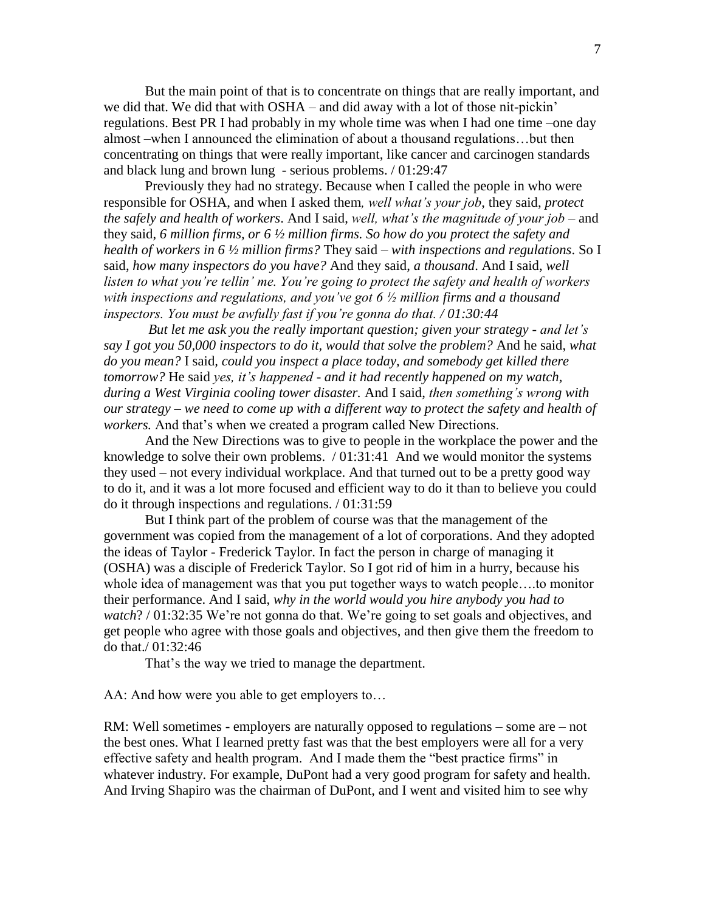But the main point of that is to concentrate on things that are really important, and we did that. We did that with OSHA – and did away with a lot of those nit-pickin' regulations. Best PR I had probably in my whole time was when I had one time –one day almost –when I announced the elimination of about a thousand regulations…but then concentrating on things that were really important, like cancer and carcinogen standards and black lung and brown lung - serious problems. / 01:29:47

Previously they had no strategy. Because when I called the people in who were responsible for OSHA, and when I asked them*, well what's your job*, they said, *protect the safely and health of workers*. And I said, *well, what's the magnitude of your job* – and they said, *6 million firms, or 6 ½ million firms. So how do you protect the safety and health of workers in 6 ½ million firms?* They said – *with inspections and regulations*. So I said, *how many inspectors do you have?* And they said, *a thousand*. And I said, *well listen to what you're tellin' me. You're going to protect the safety and health of workers with inspections and regulations, and you've got 6 ½ million firms and a thousand inspectors. You must be awfully fast if you're gonna do that. / 01:30:44*

*But let me ask you the really important question; given your strategy - and let's say I got you 50,000 inspectors to do it, would that solve the problem?* And he said, *what do you mean?* I said, *could you inspect a place today, and somebody get killed there tomorrow?* He said *yes, it's happened - and it had recently happened on my watch, during a West Virginia cooling tower disaster.* And I said, *then something's wrong with our strategy – we need to come up with a different way to protect the safety and health of workers.* And that's when we created a program called New Directions.

And the New Directions was to give to people in the workplace the power and the knowledge to solve their own problems. / 01:31:41 And we would monitor the systems they used – not every individual workplace. And that turned out to be a pretty good way to do it, and it was a lot more focused and efficient way to do it than to believe you could do it through inspections and regulations. / 01:31:59

But I think part of the problem of course was that the management of the government was copied from the management of a lot of corporations. And they adopted the ideas of Taylor - Frederick Taylor. In fact the person in charge of managing it (OSHA) was a disciple of Frederick Taylor. So I got rid of him in a hurry, because his whole idea of management was that you put together ways to watch people….to monitor their performance. And I said, *why in the world would you hire anybody you had to watch*? / 01:32:35 We're not gonna do that. We're going to set goals and objectives, and get people who agree with those goals and objectives, and then give them the freedom to do that./ 01:32:46

That's the way we tried to manage the department.

AA: And how were you able to get employers to…

RM: Well sometimes - employers are naturally opposed to regulations – some are – not the best ones. What I learned pretty fast was that the best employers were all for a very effective safety and health program. And I made them the "best practice firms" in whatever industry. For example, DuPont had a very good program for safety and health. And Irving Shapiro was the chairman of DuPont, and I went and visited him to see why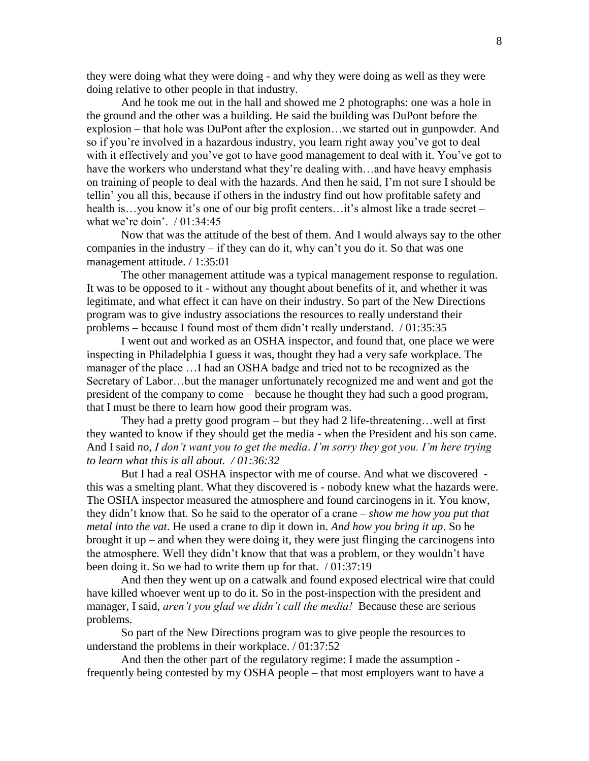they were doing what they were doing - and why they were doing as well as they were doing relative to other people in that industry.

And he took me out in the hall and showed me 2 photographs: one was a hole in the ground and the other was a building. He said the building was DuPont before the explosion – that hole was DuPont after the explosion…we started out in gunpowder. And so if you're involved in a hazardous industry, you learn right away you've got to deal with it effectively and you've got to have good management to deal with it. You've got to have the workers who understand what they're dealing with…and have heavy emphasis on training of people to deal with the hazards. And then he said, I'm not sure I should be tellin' you all this, because if others in the industry find out how profitable safety and health is…you know it's one of our big profit centers…it's almost like a trade secret – what we're doin'. / 01:34:45

Now that was the attitude of the best of them. And I would always say to the other companies in the industry – if they can do it, why can't you do it. So that was one management attitude. / 1:35:01

The other management attitude was a typical management response to regulation. It was to be opposed to it - without any thought about benefits of it, and whether it was legitimate, and what effect it can have on their industry. So part of the New Directions program was to give industry associations the resources to really understand their problems – because I found most of them didn't really understand. / 01:35:35

I went out and worked as an OSHA inspector, and found that, one place we were inspecting in Philadelphia I guess it was, thought they had a very safe workplace. The manager of the place …I had an OSHA badge and tried not to be recognized as the Secretary of Labor…but the manager unfortunately recognized me and went and got the president of the company to come – because he thought they had such a good program, that I must be there to learn how good their program was.

They had a pretty good program – but they had 2 life-threatening…well at first they wanted to know if they should get the media - when the President and his son came. And I said *no, I don't want you to get the media*. *I'm sorry they got you. I'm here trying to learn what this is all about. / 01:36:32*

But I had a real OSHA inspector with me of course. And what we discovered - this was a smelting plant. What they discovered is - nobody knew what the hazards were. The OSHA inspector measured the atmosphere and found carcinogens in it. You know, they didn't know that. So he said to the operator of a crane – *show me how you put that metal into the vat*. He used a crane to dip it down in. *And how you bring it up*. So he brought it up – and when they were doing it, they were just flinging the carcinogens into the atmosphere. Well they didn't know that that was a problem, or they wouldn't have been doing it. So we had to write them up for that. / 01:37:19

And then they went up on a catwalk and found exposed electrical wire that could have killed whoever went up to do it. So in the post-inspection with the president and manager, I said, *aren't you glad we didn't call the media!* Because these are serious problems.

So part of the New Directions program was to give people the resources to understand the problems in their workplace. / 01:37:52

And then the other part of the regulatory regime: I made the assumption - frequently being contested by my OSHA people – that most employers want to have a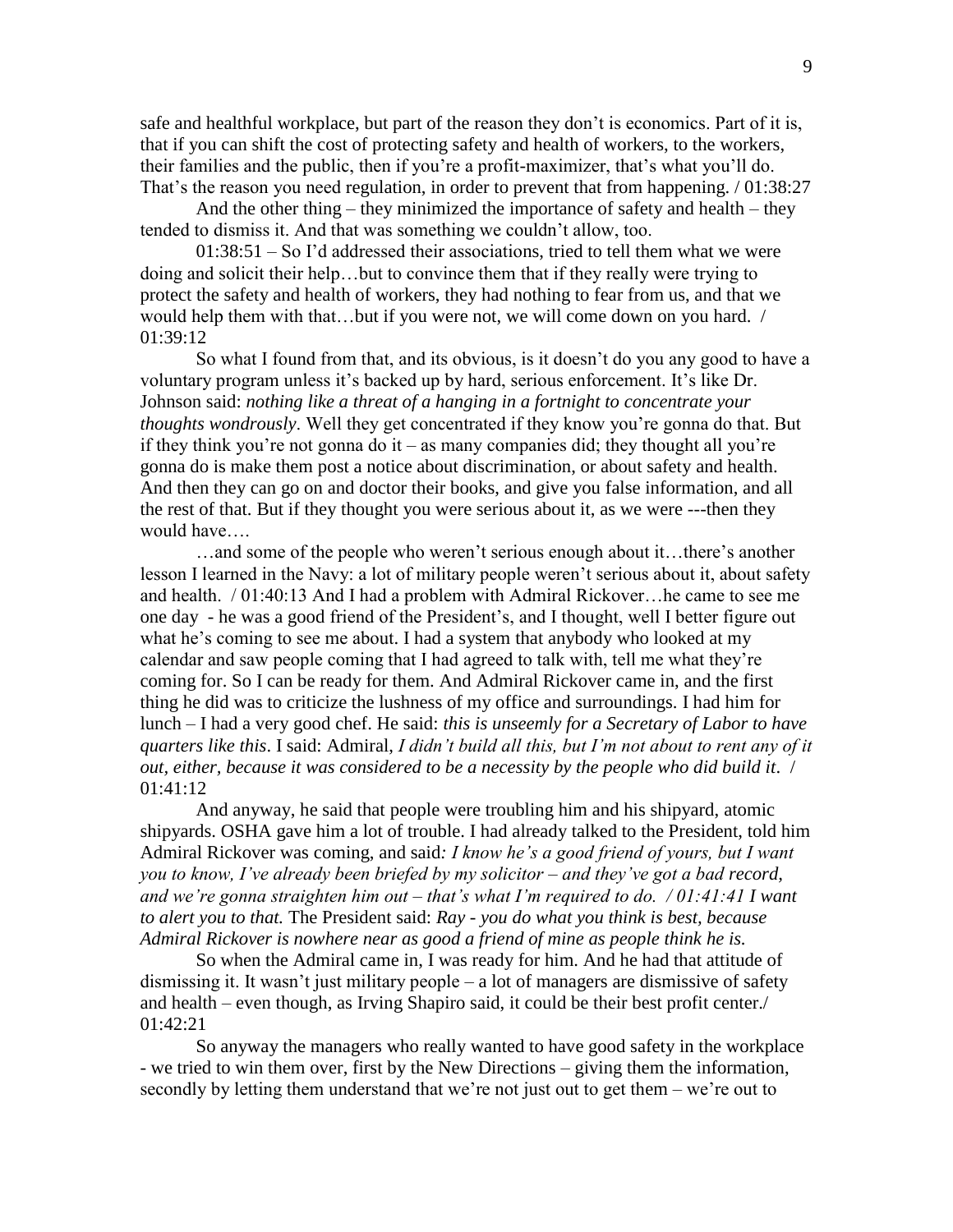safe and healthful workplace, but part of the reason they don't is economics. Part of it is, that if you can shift the cost of protecting safety and health of workers, to the workers, their families and the public, then if you're a profit-maximizer, that's what you'll do. That's the reason you need regulation, in order to prevent that from happening. / 01:38:27

And the other thing – they minimized the importance of safety and health – they tended to dismiss it. And that was something we couldn't allow, too.

01:38:51 – So I'd addressed their associations, tried to tell them what we were doing and solicit their help…but to convince them that if they really were trying to protect the safety and health of workers, they had nothing to fear from us, and that we would help them with that…but if you were not, we will come down on you hard. / 01:39:12

So what I found from that, and its obvious, is it doesn't do you any good to have a voluntary program unless it's backed up by hard, serious enforcement. It's like Dr. Johnson said: *nothing like a threat of a hanging in a fortnight to concentrate your thoughts wondrously*. Well they get concentrated if they know you're gonna do that. But if they think you're not gonna do it – as many companies did; they thought all you're gonna do is make them post a notice about discrimination, or about safety and health. And then they can go on and doctor their books, and give you false information, and all the rest of that. But if they thought you were serious about it, as we were ---then they would have….

…and some of the people who weren't serious enough about it…there's another lesson I learned in the Navy: a lot of military people weren't serious about it, about safety and health. / 01:40:13 And I had a problem with Admiral Rickover…he came to see me one day - he was a good friend of the President's, and I thought, well I better figure out what he's coming to see me about. I had a system that anybody who looked at my calendar and saw people coming that I had agreed to talk with, tell me what they're coming for. So I can be ready for them. And Admiral Rickover came in, and the first thing he did was to criticize the lushness of my office and surroundings. I had him for lunch – I had a very good chef. He said: *this is unseemly for a Secretary of Labor to have quarters like this*. I said: Admiral, *I didn't build all this, but I'm not about to rent any of it out, either, because it was considered to be a necessity by the people who did build it*. / 01:41:12

And anyway, he said that people were troubling him and his shipyard, atomic shipyards. OSHA gave him a lot of trouble. I had already talked to the President, told him Admiral Rickover was coming, and said*: I know he's a good friend of yours, but I want you to know, I've already been briefed by my solicitor – and they've got a bad record, and we're gonna straighten him out – that's what I'm required to do. / 01:41:41 I want to alert you to that.* The President said: *Ray - you do what you think is best, because Admiral Rickover is nowhere near as good a friend of mine as people think he is.*

So when the Admiral came in, I was ready for him. And he had that attitude of dismissing it. It wasn't just military people – a lot of managers are dismissive of safety and health – even though, as Irving Shapiro said, it could be their best profit center./ 01:42:21

So anyway the managers who really wanted to have good safety in the workplace - we tried to win them over, first by the New Directions – giving them the information, secondly by letting them understand that we're not just out to get them – we're out to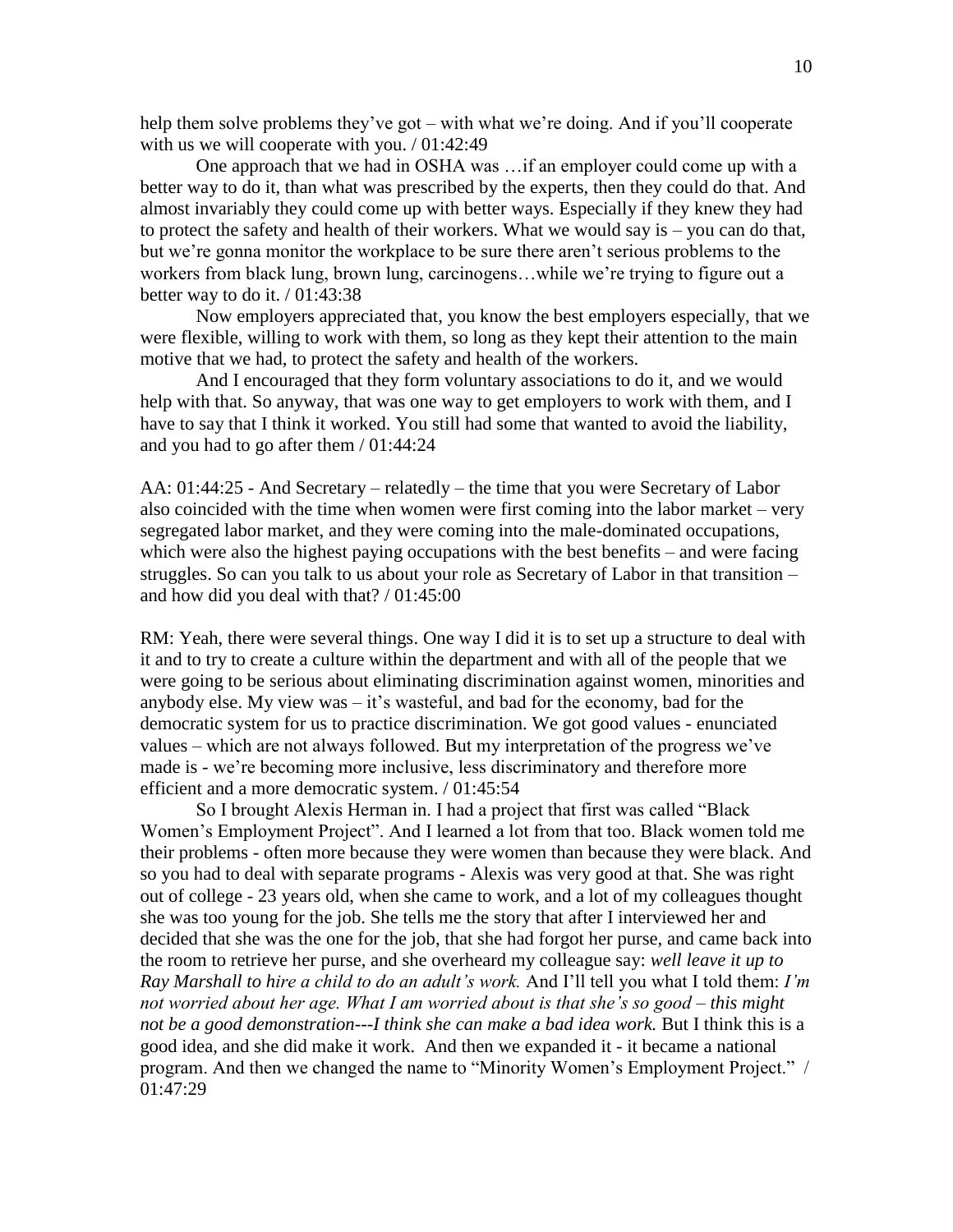help them solve problems they've got – with what we're doing. And if you'll cooperate with us we will cooperate with you. / 01:42:49

One approach that we had in OSHA was …if an employer could come up with a better way to do it, than what was prescribed by the experts, then they could do that. And almost invariably they could come up with better ways. Especially if they knew they had to protect the safety and health of their workers. What we would say is – you can do that, but we're gonna monitor the workplace to be sure there aren't serious problems to the workers from black lung, brown lung, carcinogens…while we're trying to figure out a better way to do it. / 01:43:38

Now employers appreciated that, you know the best employers especially, that we were flexible, willing to work with them, so long as they kept their attention to the main motive that we had, to protect the safety and health of the workers.

And I encouraged that they form voluntary associations to do it, and we would help with that. So anyway, that was one way to get employers to work with them, and I have to say that I think it worked. You still had some that wanted to avoid the liability, and you had to go after them / 01:44:24

AA: 01:44:25 - And Secretary – relatedly – the time that you were Secretary of Labor also coincided with the time when women were first coming into the labor market – very segregated labor market, and they were coming into the male-dominated occupations, which were also the highest paying occupations with the best benefits – and were facing struggles. So can you talk to us about your role as Secretary of Labor in that transition – and how did you deal with that? / 01:45:00

RM: Yeah, there were several things. One way I did it is to set up a structure to deal with it and to try to create a culture within the department and with all of the people that we were going to be serious about eliminating discrimination against women, minorities and anybody else. My view was – it's wasteful, and bad for the economy, bad for the democratic system for us to practice discrimination. We got good values - enunciated values – which are not always followed. But my interpretation of the progress we've made is - we're becoming more inclusive, less discriminatory and therefore more efficient and a more democratic system. / 01:45:54

So I brought Alexis Herman in. I had a project that first was called "Black Women's Employment Project". And I learned a lot from that too. Black women told me their problems - often more because they were women than because they were black. And so you had to deal with separate programs - Alexis was very good at that. She was right out of college - 23 years old, when she came to work, and a lot of my colleagues thought she was too young for the job. She tells me the story that after I interviewed her and decided that she was the one for the job, that she had forgot her purse, and came back into the room to retrieve her purse, and she overheard my colleague say: *well leave it up to Ray Marshall to hire a child to do an adult's work.* And I'll tell you what I told them: *I'm not worried about her age. What I am worried about is that she's so good – this might not be a good demonstration---I think she can make a bad idea work.* But I think this is a good idea, and she did make it work. And then we expanded it - it became a national program. And then we changed the name to "Minority Women's Employment Project." / 01:47:29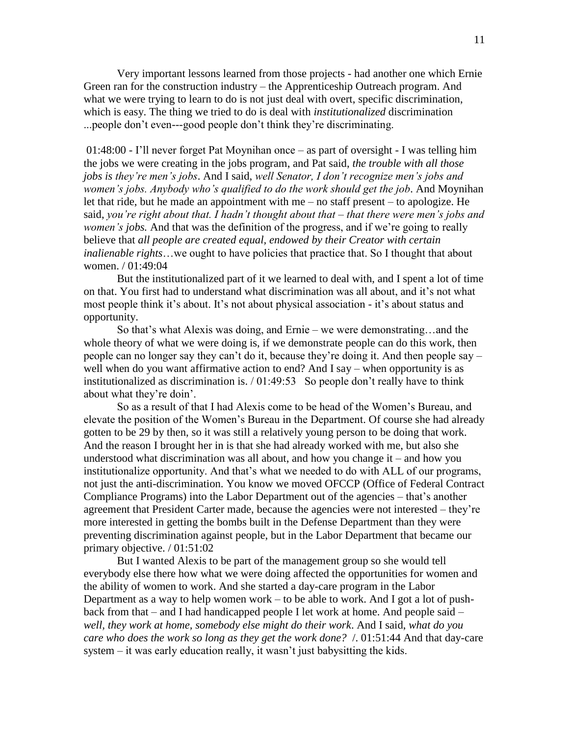Very important lessons learned from those projects - had another one which Ernie Green ran for the construction industry – the Apprenticeship Outreach program. And what we were trying to learn to do is not just deal with overt, specific discrimination, which is easy. The thing we tried to do is deal with *institutionalized* discrimination ...people don't even---good people don't think they're discriminating.

01:48:00 - I'll never forget Pat Moynihan once – as part of oversight - I was telling him the jobs we were creating in the jobs program, and Pat said, *the trouble with all those jobs is they're men's jobs*. And I said, *well Senator, I don't recognize men's jobs and women's jobs. Anybody who's qualified to do the work should get the job*. And Moynihan let that ride, but he made an appointment with me – no staff present – to apologize. He said, *you're right about that. I hadn't thought about that – that there were men's jobs and women's jobs.* And that was the definition of the progress, and if we're going to really believe that *all people are created equal, endowed by their Creator with certain inalienable rights*…we ought to have policies that practice that. So I thought that about women. / 01:49:04

But the institutionalized part of it we learned to deal with, and I spent a lot of time on that. You first had to understand what discrimination was all about, and it's not what most people think it's about. It's not about physical association - it's about status and opportunity.

So that's what Alexis was doing, and Ernie – we were demonstrating…and the whole theory of what we were doing is, if we demonstrate people can do this work, then people can no longer say they can't do it, because they're doing it. And then people say – well when do you want affirmative action to end? And I say – when opportunity is as institutionalized as discrimination is. / 01:49:53 So people don't really have to think about what they're doin'.

So as a result of that I had Alexis come to be head of the Women's Bureau, and elevate the position of the Women's Bureau in the Department. Of course she had already gotten to be 29 by then, so it was still a relatively young person to be doing that work. And the reason I brought her in is that she had already worked with me, but also she understood what discrimination was all about, and how you change it – and how you institutionalize opportunity. And that's what we needed to do with ALL of our programs, not just the anti-discrimination. You know we moved OFCCP (Office of Federal Contract Compliance Programs) into the Labor Department out of the agencies – that's another agreement that President Carter made, because the agencies were not interested – they're more interested in getting the bombs built in the Defense Department than they were preventing discrimination against people, but in the Labor Department that became our primary objective. / 01:51:02

But I wanted Alexis to be part of the management group so she would tell everybody else there how what we were doing affected the opportunities for women and the ability of women to work. And she started a day-care program in the Labor Department as a way to help women work – to be able to work. And I got a lot of push-back from that – and I had handicapped people I let work at home. And people said – *well, they work at home, somebody else might do their work*. And I said, *what do you care who does the work so long as they get the work done?* /. 01:51:44 And that day-care system – it was early education really, it wasn't just babysitting the kids.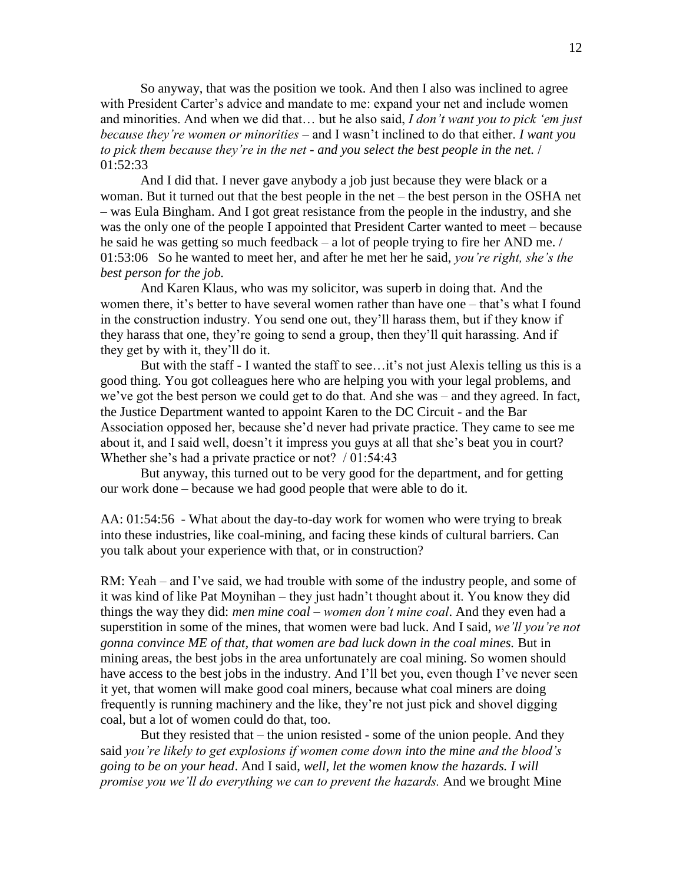So anyway, that was the position we took. And then I also was inclined to agree with President Carter's advice and mandate to me: expand your net and include women and minorities. And when we did that… but he also said, *I don't want you to pick 'em just because they're women or minorities* – and I wasn't inclined to do that either. *I want you to pick them because they're in the net - and you select the best people in the net.* / 01:52:33

And I did that. I never gave anybody a job just because they were black or a woman. But it turned out that the best people in the net – the best person in the OSHA net – was Eula Bingham. And I got great resistance from the people in the industry, and she was the only one of the people I appointed that President Carter wanted to meet – because he said he was getting so much feedback – a lot of people trying to fire her AND me. / 01:53:06 So he wanted to meet her, and after he met her he said, *you're right, she's the best person for the job.*

And Karen Klaus, who was my solicitor, was superb in doing that. And the women there, it's better to have several women rather than have one – that's what I found in the construction industry. You send one out, they'll harass them, but if they know if they harass that one, they're going to send a group, then they'll quit harassing. And if they get by with it, they'll do it.

But with the staff - I wanted the staff to see…it's not just Alexis telling us this is a good thing. You got colleagues here who are helping you with your legal problems, and we've got the best person we could get to do that. And she was – and they agreed. In fact, the Justice Department wanted to appoint Karen to the DC Circuit - and the Bar Association opposed her, because she'd never had private practice. They came to see me about it, and I said well, doesn't it impress you guys at all that she's beat you in court? Whether she's had a private practice or not? / 01:54:43

But anyway, this turned out to be very good for the department, and for getting our work done – because we had good people that were able to do it.

AA: 01:54:56 - What about the day-to-day work for women who were trying to break into these industries, like coal-mining, and facing these kinds of cultural barriers. Can you talk about your experience with that, or in construction?

RM: Yeah – and I've said, we had trouble with some of the industry people, and some of it was kind of like Pat Moynihan – they just hadn't thought about it. You know they did things the way they did: *men mine coal – women don't mine coal*. And they even had a superstition in some of the mines, that women were bad luck. And I said, *we'll you're not gonna convince ME of that, that women are bad luck down in the coal mines.* But in mining areas, the best jobs in the area unfortunately are coal mining. So women should have access to the best jobs in the industry. And I'll bet you, even though I've never seen it yet, that women will make good coal miners, because what coal miners are doing frequently is running machinery and the like, they're not just pick and shovel digging coal, but a lot of women could do that, too.

But they resisted that – the union resisted - some of the union people. And they said *you're likely to get explosions if women come down into the mine and the blood's going to be on your head*. And I said, *well, let the women know the hazards. I will promise you we'll do everything we can to prevent the hazards.* And we brought Mine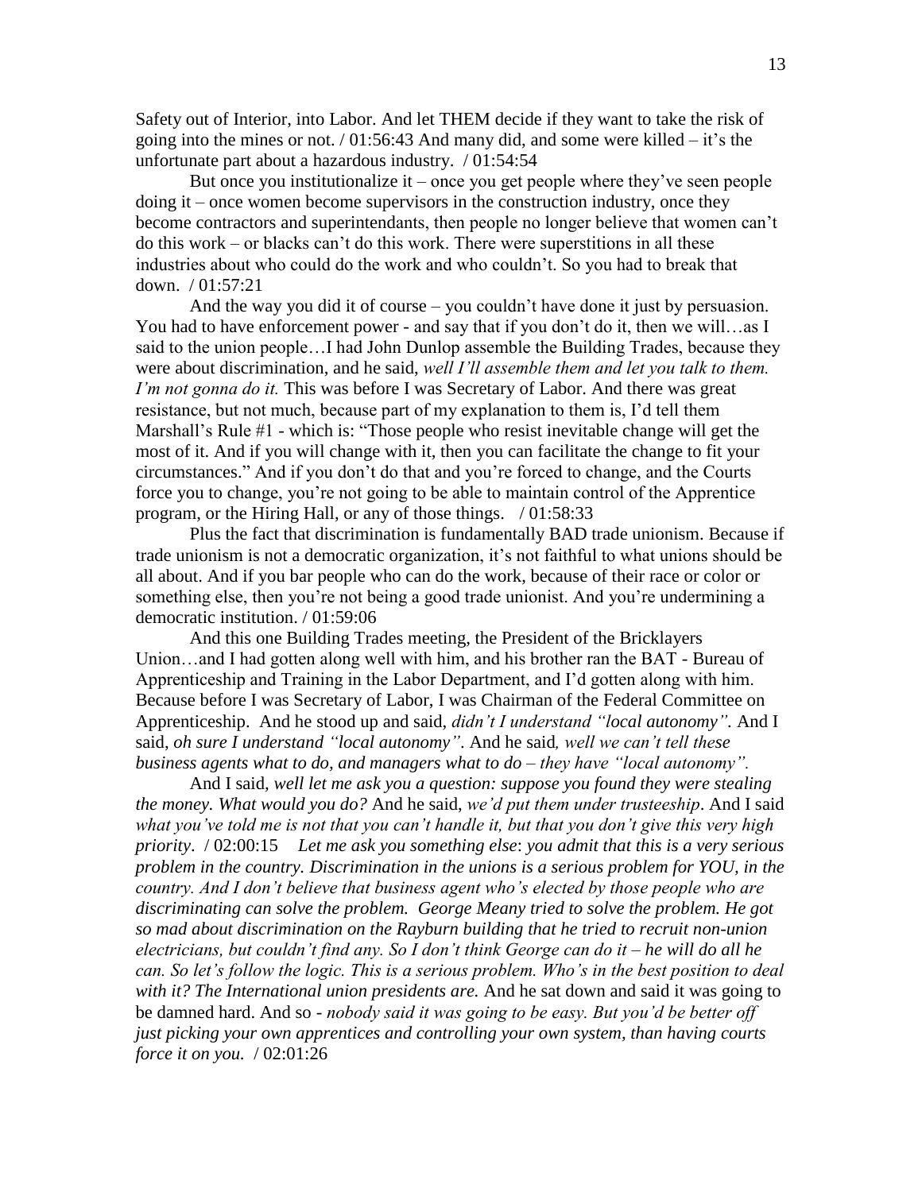Safety out of Interior, into Labor. And let THEM decide if they want to take the risk of going into the mines or not. / 01:56:43 And many did, and some were killed – it's the unfortunate part about a hazardous industry. / 01:54:54

But once you institutionalize it – once you get people where they've seen people doing it – once women become supervisors in the construction industry, once they become contractors and superintendants, then people no longer believe that women can't do this work – or blacks can't do this work. There were superstitions in all these industries about who could do the work and who couldn't. So you had to break that down. / 01:57:21

And the way you did it of course – you couldn't have done it just by persuasion. You had to have enforcement power - and say that if you don't do it, then we will…as I said to the union people…I had John Dunlop assemble the Building Trades, because they were about discrimination, and he said, *well I'll assemble them and let you talk to them. I'm not gonna do it.* This was before I was Secretary of Labor. And there was great resistance, but not much, because part of my explanation to them is, I'd tell them Marshall's Rule #1 - which is: "Those people who resist inevitable change will get the most of it. And if you will change with it, then you can facilitate the change to fit your circumstances." And if you don't do that and you're forced to change, and the Courts force you to change, you're not going to be able to maintain control of the Apprentice program, or the Hiring Hall, or any of those things. / 01:58:33

Plus the fact that discrimination is fundamentally BAD trade unionism. Because if trade unionism is not a democratic organization, it's not faithful to what unions should be all about. And if you bar people who can do the work, because of their race or color or something else, then you're not being a good trade unionist. And you're undermining a democratic institution. / 01:59:06

And this one Building Trades meeting, the President of the Bricklayers Union…and I had gotten along well with him, and his brother ran the BAT - Bureau of Apprenticeship and Training in the Labor Department, and I'd gotten along with him. Because before I was Secretary of Labor, I was Chairman of the Federal Committee on Apprenticeship. And he stood up and said, *didn't I understand "local autonomy".* And I said, *oh sure I understand "local autonomy".* And he said*, well we can't tell these business agents what to do, and managers what to do – they have "local autonomy".*

And I said, *well let me ask you a question: suppose you found they were stealing the money. What would you do?* And he said, *we'd put them under trusteeship*. And I said *what you've told me is not that you can't handle it, but that you don't give this very high priority*. / 02:00:15 *Let me ask you something else*: *you admit that this is a very serious problem in the country. Discrimination in the unions is a serious problem for YOU, in the country. And I don't believe that business agent who's elected by those people who are discriminating can solve the problem. George Meany tried to solve the problem. He got so mad about discrimination on the Rayburn building that he tried to recruit non-union electricians, but couldn't find any. So I don't think George can do it – he will do all he can. So let's follow the logic. This is a serious problem. Who's in the best position to deal with it? The International union presidents are.* And he sat down and said it was going to be damned hard. And so - *nobody said it was going to be easy. But you'd be better off just picking your own apprentices and controlling your own system, than having courts force it on you.* / 02:01:26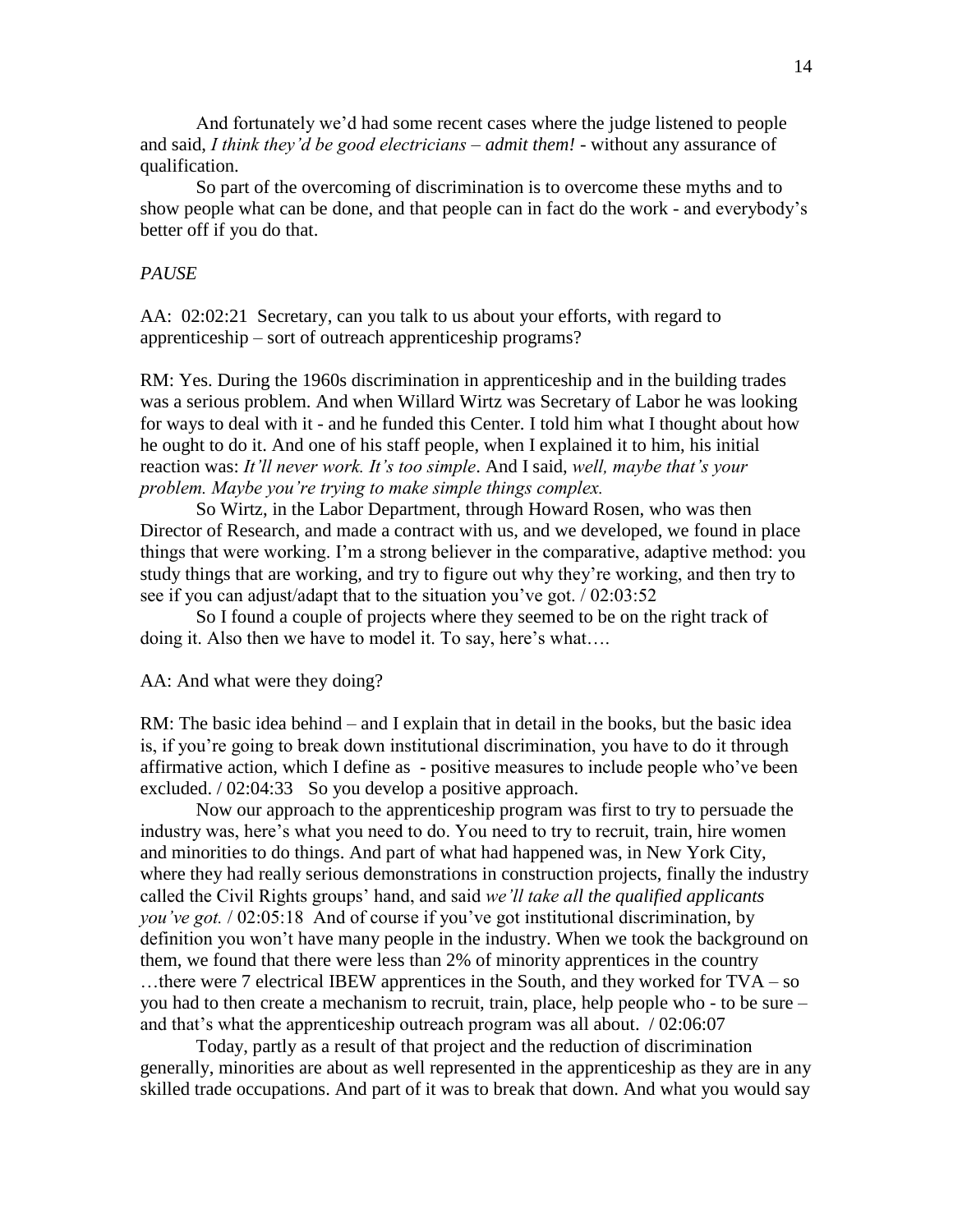And fortunately we'd had some recent cases where the judge listened to people and said, *I think they'd be good electricians – **admit them!*** - without any assurance of qualification.

So part of the overcoming of discrimination is to overcome these myths and to show people what can be done, and that people can in fact do the work - and everybody's better off if you do that.

*PAUSE*

AA: 02:02:21 Secretary, can you talk to us about your efforts, with regard to apprenticeship – sort of outreach apprenticeship programs?

RM: Yes. During the 1960s discrimination in apprenticeship and in the building trades was a serious problem. And when Willard Wirtz was Secretary of Labor he was looking for ways to deal with it - and he funded this Center. I told him what I thought about how he ought to do it. And one of his staff people, when I explained it to him, his initial reaction was: *It'll never work. It's too simple*. And I said, *well, maybe that's your problem. Maybe you're trying to make simple things complex.*

So Wirtz, in the Labor Department, through Howard Rosen, who was then Director of Research, and made a contract with us, and we developed, we found in place things that were working. I'm a strong believer in the comparative, adaptive method: you study things that are working, and try to figure out why they're working, and then try to see if you can adjust/adapt that to the situation you've got. / 02:03:52

So I found a couple of projects where they seemed to be on the right track of doing it. Also then we have to model it. To say, here's what….

AA: And what were they doing?

RM: The basic idea behind – and I explain that in detail in the books, but the basic idea is, if you're going to break down institutional discrimination, you have to do it through affirmative action, which I define as - positive measures to include people who've been excluded. / 02:04:33 So you develop a positive approach.

Now our approach to the apprenticeship program was first to try to persuade the industry was, here's what you need to do. You need to try to recruit, train, hire women and minorities to do things. And part of what had happened was, in New York City, where they had really serious demonstrations in construction projects, finally the industry called the Civil Rights groups' hand, and said *we'll take all the qualified applicants you've got.* / 02:05:18 And of course if you've got institutional discrimination, by definition you won't have many people in the industry. When we took the background on them, we found that there were less than 2% of minority apprentices in the country …there were 7 electrical IBEW apprentices in the South, and they worked for TVA – so you had to then create a mechanism to recruit, train, place, help people who - to be sure – and that's what the apprenticeship outreach program was all about. / 02:06:07

Today, partly as a result of that project and the reduction of discrimination generally, minorities are about as well represented in the apprenticeship as they are in any skilled trade occupations. And part of it was to break that down. And what you would say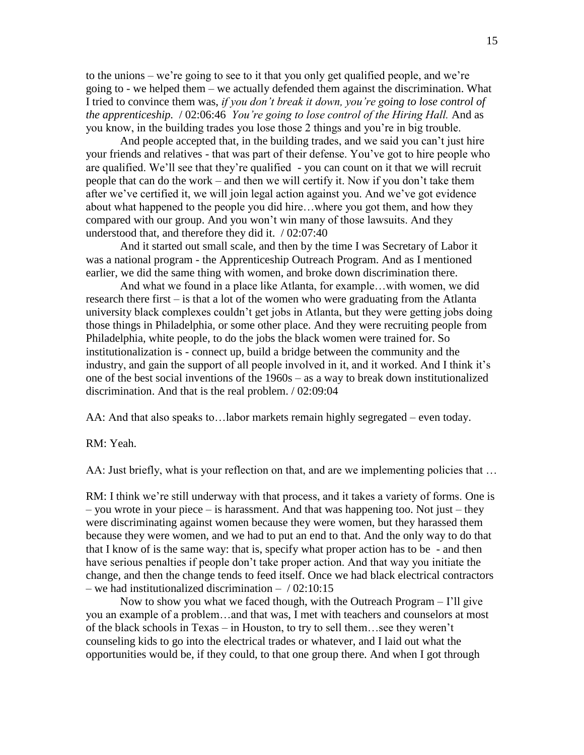to the unions – we're going to see to it that you only get qualified people, and we're going to - we helped them – we actually defended them against the discrimination. What I tried to convince them was, *if you don't break it down, you're going to lose control of the apprenticeship.* / 02:06:46 *You're going to lose control of the Hiring Hall.* And as you know, in the building trades you lose those 2 things and you're in big trouble.

And people accepted that, in the building trades, and we said you can't just hire your friends and relatives - that was part of their defense. You've got to hire people who are qualified. We'll see that they're qualified - you can count on it that we will recruit people that can do the work – and then we will certify it. Now if you don't take them after we've certified it, we will join legal action against you. And we've got evidence about what happened to the people you did hire…where you got them, and how they compared with our group. And you won't win many of those lawsuits. And they understood that, and therefore they did it. / 02:07:40

And it started out small scale, and then by the time I was Secretary of Labor it was a national program - the Apprenticeship Outreach Program. And as I mentioned earlier, we did the same thing with women, and broke down discrimination there.

And what we found in a place like Atlanta, for example…with women, we did research there first – is that a lot of the women who were graduating from the Atlanta university black complexes couldn't get jobs in Atlanta, but they were getting jobs doing those things in Philadelphia, or some other place. And they were recruiting people from Philadelphia, white people, to do the jobs the black women were trained for. So institutionalization is - connect up, build a bridge between the community and the industry, and gain the support of all people involved in it, and it worked. And I think it's one of the best social inventions of the 1960s – as a way to break down institutionalized discrimination. And that is the real problem. / 02:09:04

AA: And that also speaks to…labor markets remain highly segregated – even today.

RM: Yeah.

AA: Just briefly, what is your reflection on that, and are we implementing policies that …

RM: I think we're still underway with that process, and it takes a variety of forms. One is – you wrote in your piece – is harassment. And that was happening too. Not just – they were discriminating against women because they were women, but they harassed them because they were women, and we had to put an end to that. And the only way to do that that I know of is the same way: that is, specify what proper action has to be - and then have serious penalties if people don't take proper action. And that way you initiate the change, and then the change tends to feed itself. Once we had black electrical contractors – we had institutionalized discrimination – / 02:10:15

Now to show you what we faced though, with the Outreach Program – I'll give you an example of a problem…and that was, I met with teachers and counselors at most of the black schools in Texas – in Houston, to try to sell them…see they weren't counseling kids to go into the electrical trades or whatever, and I laid out what the opportunities would be, if they could, to that one group there. And when I got through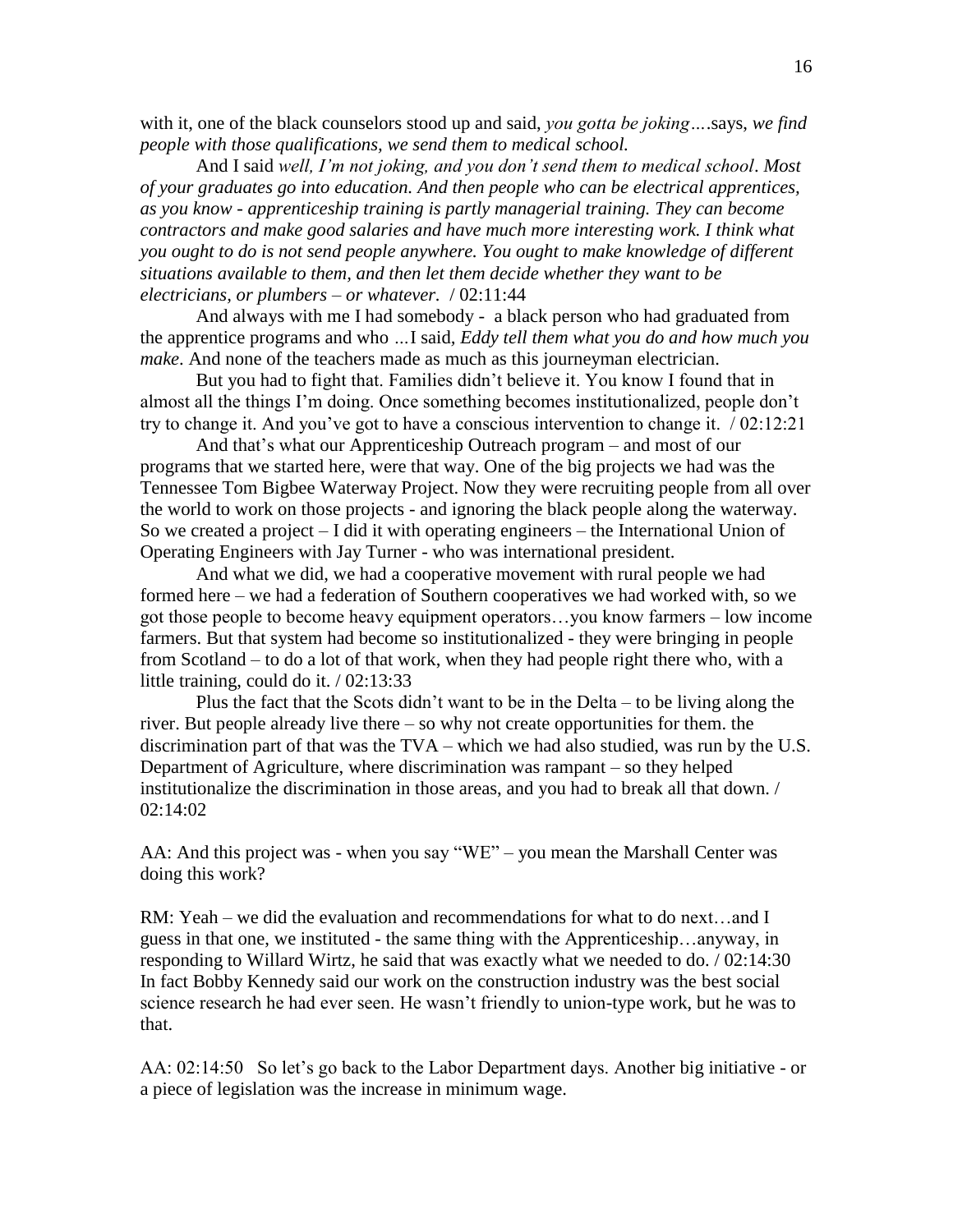with it, one of the black counselors stood up and said, *you gotta be joking….*says, *we find people with those qualifications, we send them to medical school.*

And I said *well, I'm not joking, and you don't send them to medical school*. *Most of your graduates go into education. And then people who can be electrical apprentices, as you know - apprenticeship training is partly managerial training. They can become contractors and make good salaries and have much more interesting work. I think what you ought to do is not send people anywhere. You ought to make knowledge of different situations available to them, and then let them decide whether they want to be electricians, or plumbers – or whatever.* / 02:11:44

And always with me I had somebody - a black person who had graduated from the apprentice programs and who …I said, *Eddy tell them what you do and how much you make*. And none of the teachers made as much as this journeyman electrician.

But you had to fight that. Families didn't believe it. You know I found that in almost all the things I'm doing. Once something becomes institutionalized, people don't try to change it. And you've got to have a conscious intervention to change it. / 02:12:21

And that's what our Apprenticeship Outreach program – and most of our programs that we started here, were that way. One of the big projects we had was the Tennessee Tom Bigbee Waterway Project. Now they were recruiting people from all over the world to work on those projects - and ignoring the black people along the waterway. So we created a project – I did it with operating engineers – the International Union of Operating Engineers with Jay Turner - who was international president.

And what we did, we had a cooperative movement with rural people we had formed here – we had a federation of Southern cooperatives we had worked with, so we got those people to become heavy equipment operators…you know farmers – low income farmers. But that system had become so institutionalized - they were bringing in people from Scotland – to do a lot of that work, when they had people right there who, with a little training, could do it. / 02:13:33

Plus the fact that the Scots didn't want to be in the Delta – to be living along the river. But people already live there – so why not create opportunities for them. the discrimination part of that was the TVA – which we had also studied, was run by the U.S. Department of Agriculture, where discrimination was rampant – so they helped institutionalize the discrimination in those areas, and you had to break all that down. / 02:14:02

AA: And this project was - when you say "WE" – you mean the Marshall Center was doing this work?

RM: Yeah – we did the evaluation and recommendations for what to do next…and I guess in that one, we instituted - the same thing with the Apprenticeship…anyway, in responding to Willard Wirtz, he said that was exactly what we needed to do. / 02:14:30 In fact Bobby Kennedy said our work on the construction industry was the best social science research he had ever seen. He wasn't friendly to union-type work, but he was to that.

AA: 02:14:50 So let's go back to the Labor Department days. Another big initiative - or a piece of legislation was the increase in minimum wage.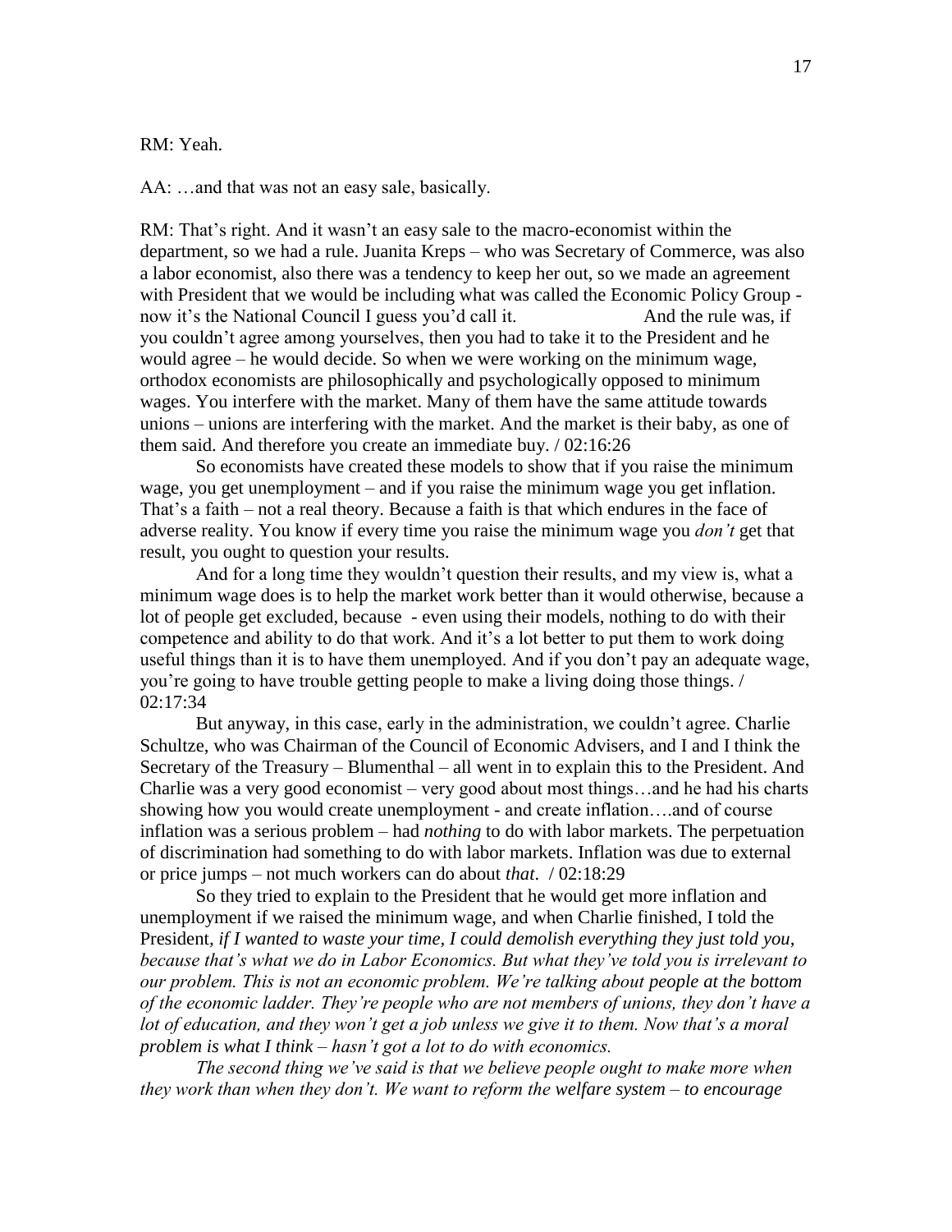RM: Yeah.

AA: …and that was not an easy sale, basically.

RM: That's right. And it wasn't an easy sale to the macro-economist within the department, so we had a rule. Juanita Kreps – who was Secretary of Commerce, was also a labor economist, also there was a tendency to keep her out, so we made an agreement with President that we would be including what was called the Economic Policy Group - now it's the National Council I guess you'd call it. And the rule was, if you couldn't agree among yourselves, then you had to take it to the President and he would agree – he would decide. So when we were working on the minimum wage, orthodox economists are philosophically and psychologically opposed to minimum wages. You interfere with the market. Many of them have the same attitude towards unions – unions are interfering with the market. And the market is their baby, as one of them said. And therefore you create an immediate buy. / 02:16:26

So economists have created these models to show that if you raise the minimum wage, you get unemployment – and if you raise the minimum wage you get inflation. That's a faith – not a real theory. Because a faith is that which endures in the face of adverse reality. You know if every time you raise the minimum wage you *don't* get that result, you ought to question your results.

And for a long time they wouldn't question their results, and my view is, what a minimum wage does is to help the market work better than it would otherwise, because a lot of people get excluded, because - even using their models, nothing to do with their competence and ability to do that work. And it's a lot better to put them to work doing useful things than it is to have them unemployed. And if you don't pay an adequate wage, you're going to have trouble getting people to make a living doing those things. / 02:17:34

But anyway, in this case, early in the administration, we couldn't agree. Charlie Schultze, who was Chairman of the Council of Economic Advisers, and I and I think the Secretary of the Treasury – Blumenthal – all went in to explain this to the President. And Charlie was a very good economist – very good about most things…and he had his charts showing how you would create unemployment - and create inflation….and of course inflation was a serious problem – had *nothing* to do with labor markets. The perpetuation of discrimination had something to do with labor markets. Inflation was due to external or price jumps – not much workers can do about *that*. / 02:18:29

So they tried to explain to the President that he would get more inflation and unemployment if we raised the minimum wage, and when Charlie finished, I told the President, *if I wanted to waste your time, I could demolish everything they just told you, because that's what we do in Labor Economics. But what they've told you is irrelevant to our problem. This is not an economic problem. We're talking about people at the bottom of the economic ladder. They're people who are not members of unions, they don't have a lot of education, and they won't get a job unless we give it to them. Now that's a moral problem is what I think – hasn't got a lot to do with economics.*

*The second thing we've said is that we believe people ought to make more when they work than when they don't. We want to reform the welfare system – to encourage*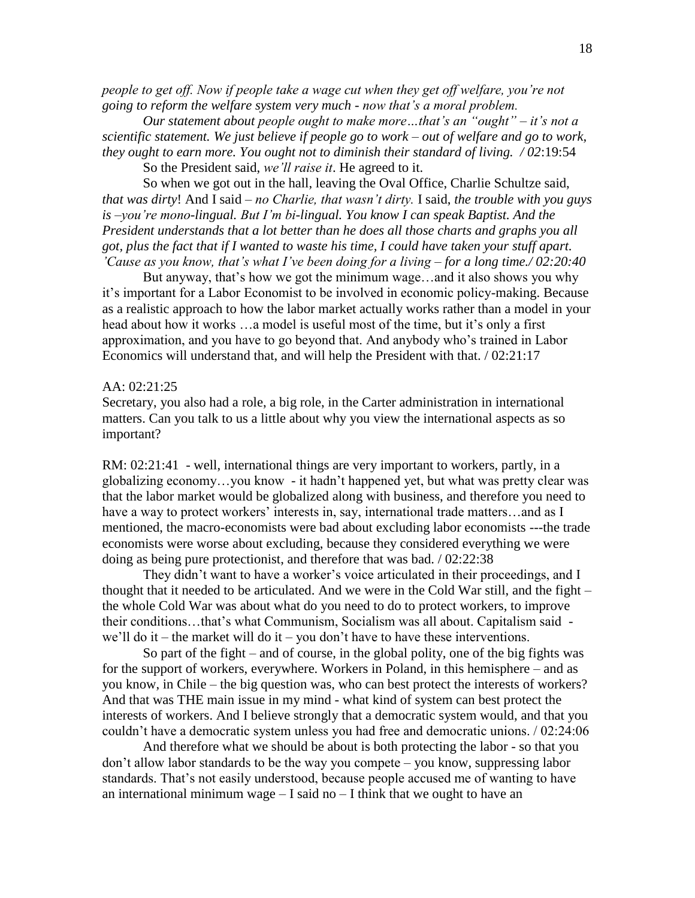*people to get off. Now if people take a wage cut when they get off welfare, you're not going to reform the welfare system very much - now that's a moral problem.*

*Our statement about people ought to make more…that's an "ought" – it's not a scientific statement. We just believe if people go to work – out of welfare and go to work, they ought to earn more. You ought not to diminish their standard of living. / 02*:19:54

So the President said, *we'll raise it*. He agreed to it.

So when we got out in the hall, leaving the Oval Office, Charlie Schultze said, *that was dirty*! And I said – *no Charlie, that wasn't dirty.* I said, *the trouble with you guys is –you're mono-lingual. But I'm bi-lingual. You know I can speak Baptist. And the President understands that a lot better than he does all those charts and graphs you all got, plus the fact that if I wanted to waste his time, I could have taken your stuff apart. 'Cause as you know, that's what I've been doing for a living – for a long time./ 02:20:40*

But anyway, that's how we got the minimum wage…and it also shows you why it's important for a Labor Economist to be involved in economic policy-making. Because as a realistic approach to how the labor market actually works rather than a model in your head about how it works …a model is useful most of the time, but it's only a first approximation, and you have to go beyond that. And anybody who's trained in Labor Economics will understand that, and will help the President with that. / 02:21:17

AA: 02:21:25
Secretary, you also had a role, a big role, in the Carter administration in international matters. Can you talk to us a little about why you view the international aspects as so important?

RM: 02:21:41 - well, international things are very important to workers, partly, in a globalizing economy…you know - it hadn't happened yet, but what was pretty clear was that the labor market would be globalized along with business, and therefore you need to have a way to protect workers' interests in, say, international trade matters…and as I mentioned, the macro-economists were bad about excluding labor economists ---the trade economists were worse about excluding, because they considered everything we were doing as being pure protectionist, and therefore that was bad. / 02:22:38

They didn't want to have a worker's voice articulated in their proceedings, and I thought that it needed to be articulated. And we were in the Cold War still, and the fight – the whole Cold War was about what do you need to do to protect workers, to improve their conditions…that's what Communism, Socialism was all about. Capitalism said - we'll do it – the market will do it – you don't have to have these interventions.

So part of the fight – and of course, in the global polity, one of the big fights was for the support of workers, everywhere. Workers in Poland, in this hemisphere – and as you know, in Chile – the big question was, who can best protect the interests of workers? And that was THE main issue in my mind - what kind of system can best protect the interests of workers. And I believe strongly that a democratic system would, and that you couldn't have a democratic system unless you had free and democratic unions. / 02:24:06

And therefore what we should be about is both protecting the labor - so that you don't allow labor standards to be the way you compete – you know, suppressing labor standards. That's not easily understood, because people accused me of wanting to have an international minimum wage – I said no – I think that we ought to have an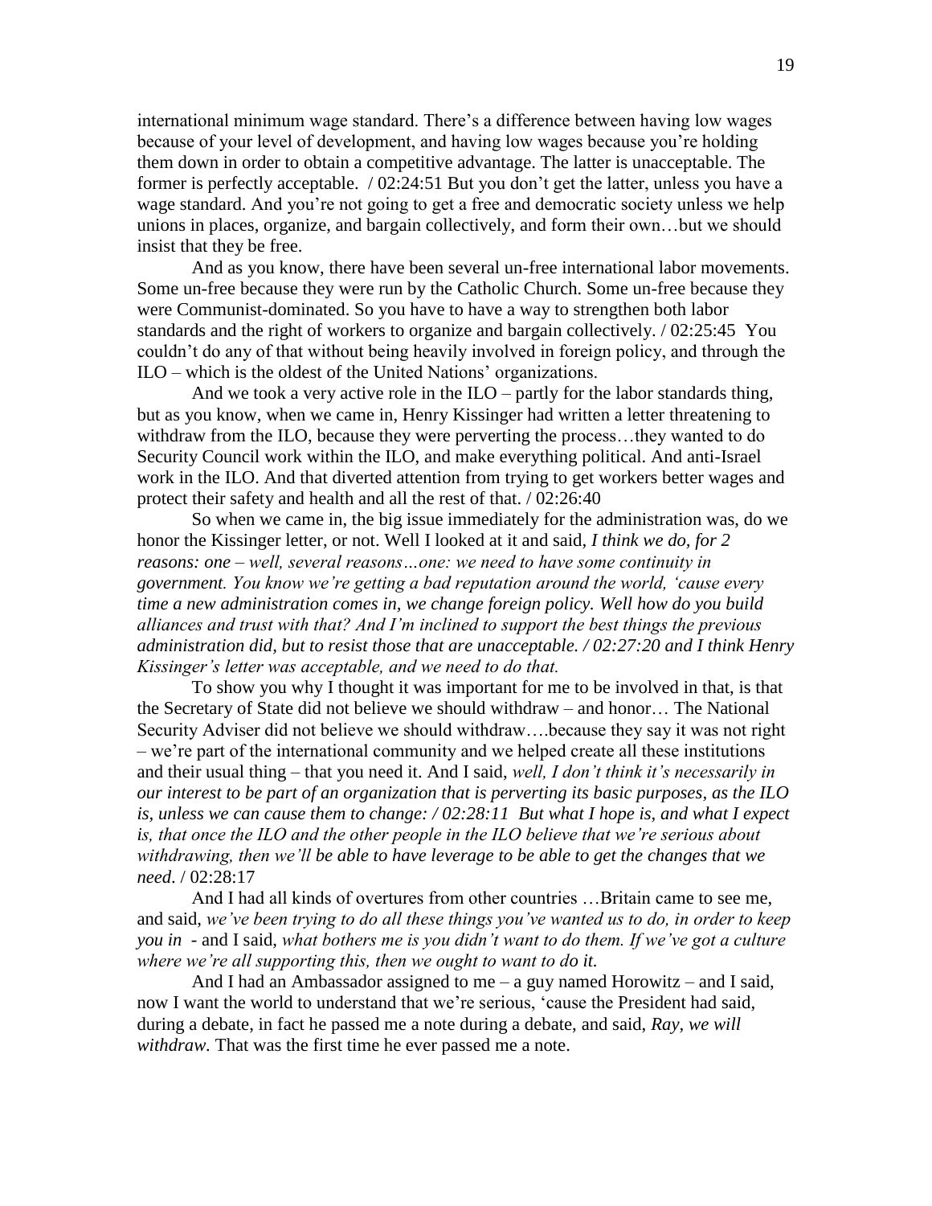international minimum wage standard. There's a difference between having low wages because of your level of development, and having low wages because you're holding them down in order to obtain a competitive advantage. The latter is unacceptable. The former is perfectly acceptable. / 02:24:51 But you don't get the latter, unless you have a wage standard. And you're not going to get a free and democratic society unless we help unions in places, organize, and bargain collectively, and form their own…but we should insist that they be free.

And as you know, there have been several un-free international labor movements. Some un-free because they were run by the Catholic Church. Some un-free because they were Communist-dominated. So you have to have a way to strengthen both labor standards and the right of workers to organize and bargain collectively. / 02:25:45 You couldn't do any of that without being heavily involved in foreign policy, and through the ILO – which is the oldest of the United Nations' organizations.

And we took a very active role in the ILO – partly for the labor standards thing, but as you know, when we came in, Henry Kissinger had written a letter threatening to withdraw from the ILO, because they were perverting the process…they wanted to do Security Council work within the ILO, and make everything political. And anti-Israel work in the ILO. And that diverted attention from trying to get workers better wages and protect their safety and health and all the rest of that. / 02:26:40

So when we came in, the big issue immediately for the administration was, do we honor the Kissinger letter, or not. Well I looked at it and said, *I think we do, for 2 reasons: one – well, several reasons…one: we need to have some continuity in government. You know we're getting a bad reputation around the world, 'cause every time a new administration comes in, we change foreign policy. Well how do you build alliances and trust with that? And I'm inclined to support the best things the previous administration did, but to resist those that are unacceptable. / 02:27:20 and I think Henry Kissinger's letter was acceptable, and we need to do that.*

To show you why I thought it was important for me to be involved in that, is that the Secretary of State did not believe we should withdraw – and honor… The National Security Adviser did not believe we should withdraw….because they say it was not right – we're part of the international community and we helped create all these institutions and their usual thing – that you need it. And I said, *well, I don't think it's necessarily in our interest to be part of an organization that is perverting its basic purposes, as the ILO is, unless we can cause them to change: / 02:28:11 But what I hope is, and what I expect is, that once the ILO and the other people in the ILO believe that we're serious about withdrawing, then we'll be able to have leverage to be able to get the changes that we need*. / 02:28:17

And I had all kinds of overtures from other countries …Britain came to see me, and said, *we've been trying to do all these things you've wanted us to do, in order to keep you in* - and I said, *what bothers me is you didn't want to do them. If we've got a culture where we're all supporting this, then we ought to want to do it.*

And I had an Ambassador assigned to me – a guy named Horowitz – and I said, now I want the world to understand that we're serious, 'cause the President had said, during a debate, in fact he passed me a note during a debate, and said, *Ray, we will withdraw.* That was the first time he ever passed me a note.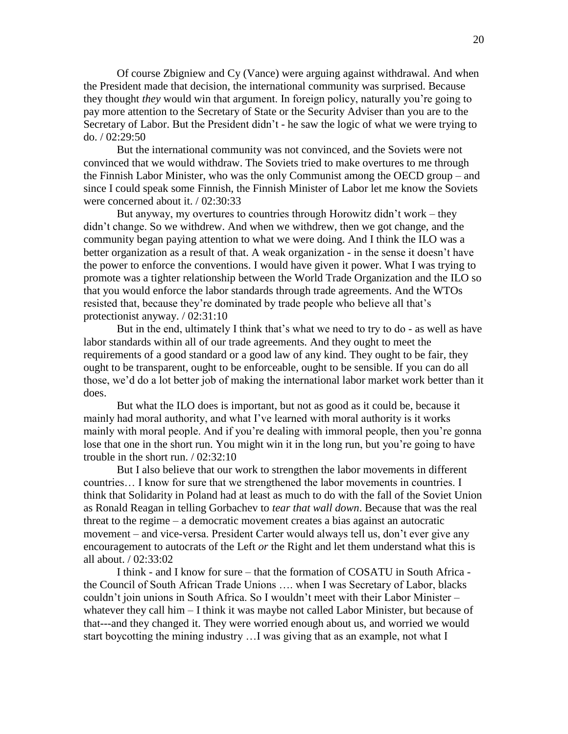Of course Zbigniew and Cy (Vance) were arguing against withdrawal. And when the President made that decision, the international community was surprised. Because they thought *they* would win that argument. In foreign policy, naturally you're going to pay more attention to the Secretary of State or the Security Adviser than you are to the Secretary of Labor. But the President didn't - he saw the logic of what we were trying to do. / 02:29:50

But the international community was not convinced, and the Soviets were not convinced that we would withdraw. The Soviets tried to make overtures to me through the Finnish Labor Minister, who was the only Communist among the OECD group – and since I could speak some Finnish, the Finnish Minister of Labor let me know the Soviets were concerned about it. / 02:30:33

But anyway, my overtures to countries through Horowitz didn't work – they didn't change. So we withdrew. And when we withdrew, then we got change, and the community began paying attention to what we were doing. And I think the ILO was a better organization as a result of that. A weak organization - in the sense it doesn't have the power to enforce the conventions. I would have given it power. What I was trying to promote was a tighter relationship between the World Trade Organization and the ILO so that you would enforce the labor standards through trade agreements. And the WTOs resisted that, because they're dominated by trade people who believe all that's protectionist anyway. / 02:31:10

But in the end, ultimately I think that's what we need to try to do - as well as have labor standards within all of our trade agreements. And they ought to meet the requirements of a good standard or a good law of any kind. They ought to be fair, they ought to be transparent, ought to be enforceable, ought to be sensible. If you can do all those, we'd do a lot better job of making the international labor market work better than it does.

But what the ILO does is important, but not as good as it could be, because it mainly had moral authority, and what I've learned with moral authority is it works mainly with moral people. And if you're dealing with immoral people, then you're gonna lose that one in the short run. You might win it in the long run, but you're going to have trouble in the short run. / 02:32:10

But I also believe that our work to strengthen the labor movements in different countries… I know for sure that we strengthened the labor movements in countries. I think that Solidarity in Poland had at least as much to do with the fall of the Soviet Union as Ronald Reagan in telling Gorbachev to *tear that wall down*. Because that was the real threat to the regime – a democratic movement creates a bias against an autocratic movement – and vice-versa. President Carter would always tell us, don't ever give any encouragement to autocrats of the Left *or* the Right and let them understand what this is all about. / 02:33:02

I think - and I know for sure – that the formation of COSATU in South Africa - the Council of South African Trade Unions …. when I was Secretary of Labor, blacks couldn't join unions in South Africa. So I wouldn't meet with their Labor Minister – whatever they call him – I think it was maybe not called Labor Minister, but because of that---and they changed it. They were worried enough about us, and worried we would start boycotting the mining industry …I was giving that as an example, not what I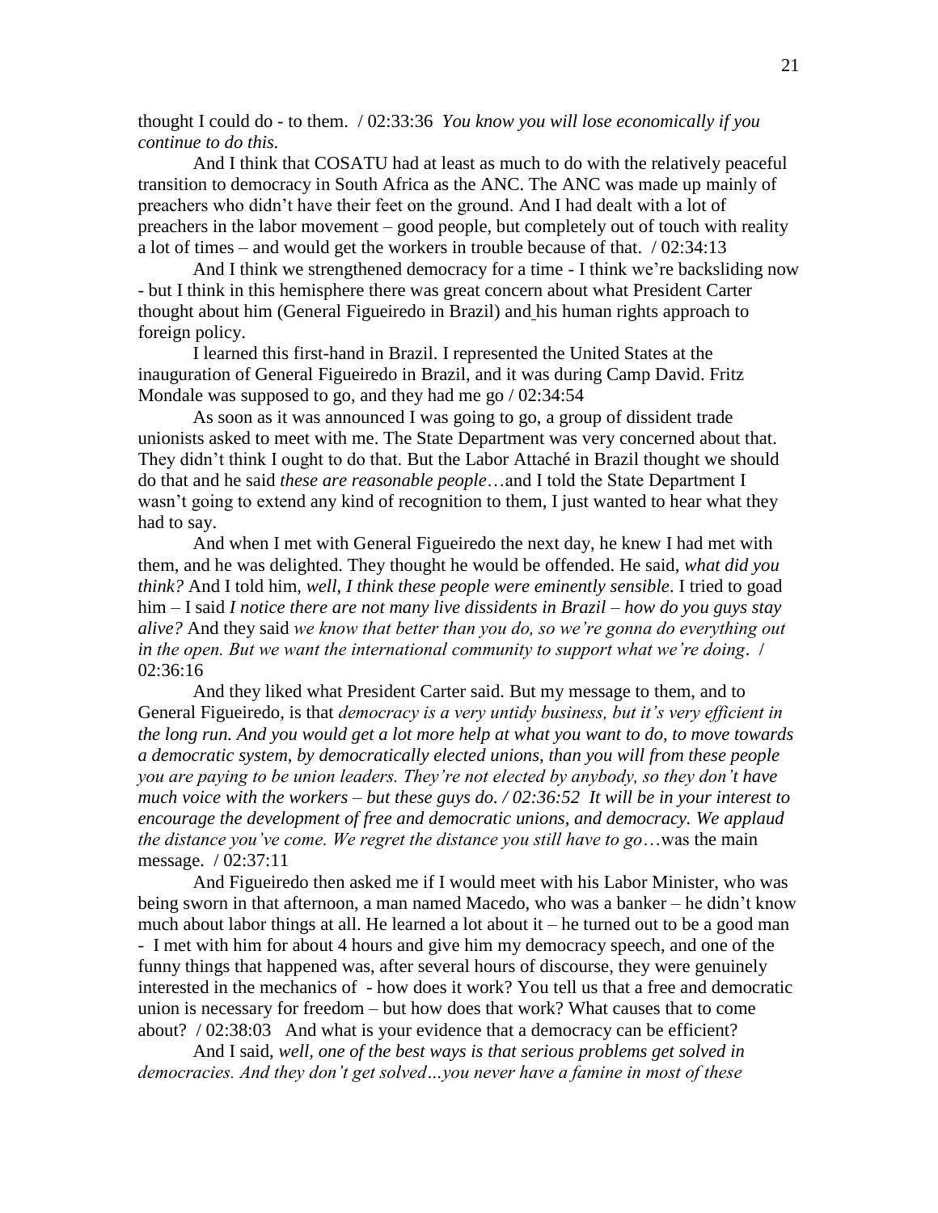thought I could do - to them. / 02:33:36 *You know you will lose economically if you continue to do this.*

And I think that COSATU had at least as much to do with the relatively peaceful transition to democracy in South Africa as the ANC. The ANC was made up mainly of preachers who didn't have their feet on the ground. And I had dealt with a lot of preachers in the labor movement – good people, but completely out of touch with reality a lot of times – and would get the workers in trouble because of that. / 02:34:13

And I think we strengthened democracy for a time - I think we're backsliding now - but I think in this hemisphere there was great concern about what President Carter thought about him (General Figueiredo in Brazil) and his human rights approach to foreign policy.

I learned this first-hand in Brazil. I represented the United States at the inauguration of General Figueiredo in Brazil, and it was during Camp David. Fritz Mondale was supposed to go, and they had me go / 02:34:54

As soon as it was announced I was going to go, a group of dissident trade unionists asked to meet with me. The State Department was very concerned about that. They didn't think I ought to do that. But the Labor Attaché in Brazil thought we should do that and he said *these are reasonable people*…and I told the State Department I wasn't going to extend any kind of recognition to them, I just wanted to hear what they had to say.

And when I met with General Figueiredo the next day, he knew I had met with them, and he was delighted. They thought he would be offended. He said, *what did you think?* And I told him, *well, I think these people were eminently sensible*. I tried to goad him – I said *I notice there are not many live dissidents in Brazil – how do you guys stay alive?* And they said *we know that better than you do, so we're gonna do everything out in the open. But we want the international community to support what we're doing*. / 02:36:16

And they liked what President Carter said. But my message to them, and to General Figueiredo, is that *democracy is a very untidy business, but it's very efficient in the long run. And you would get a lot more help at what you want to do, to move towards a democratic system, by democratically elected unions, than you will from these people you are paying to be union leaders. They're not elected by anybody, so they don't have much voice with the workers – but these guys do. / 02:36:52 It will be in your interest to encourage the development of free and democratic unions, and democracy. We applaud the distance you've come. We regret the distance you still have to go*…was the main message. / 02:37:11

And Figueiredo then asked me if I would meet with his Labor Minister, who was being sworn in that afternoon, a man named Macedo, who was a banker – he didn't know much about labor things at all. He learned a lot about it – he turned out to be a good man - I met with him for about 4 hours and give him my democracy speech, and one of the funny things that happened was, after several hours of discourse, they were genuinely interested in the mechanics of - how does it work? You tell us that a free and democratic union is necessary for freedom – but how does that work? What causes that to come about? / 02:38:03 And what is your evidence that a democracy can be efficient?

And I said, *well, one of the best ways is that serious problems get solved in democracies. And they don't get solved…you never have a famine in most of these*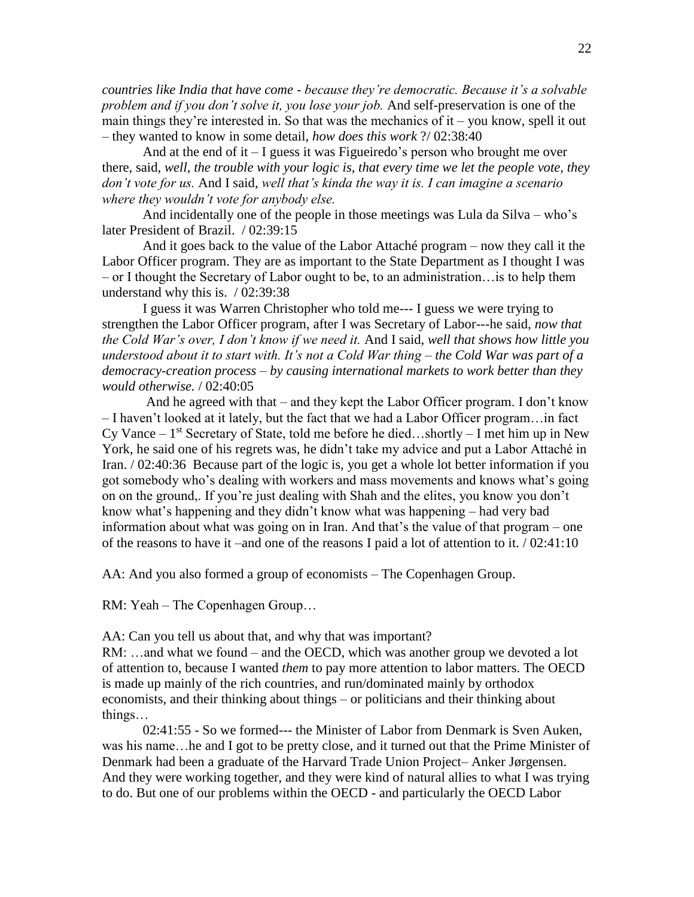*countries like India that have come - because they're democratic. Because it's a solvable problem and if you don't solve it, you lose your job.* And self-preservation is one of the main things they're interested in. So that was the mechanics of it – you know, spell it out – they wanted to know in some detail, *how does this work* ?/ 02:38:40

And at the end of it – I guess it was Figueiredo's person who brought me over there, said, *well, the trouble with your logic is, that every time we let the people vote, they don't vote for us.* And I said, *well that's kinda the way it is. I can imagine a scenario where they wouldn't vote for anybody else.*

And incidentally one of the people in those meetings was Lula da Silva – who's later President of Brazil. / 02:39:15

And it goes back to the value of the Labor Attaché program – now they call it the Labor Officer program. They are as important to the State Department as I thought I was – or I thought the Secretary of Labor ought to be, to an administration…is to help them understand why this is. / 02:39:38

I guess it was Warren Christopher who told me--- I guess we were trying to strengthen the Labor Officer program, after I was Secretary of Labor---he said, *now that the Cold War's over, I don't know if we need it.* And I said, *well that shows how little you understood about it to start with. It's not a Cold War thing – the Cold War was part of a democracy-creation process – by causing international markets to work better than they would otherwise.* / 02:40:05

And he agreed with that – and they kept the Labor Officer program. I don't know – I haven't looked at it lately, but the fact that we had a Labor Officer program…in fact Cy Vance – 1st Secretary of State, told me before he died…shortly – I met him up in New York, he said one of his regrets was, he didn't take my advice and put a Labor Attaché in Iran. / 02:40:36 Because part of the logic is, you get a whole lot better information if you got somebody who's dealing with workers and mass movements and knows what's going on on the ground,. If you're just dealing with Shah and the elites, you know you don't know what's happening and they didn't know what was happening – had very bad information about what was going on in Iran. And that's the value of that program – one of the reasons to have it –and one of the reasons I paid a lot of attention to it. / 02:41:10

AA: And you also formed a group of economists – The Copenhagen Group.

RM: Yeah – The Copenhagen Group…

AA: Can you tell us about that, and why that was important?

RM: …and what we found – and the OECD, which was another group we devoted a lot of attention to, because I wanted *them* to pay more attention to labor matters. The OECD is made up mainly of the rich countries, and run/dominated mainly by orthodox economists, and their thinking about things – or politicians and their thinking about things…

02:41:55 - So we formed--- the Minister of Labor from Denmark is Sven Auken, was his name…he and I got to be pretty close, and it turned out that the Prime Minister of Denmark had been a graduate of the Harvard Trade Union Project– Anker Jørgensen. And they were working together, and they were kind of natural allies to what I was trying to do. But one of our problems within the OECD - and particularly the OECD Labor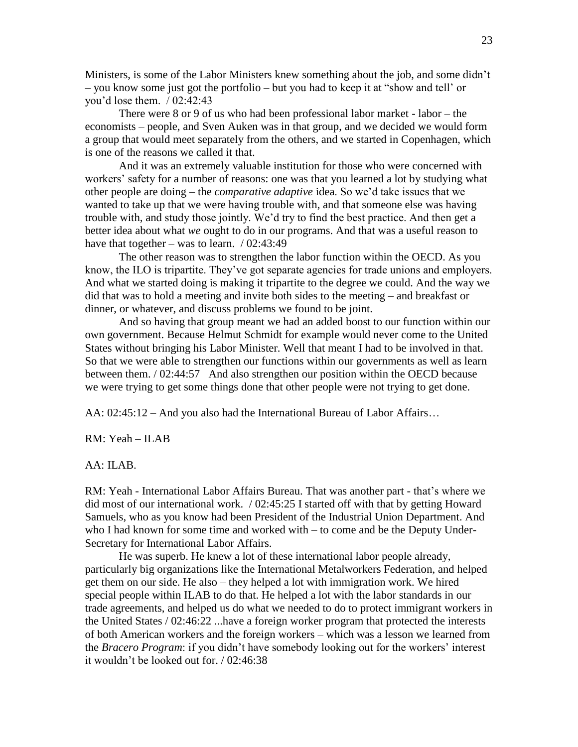Ministers, is some of the Labor Ministers knew something about the job, and some didn't – you know some just got the portfolio – but you had to keep it at "show and tell' or you'd lose them. / 02:42:43

There were 8 or 9 of us who had been professional labor market - labor – the economists – people, and Sven Auken was in that group, and we decided we would form a group that would meet separately from the others, and we started in Copenhagen, which is one of the reasons we called it that.

And it was an extremely valuable institution for those who were concerned with workers' safety for a number of reasons: one was that you learned a lot by studying what other people are doing – the *comparative adaptive* idea. So we'd take issues that we wanted to take up that we were having trouble with, and that someone else was having trouble with, and study those jointly. We'd try to find the best practice. And then get a better idea about what *we* ought to do in our programs. And that was a useful reason to have that together – was to learn. / 02:43:49

The other reason was to strengthen the labor function within the OECD. As you know, the ILO is tripartite. They've got separate agencies for trade unions and employers. And what we started doing is making it tripartite to the degree we could. And the way we did that was to hold a meeting and invite both sides to the meeting – and breakfast or dinner, or whatever, and discuss problems we found to be joint.

And so having that group meant we had an added boost to our function within our own government. Because Helmut Schmidt for example would never come to the United States without bringing his Labor Minister. Well that meant I had to be involved in that. So that we were able to strengthen our functions within our governments as well as learn between them. / 02:44:57 And also strengthen our position within the OECD because we were trying to get some things done that other people were not trying to get done.

AA: 02:45:12 – And you also had the International Bureau of Labor Affairs…

RM: Yeah – ILAB

AA: ILAB.

RM: Yeah - International Labor Affairs Bureau. That was another part - that's where we did most of our international work. / 02:45:25 I started off with that by getting Howard Samuels, who as you know had been President of the Industrial Union Department. And who I had known for some time and worked with – to come and be the Deputy Under-Secretary for International Labor Affairs.

He was superb. He knew a lot of these international labor people already, particularly big organizations like the International Metalworkers Federation, and helped get them on our side. He also – they helped a lot with immigration work. We hired special people within ILAB to do that. He helped a lot with the labor standards in our trade agreements, and helped us do what we needed to do to protect immigrant workers in the United States / 02:46:22 ...have a foreign worker program that protected the interests of both American workers and the foreign workers – which was a lesson we learned from the *Bracero Program*: if you didn't have somebody looking out for the workers' interest it wouldn't be looked out for. / 02:46:38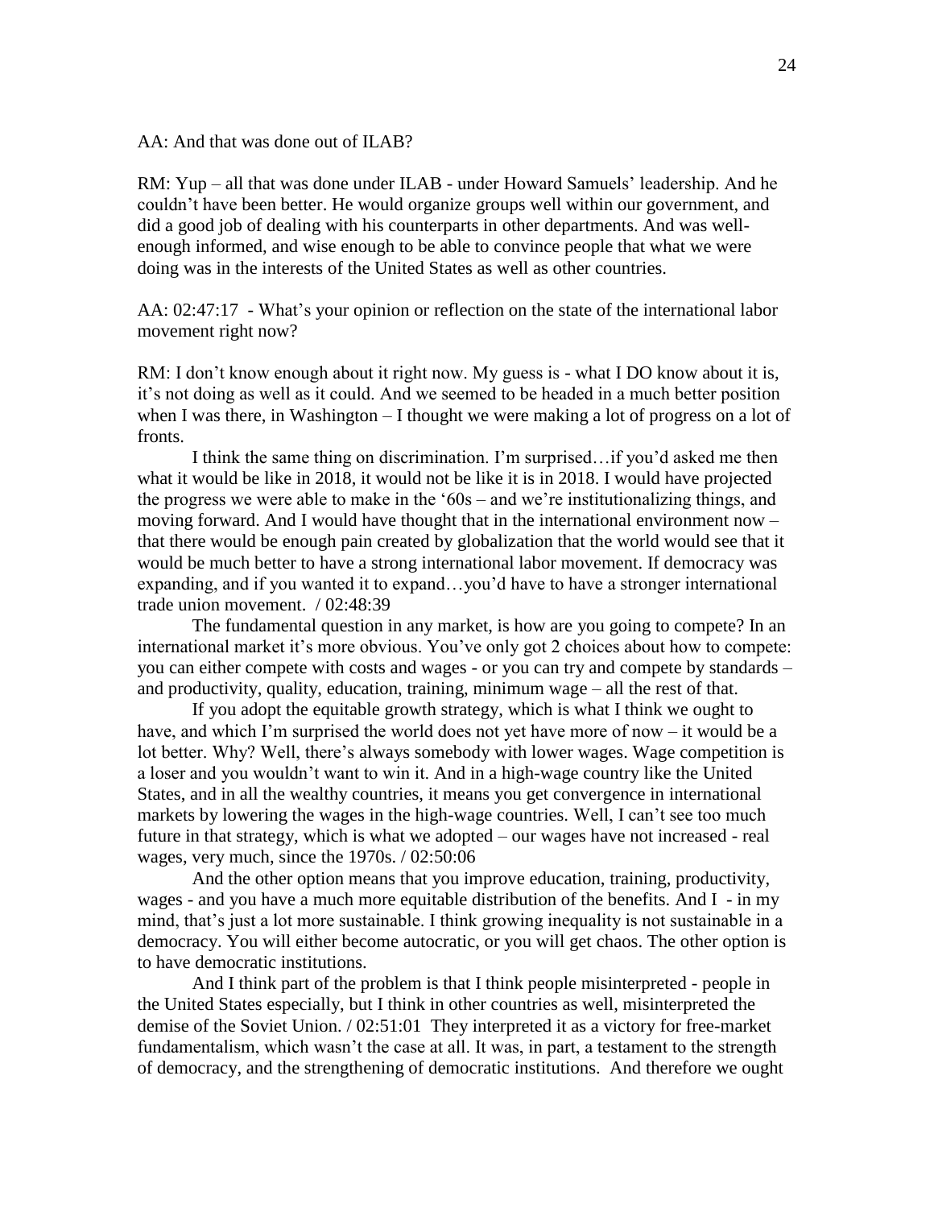AA: And that was done out of ILAB?

RM: Yup – all that was done under ILAB - under Howard Samuels' leadership. And he couldn't have been better. He would organize groups well within our government, and did a good job of dealing with his counterparts in other departments. And was well-enough informed, and wise enough to be able to convince people that what we were doing was in the interests of the United States as well as other countries.

AA: 02:47:17 - What's your opinion or reflection on the state of the international labor movement right now?

RM: I don't know enough about it right now. My guess is - what I DO know about it is, it's not doing as well as it could. And we seemed to be headed in a much better position when I was there, in Washington – I thought we were making a lot of progress on a lot of fronts.

I think the same thing on discrimination. I'm surprised…if you'd asked me then what it would be like in 2018, it would not be like it is in 2018. I would have projected the progress we were able to make in the '60s – and we're institutionalizing things, and moving forward. And I would have thought that in the international environment now – that there would be enough pain created by globalization that the world would see that it would be much better to have a strong international labor movement. If democracy was expanding, and if you wanted it to expand…you'd have to have a stronger international trade union movement. / 02:48:39

The fundamental question in any market, is how are you going to compete? In an international market it's more obvious. You've only got 2 choices about how to compete: you can either compete with costs and wages - or you can try and compete by standards – and productivity, quality, education, training, minimum wage – all the rest of that.

If you adopt the equitable growth strategy, which is what I think we ought to have, and which I'm surprised the world does not yet have more of now – it would be a lot better. Why? Well, there's always somebody with lower wages. Wage competition is a loser and you wouldn't want to win it. And in a high-wage country like the United States, and in all the wealthy countries, it means you get convergence in international markets by lowering the wages in the high-wage countries. Well, I can't see too much future in that strategy, which is what we adopted – our wages have not increased - real wages, very much, since the 1970s. / 02:50:06

And the other option means that you improve education, training, productivity, wages - and you have a much more equitable distribution of the benefits. And I - in my mind, that's just a lot more sustainable. I think growing inequality is not sustainable in a democracy. You will either become autocratic, or you will get chaos. The other option is to have democratic institutions.

And I think part of the problem is that I think people misinterpreted - people in the United States especially, but I think in other countries as well, misinterpreted the demise of the Soviet Union. / 02:51:01 They interpreted it as a victory for free-market fundamentalism, which wasn't the case at all. It was, in part, a testament to the strength of democracy, and the strengthening of democratic institutions. And therefore we ought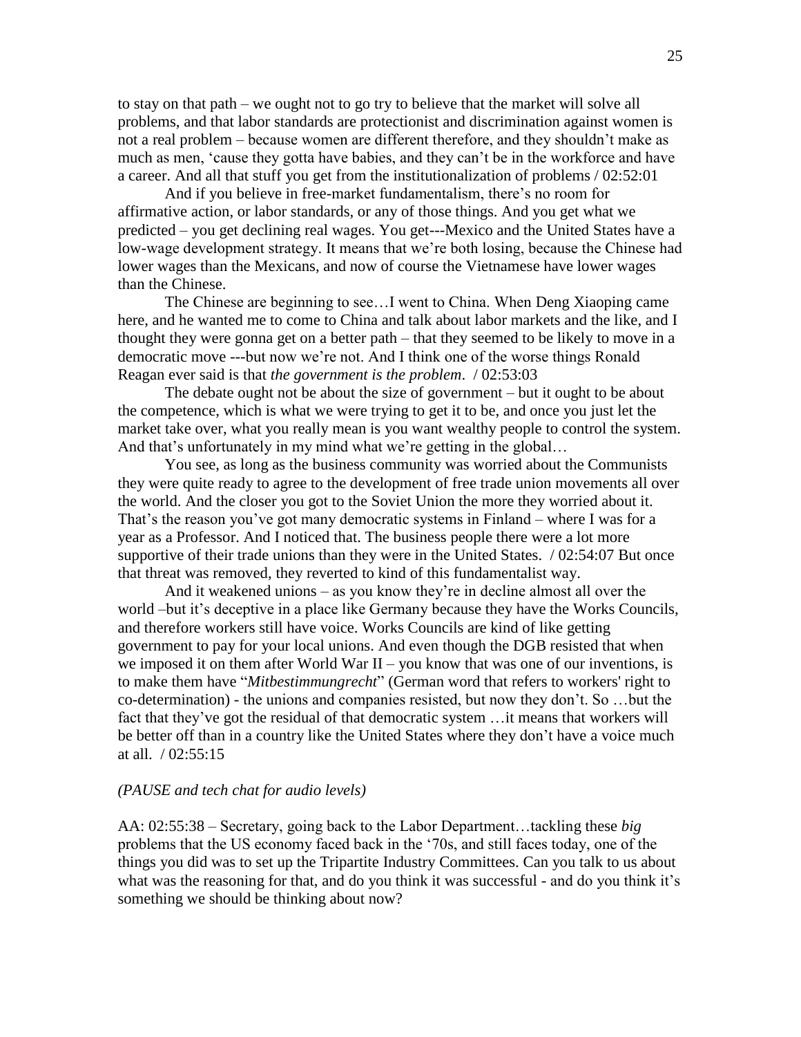to stay on that path – we ought not to go try to believe that the market will solve all problems, and that labor standards are protectionist and discrimination against women is not a real problem – because women are different therefore, and they shouldn't make as much as men, 'cause they gotta have babies, and they can't be in the workforce and have a career. And all that stuff you get from the institutionalization of problems / 02:52:01

And if you believe in free-market fundamentalism, there's no room for affirmative action, or labor standards, or any of those things. And you get what we predicted – you get declining real wages. You get---Mexico and the United States have a low-wage development strategy. It means that we're both losing, because the Chinese had lower wages than the Mexicans, and now of course the Vietnamese have lower wages than the Chinese.

The Chinese are beginning to see…I went to China. When Deng Xiaoping came here, and he wanted me to come to China and talk about labor markets and the like, and I thought they were gonna get on a better path – that they seemed to be likely to move in a democratic move ---but now we're not. And I think one of the worse things Ronald Reagan ever said is that *the government is the problem*. / 02:53:03

The debate ought not be about the size of government – but it ought to be about the competence, which is what we were trying to get it to be, and once you just let the market take over, what you really mean is you want wealthy people to control the system. And that's unfortunately in my mind what we're getting in the global…

You see, as long as the business community was worried about the Communists they were quite ready to agree to the development of free trade union movements all over the world. And the closer you got to the Soviet Union the more they worried about it. That's the reason you've got many democratic systems in Finland – where I was for a year as a Professor. And I noticed that. The business people there were a lot more supportive of their trade unions than they were in the United States. / 02:54:07 But once that threat was removed, they reverted to kind of this fundamentalist way.

And it weakened unions – as you know they're in decline almost all over the world –but it's deceptive in a place like Germany because they have the Works Councils, and therefore workers still have voice. Works Councils are kind of like getting government to pay for your local unions. And even though the DGB resisted that when we imposed it on them after World War II – you know that was one of our inventions, is to make them have "*Mitbestimmungrecht*" (German word that refers to workers' right to co-determination) - the unions and companies resisted, but now they don't. So …but the fact that they've got the residual of that democratic system …it means that workers will be better off than in a country like the United States where they don't have a voice much at all. / 02:55:15

*(PAUSE and tech chat for audio levels)*

AA: 02:55:38 – Secretary, going back to the Labor Department…tackling these *big* problems that the US economy faced back in the '70s, and still faces today, one of the things you did was to set up the Tripartite Industry Committees. Can you talk to us about what was the reasoning for that, and do you think it was successful - and do you think it's something we should be thinking about now?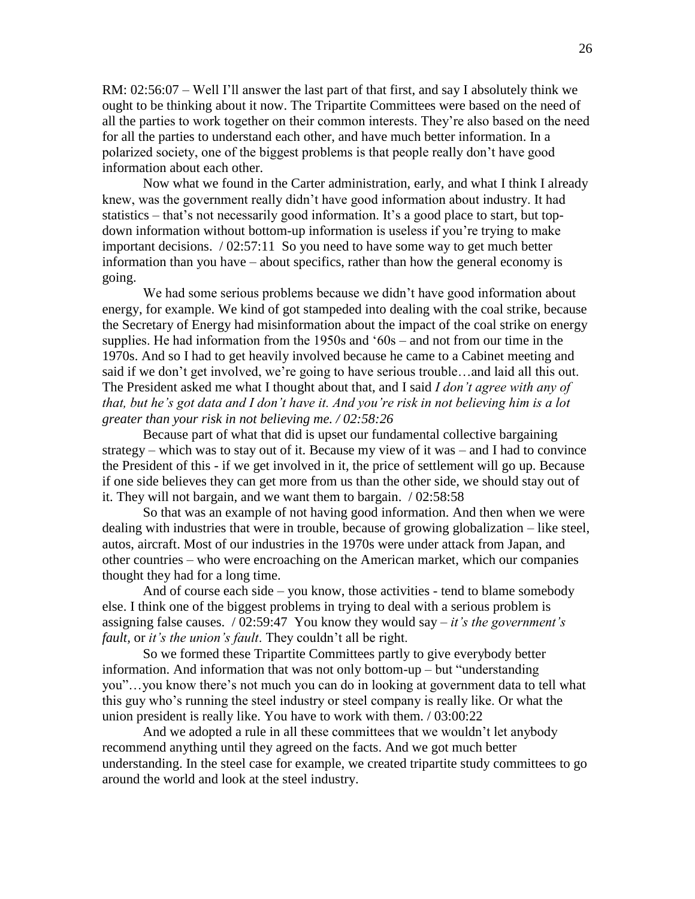RM: 02:56:07 – Well I'll answer the last part of that first, and say I absolutely think we ought to be thinking about it now. The Tripartite Committees were based on the need of all the parties to work together on their common interests. They're also based on the need for all the parties to understand each other, and have much better information. In a polarized society, one of the biggest problems is that people really don't have good information about each other.

Now what we found in the Carter administration, early, and what I think I already knew, was the government really didn't have good information about industry. It had statistics – that's not necessarily good information. It's a good place to start, but top-down information without bottom-up information is useless if you're trying to make important decisions. / 02:57:11 So you need to have some way to get much better information than you have – about specifics, rather than how the general economy is going.

We had some serious problems because we didn't have good information about energy, for example. We kind of got stampeded into dealing with the coal strike, because the Secretary of Energy had misinformation about the impact of the coal strike on energy supplies. He had information from the 1950s and '60s – and not from our time in the 1970s. And so I had to get heavily involved because he came to a Cabinet meeting and said if we don't get involved, we're going to have serious trouble…and laid all this out. The President asked me what I thought about that, and I said *I don't agree with any of that, but he's got data and I don't have it. And you're risk in not believing him is a lot greater than your risk in not believing me. / 02:58:26*

Because part of what that did is upset our fundamental collective bargaining strategy – which was to stay out of it. Because my view of it was – and I had to convince the President of this - if we get involved in it, the price of settlement will go up. Because if one side believes they can get more from us than the other side, we should stay out of it. They will not bargain, and we want them to bargain. / 02:58:58

So that was an example of not having good information. And then when we were dealing with industries that were in trouble, because of growing globalization – like steel, autos, aircraft. Most of our industries in the 1970s were under attack from Japan, and other countries – who were encroaching on the American market, which our companies thought they had for a long time.

And of course each side – you know, those activities - tend to blame somebody else. I think one of the biggest problems in trying to deal with a serious problem is assigning false causes. / 02:59:47 You know they would say – *it's the government's fault,* or *it's the union's fault*. They couldn't all be right.

So we formed these Tripartite Committees partly to give everybody better information. And information that was not only bottom-up – but "understanding you"…you know there's not much you can do in looking at government data to tell what this guy who's running the steel industry or steel company is really like. Or what the union president is really like. You have to work with them. / 03:00:22

And we adopted a rule in all these committees that we wouldn't let anybody recommend anything until they agreed on the facts. And we got much better understanding. In the steel case for example, we created tripartite study committees to go around the world and look at the steel industry.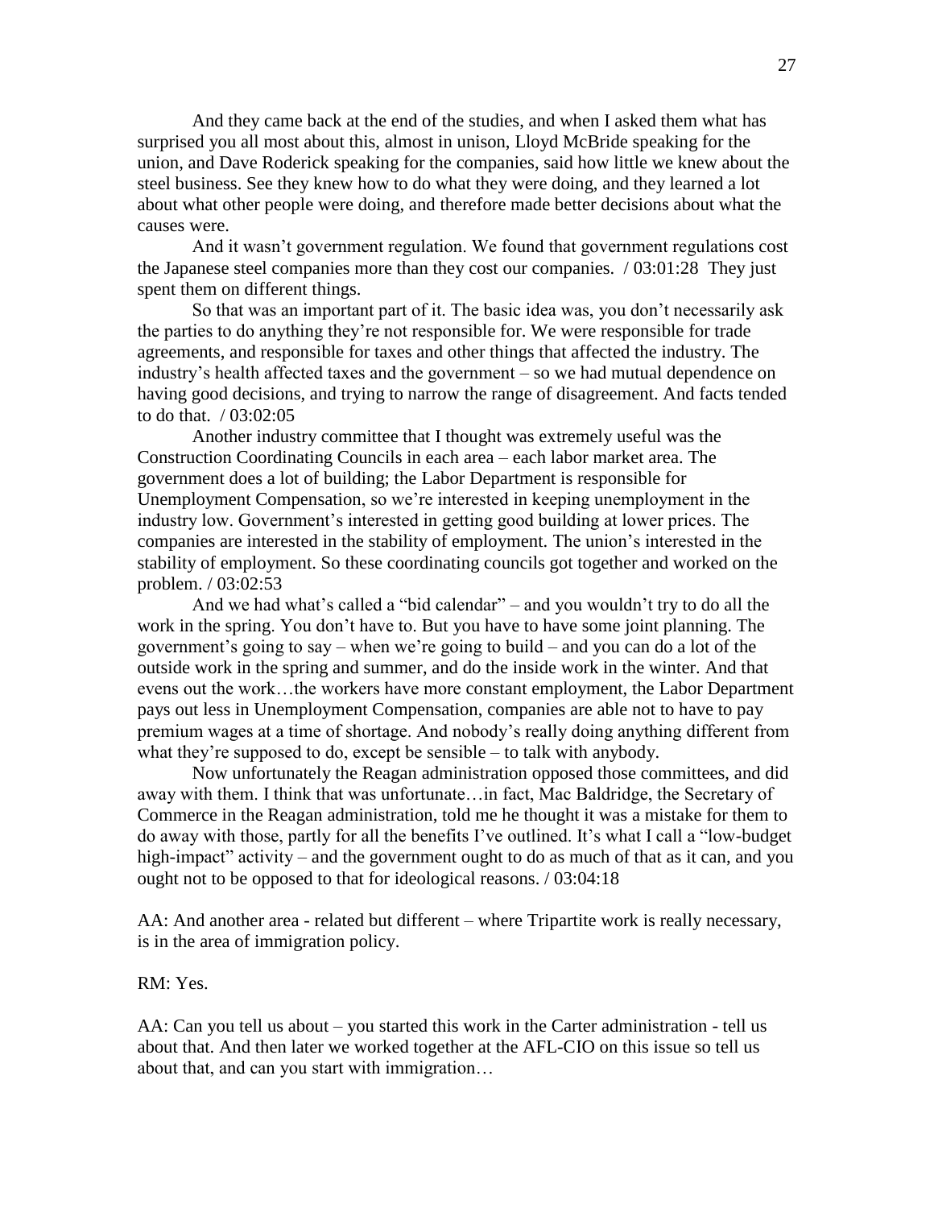And they came back at the end of the studies, and when I asked them what has surprised you all most about this, almost in unison, Lloyd McBride speaking for the union, and Dave Roderick speaking for the companies, said how little we knew about the steel business. See they knew how to do what they were doing, and they learned a lot about what other people were doing, and therefore made better decisions about what the causes were.

And it wasn't government regulation. We found that government regulations cost the Japanese steel companies more than they cost our companies. / 03:01:28 They just spent them on different things.

So that was an important part of it. The basic idea was, you don't necessarily ask the parties to do anything they're not responsible for. We were responsible for trade agreements, and responsible for taxes and other things that affected the industry. The industry's health affected taxes and the government – so we had mutual dependence on having good decisions, and trying to narrow the range of disagreement. And facts tended to do that. / 03:02:05

Another industry committee that I thought was extremely useful was the Construction Coordinating Councils in each area – each labor market area. The government does a lot of building; the Labor Department is responsible for Unemployment Compensation, so we're interested in keeping unemployment in the industry low. Government's interested in getting good building at lower prices. The companies are interested in the stability of employment. The union's interested in the stability of employment. So these coordinating councils got together and worked on the problem. / 03:02:53

And we had what's called a "bid calendar" – and you wouldn't try to do all the work in the spring. You don't have to. But you have to have some joint planning. The government's going to say – when we're going to build – and you can do a lot of the outside work in the spring and summer, and do the inside work in the winter. And that evens out the work…the workers have more constant employment, the Labor Department pays out less in Unemployment Compensation, companies are able not to have to pay premium wages at a time of shortage. And nobody's really doing anything different from what they're supposed to do, except be sensible – to talk with anybody.

Now unfortunately the Reagan administration opposed those committees, and did away with them. I think that was unfortunate…in fact, Mac Baldridge, the Secretary of Commerce in the Reagan administration, told me he thought it was a mistake for them to do away with those, partly for all the benefits I've outlined. It's what I call a "low-budget high-impact" activity – and the government ought to do as much of that as it can, and you ought not to be opposed to that for ideological reasons. / 03:04:18

AA: And another area - related but different – where Tripartite work is really necessary, is in the area of immigration policy.

RM: Yes.

AA: Can you tell us about – you started this work in the Carter administration - tell us about that. And then later we worked together at the AFL-CIO on this issue so tell us about that, and can you start with immigration…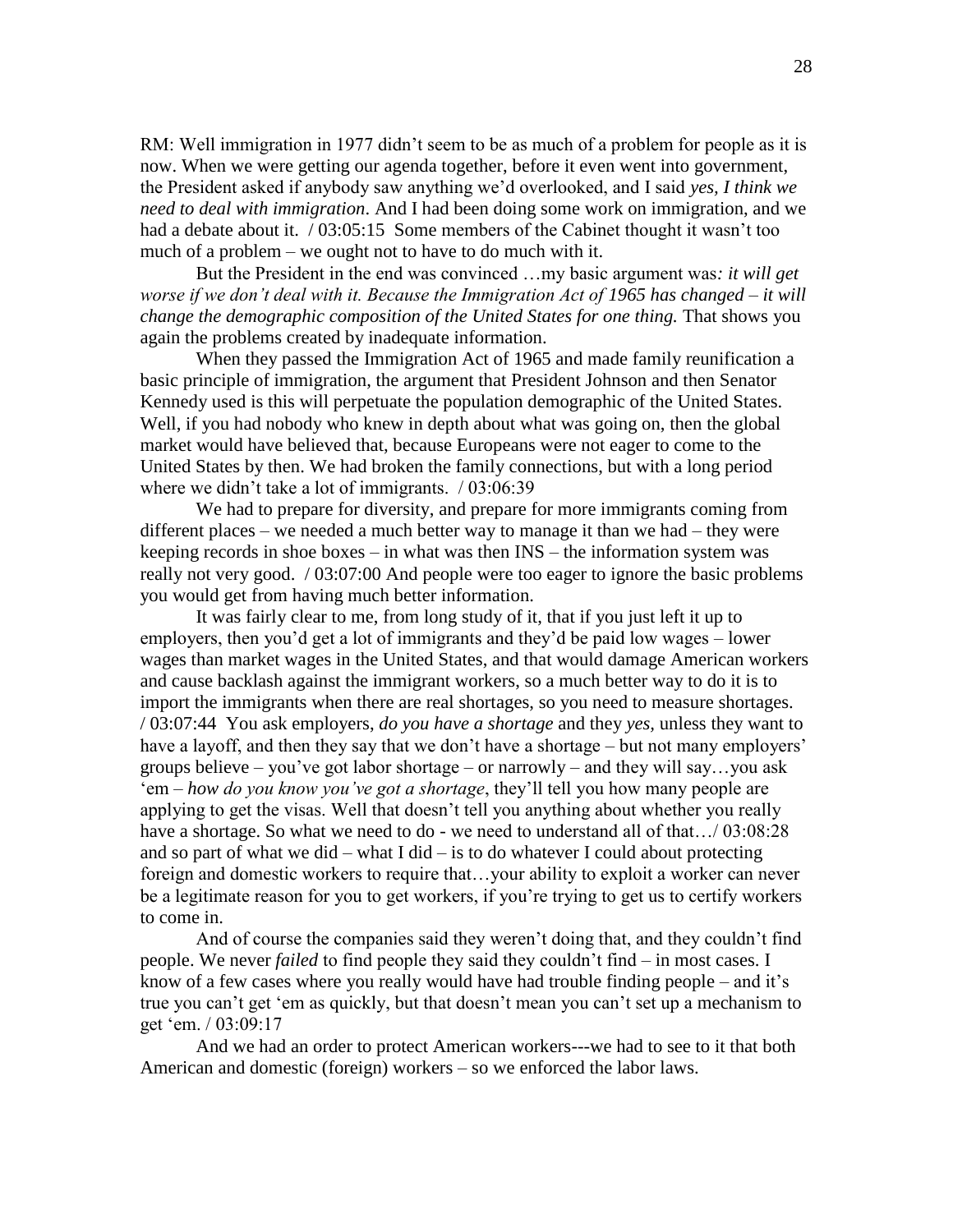RM: Well immigration in 1977 didn't seem to be as much of a problem for people as it is now. When we were getting our agenda together, before it even went into government, the President asked if anybody saw anything we'd overlooked, and I said *yes, I think we need to deal with immigration*. And I had been doing some work on immigration, and we had a debate about it. / 03:05:15 Some members of the Cabinet thought it wasn't too much of a problem – we ought not to have to do much with it.

But the President in the end was convinced …my basic argument was*: it will get worse if we don't deal with it. Because the Immigration Act of 1965 has changed – it will change the demographic composition of the United States for one thing.* That shows you again the problems created by inadequate information.

When they passed the Immigration Act of 1965 and made family reunification a basic principle of immigration, the argument that President Johnson and then Senator Kennedy used is this will perpetuate the population demographic of the United States. Well, if you had nobody who knew in depth about what was going on, then the global market would have believed that, because Europeans were not eager to come to the United States by then. We had broken the family connections, but with a long period where we didn't take a lot of immigrants. / 03:06:39

We had to prepare for diversity, and prepare for more immigrants coming from different places – we needed a much better way to manage it than we had – they were keeping records in shoe boxes – in what was then INS – the information system was really not very good. / 03:07:00 And people were too eager to ignore the basic problems you would get from having much better information.

It was fairly clear to me, from long study of it, that if you just left it up to employers, then you'd get a lot of immigrants and they'd be paid low wages – lower wages than market wages in the United States, and that would damage American workers and cause backlash against the immigrant workers, so a much better way to do it is to import the immigrants when there are real shortages, so you need to measure shortages. / 03:07:44 You ask employers, *do you have a shortage* and they *yes*, unless they want to have a layoff, and then they say that we don't have a shortage – but not many employers' groups believe – you've got labor shortage – or narrowly – and they will say…you ask 'em – *how do you know you've got a shortage*, they'll tell you how many people are applying to get the visas. Well that doesn't tell you anything about whether you really have a shortage. So what we need to do - we need to understand all of that…/ 03:08:28 and so part of what we did – what I did – is to do whatever I could about protecting foreign and domestic workers to require that…your ability to exploit a worker can never be a legitimate reason for you to get workers, if you're trying to get us to certify workers to come in.

And of course the companies said they weren't doing that, and they couldn't find people. We never *failed* to find people they said they couldn't find – in most cases. I know of a few cases where you really would have had trouble finding people – and it's true you can't get 'em as quickly, but that doesn't mean you can't set up a mechanism to get 'em. / 03:09:17

And we had an order to protect American workers---we had to see to it that both American and domestic (foreign) workers – so we enforced the labor laws.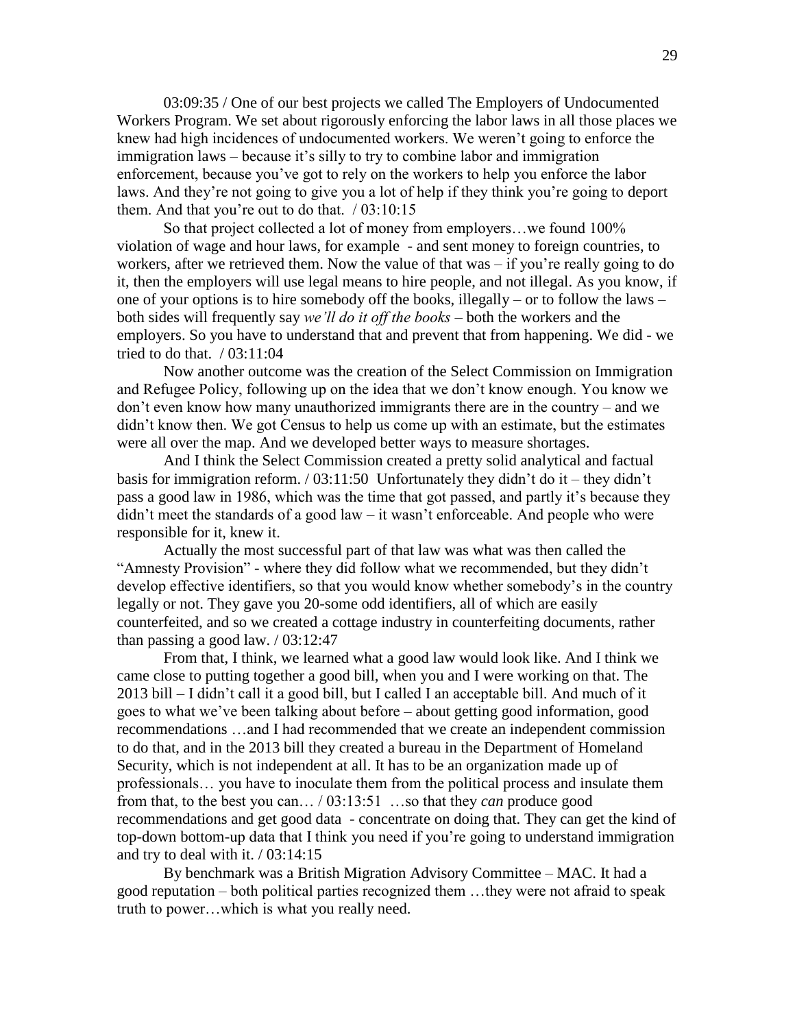03:09:35 / One of our best projects we called The Employers of Undocumented Workers Program. We set about rigorously enforcing the labor laws in all those places we knew had high incidences of undocumented workers. We weren't going to enforce the immigration laws – because it's silly to try to combine labor and immigration enforcement, because you've got to rely on the workers to help you enforce the labor laws. And they're not going to give you a lot of help if they think you're going to deport them. And that you're out to do that. / 03:10:15

So that project collected a lot of money from employers…we found 100% violation of wage and hour laws, for example - and sent money to foreign countries, to workers, after we retrieved them. Now the value of that was – if you're really going to do it, then the employers will use legal means to hire people, and not illegal. As you know, if one of your options is to hire somebody off the books, illegally – or to follow the laws – both sides will frequently say *we'll do it off the books* – both the workers and the employers. So you have to understand that and prevent that from happening. We did - we tried to do that. / 03:11:04

Now another outcome was the creation of the Select Commission on Immigration and Refugee Policy, following up on the idea that we don't know enough. You know we don't even know how many unauthorized immigrants there are in the country – and we didn't know then. We got Census to help us come up with an estimate, but the estimates were all over the map. And we developed better ways to measure shortages.

And I think the Select Commission created a pretty solid analytical and factual basis for immigration reform. / 03:11:50 Unfortunately they didn't do it – they didn't pass a good law in 1986, which was the time that got passed, and partly it's because they didn't meet the standards of a good law – it wasn't enforceable. And people who were responsible for it, knew it.

Actually the most successful part of that law was what was then called the "Amnesty Provision" - where they did follow what we recommended, but they didn't develop effective identifiers, so that you would know whether somebody's in the country legally or not. They gave you 20-some odd identifiers, all of which are easily counterfeited, and so we created a cottage industry in counterfeiting documents, rather than passing a good law. / 03:12:47

From that, I think, we learned what a good law would look like. And I think we came close to putting together a good bill, when you and I were working on that. The 2013 bill – I didn't call it a good bill, but I called I an acceptable bill. And much of it goes to what we've been talking about before – about getting good information, good recommendations …and I had recommended that we create an independent commission to do that, and in the 2013 bill they created a bureau in the Department of Homeland Security, which is not independent at all. It has to be an organization made up of professionals… you have to inoculate them from the political process and insulate them from that, to the best you can… / 03:13:51 …so that they *can* produce good recommendations and get good data - concentrate on doing that. They can get the kind of top-down bottom-up data that I think you need if you're going to understand immigration and try to deal with it. / 03:14:15

By benchmark was a British Migration Advisory Committee – MAC. It had a good reputation – both political parties recognized them …they were not afraid to speak truth to power…which is what you really need.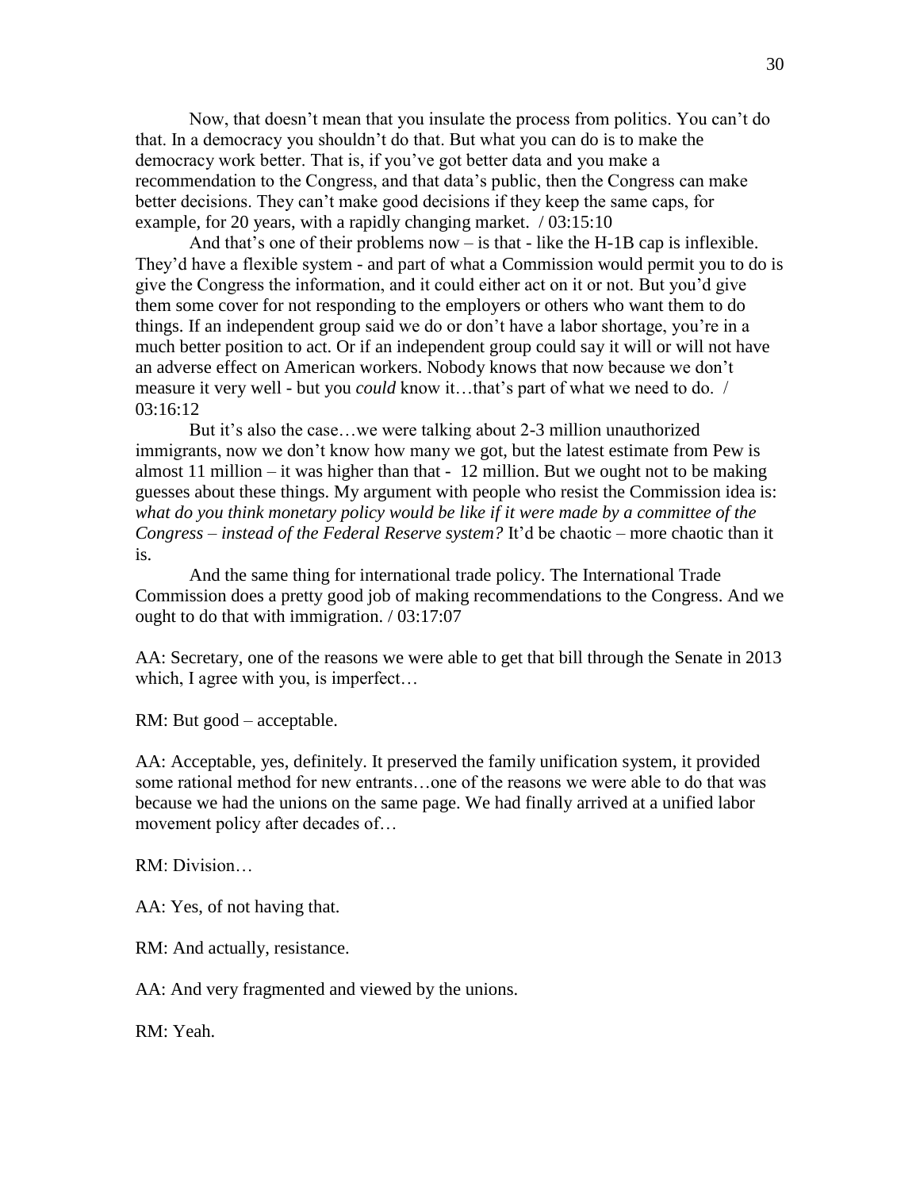Now, that doesn't mean that you insulate the process from politics. You can't do that. In a democracy you shouldn't do that. But what you can do is to make the democracy work better. That is, if you've got better data and you make a recommendation to the Congress, and that data's public, then the Congress can make better decisions. They can't make good decisions if they keep the same caps, for example, for 20 years, with a rapidly changing market. / 03:15:10

And that's one of their problems now – is that - like the H-1B cap is inflexible. They'd have a flexible system - and part of what a Commission would permit you to do is give the Congress the information, and it could either act on it or not. But you'd give them some cover for not responding to the employers or others who want them to do things. If an independent group said we do or don't have a labor shortage, you're in a much better position to act. Or if an independent group could say it will or will not have an adverse effect on American workers. Nobody knows that now because we don't measure it very well - but you *could* know it…that's part of what we need to do. / 03:16:12

But it's also the case…we were talking about 2-3 million unauthorized immigrants, now we don't know how many we got, but the latest estimate from Pew is almost 11 million – it was higher than that - 12 million. But we ought not to be making guesses about these things. My argument with people who resist the Commission idea is: *what do you think monetary policy would be like if it were made by a committee of the Congress – instead of the Federal Reserve system?* It'd be chaotic – more chaotic than it is.

And the same thing for international trade policy. The International Trade Commission does a pretty good job of making recommendations to the Congress. And we ought to do that with immigration. / 03:17:07

AA: Secretary, one of the reasons we were able to get that bill through the Senate in 2013 which, I agree with you, is imperfect…

RM: But good – acceptable.

AA: Acceptable, yes, definitely. It preserved the family unification system, it provided some rational method for new entrants…one of the reasons we were able to do that was because we had the unions on the same page. We had finally arrived at a unified labor movement policy after decades of…

RM: Division…

AA: Yes, of not having that.

RM: And actually, resistance.

AA: And very fragmented and viewed by the unions.

RM: Yeah.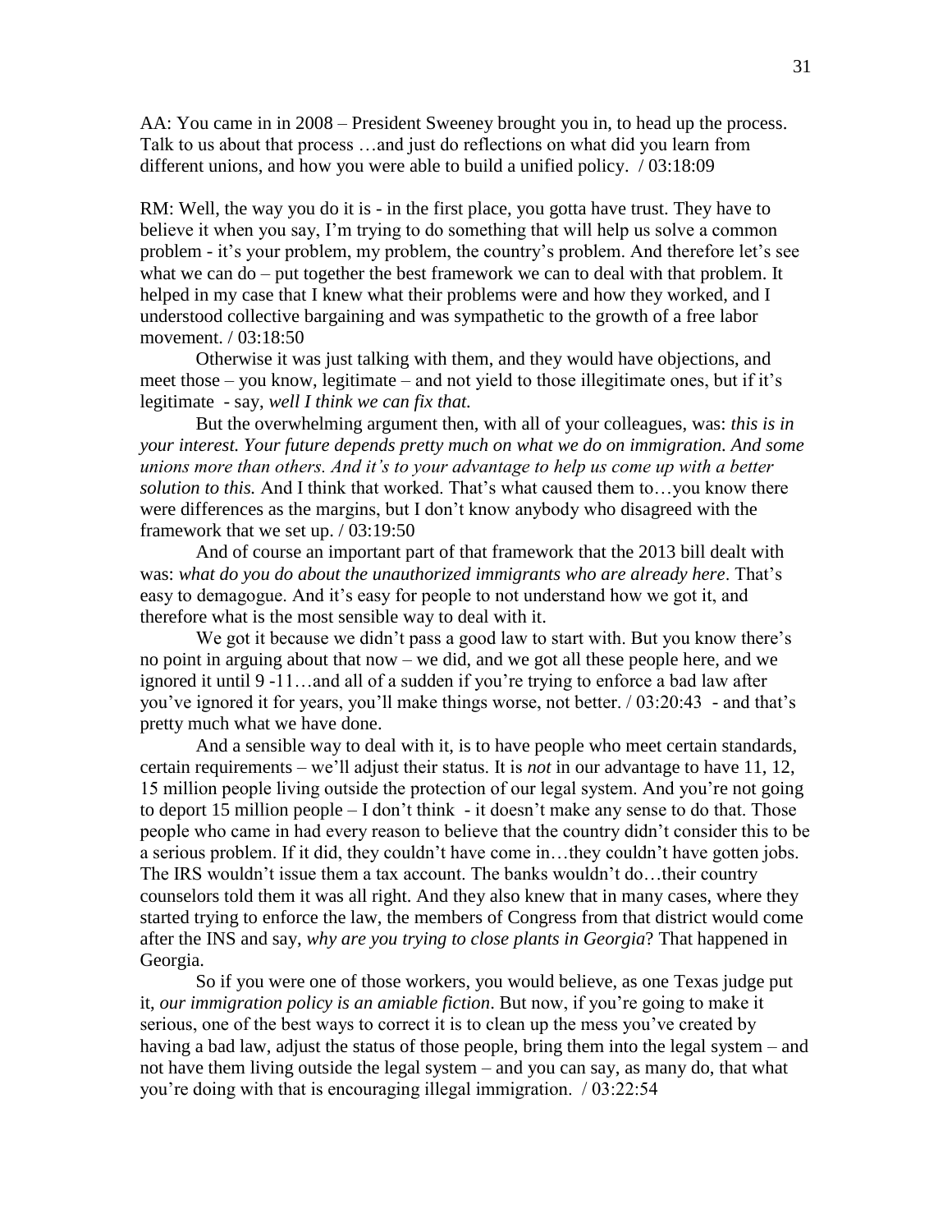AA: You came in in 2008 – President Sweeney brought you in, to head up the process. Talk to us about that process …and just do reflections on what did you learn from different unions, and how you were able to build a unified policy. / 03:18:09

RM: Well, the way you do it is - in the first place, you gotta have trust. They have to believe it when you say, I'm trying to do something that will help us solve a common problem - it's your problem, my problem, the country's problem. And therefore let's see what we can do – put together the best framework we can to deal with that problem. It helped in my case that I knew what their problems were and how they worked, and I understood collective bargaining and was sympathetic to the growth of a free labor movement. / 03:18:50

Otherwise it was just talking with them, and they would have objections, and meet those – you know, legitimate – and not yield to those illegitimate ones, but if it's legitimate - say, *well I think we can fix that.*

But the overwhelming argument then, with all of your colleagues, was: *this is in your interest. Your future depends pretty much on what we do on immigration. And some unions more than others. And it's to your advantage to help us come up with a better solution to this.* And I think that worked. That's what caused them to…you know there were differences as the margins, but I don't know anybody who disagreed with the framework that we set up. / 03:19:50

And of course an important part of that framework that the 2013 bill dealt with was: *what do you do about the unauthorized immigrants who are already here*. That's easy to demagogue. And it's easy for people to not understand how we got it, and therefore what is the most sensible way to deal with it.

We got it because we didn't pass a good law to start with. But you know there's no point in arguing about that now – we did, and we got all these people here, and we ignored it until 9 -11…and all of a sudden if you're trying to enforce a bad law after you've ignored it for years, you'll make things worse, not better. / 03:20:43 - and that's pretty much what we have done.

And a sensible way to deal with it, is to have people who meet certain standards, certain requirements – we'll adjust their status. It is *not* in our advantage to have 11, 12, 15 million people living outside the protection of our legal system. And you're not going to deport 15 million people – I don't think - it doesn't make any sense to do that. Those people who came in had every reason to believe that the country didn't consider this to be a serious problem. If it did, they couldn't have come in…they couldn't have gotten jobs. The IRS wouldn't issue them a tax account. The banks wouldn't do…their country counselors told them it was all right. And they also knew that in many cases, where they started trying to enforce the law, the members of Congress from that district would come after the INS and say, *why are you trying to close plants in Georgia*? That happened in Georgia.

So if you were one of those workers, you would believe, as one Texas judge put it, *our immigration policy is an amiable fiction*. But now, if you're going to make it serious, one of the best ways to correct it is to clean up the mess you've created by having a bad law, adjust the status of those people, bring them into the legal system – and not have them living outside the legal system – and you can say, as many do, that what you're doing with that is encouraging illegal immigration. / 03:22:54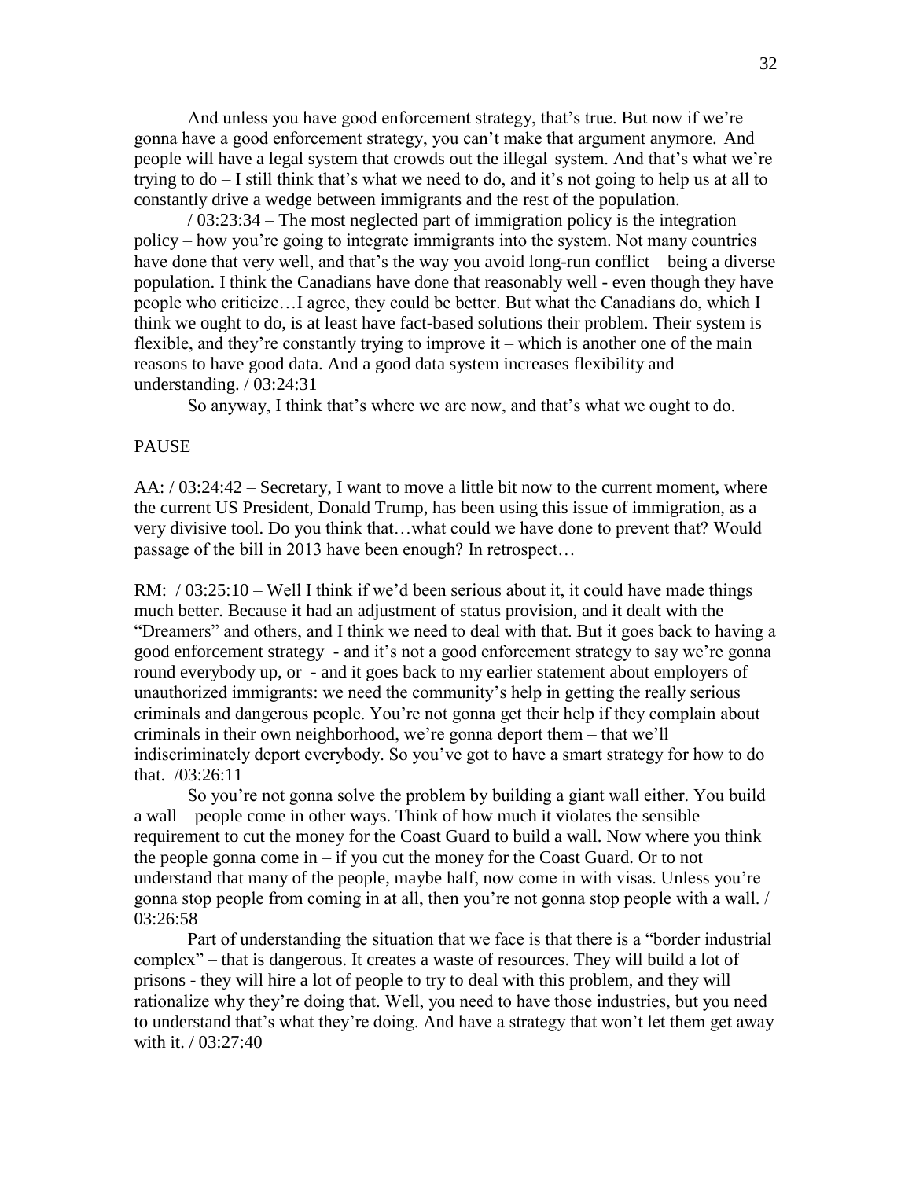And unless you have good enforcement strategy, that's true. But now if we're gonna have a good enforcement strategy, you can't make that argument anymore. And people will have a legal system that crowds out the illegal system. And that's what we're trying to do – I still think that's what we need to do, and it's not going to help us at all to constantly drive a wedge between immigrants and the rest of the population.

/ 03:23:34 – The most neglected part of immigration policy is the integration policy – how you're going to integrate immigrants into the system. Not many countries have done that very well, and that's the way you avoid long-run conflict – being a diverse population. I think the Canadians have done that reasonably well - even though they have people who criticize…I agree, they could be better. But what the Canadians do, which I think we ought to do, is at least have fact-based solutions their problem. Their system is flexible, and they're constantly trying to improve it – which is another one of the main reasons to have good data. And a good data system increases flexibility and understanding. / 03:24:31

So anyway, I think that's where we are now, and that's what we ought to do.

PAUSE

AA: / 03:24:42 – Secretary, I want to move a little bit now to the current moment, where the current US President, Donald Trump, has been using this issue of immigration, as a very divisive tool. Do you think that…what could we have done to prevent that? Would passage of the bill in 2013 have been enough? In retrospect…

RM: / 03:25:10 – Well I think if we'd been serious about it, it could have made things much better. Because it had an adjustment of status provision, and it dealt with the "Dreamers" and others, and I think we need to deal with that. But it goes back to having a good enforcement strategy - and it's not a good enforcement strategy to say we're gonna round everybody up, or - and it goes back to my earlier statement about employers of unauthorized immigrants: we need the community's help in getting the really serious criminals and dangerous people. You're not gonna get their help if they complain about criminals in their own neighborhood, we're gonna deport them – that we'll indiscriminately deport everybody. So you've got to have a smart strategy for how to do that. /03:26:11

So you're not gonna solve the problem by building a giant wall either. You build a wall – people come in other ways. Think of how much it violates the sensible requirement to cut the money for the Coast Guard to build a wall. Now where you think the people gonna come in – if you cut the money for the Coast Guard. Or to not understand that many of the people, maybe half, now come in with visas. Unless you're gonna stop people from coming in at all, then you're not gonna stop people with a wall. / 03:26:58

Part of understanding the situation that we face is that there is a "border industrial complex" – that is dangerous. It creates a waste of resources. They will build a lot of prisons - they will hire a lot of people to try to deal with this problem, and they will rationalize why they're doing that. Well, you need to have those industries, but you need to understand that's what they're doing. And have a strategy that won't let them get away with it. / 03:27:40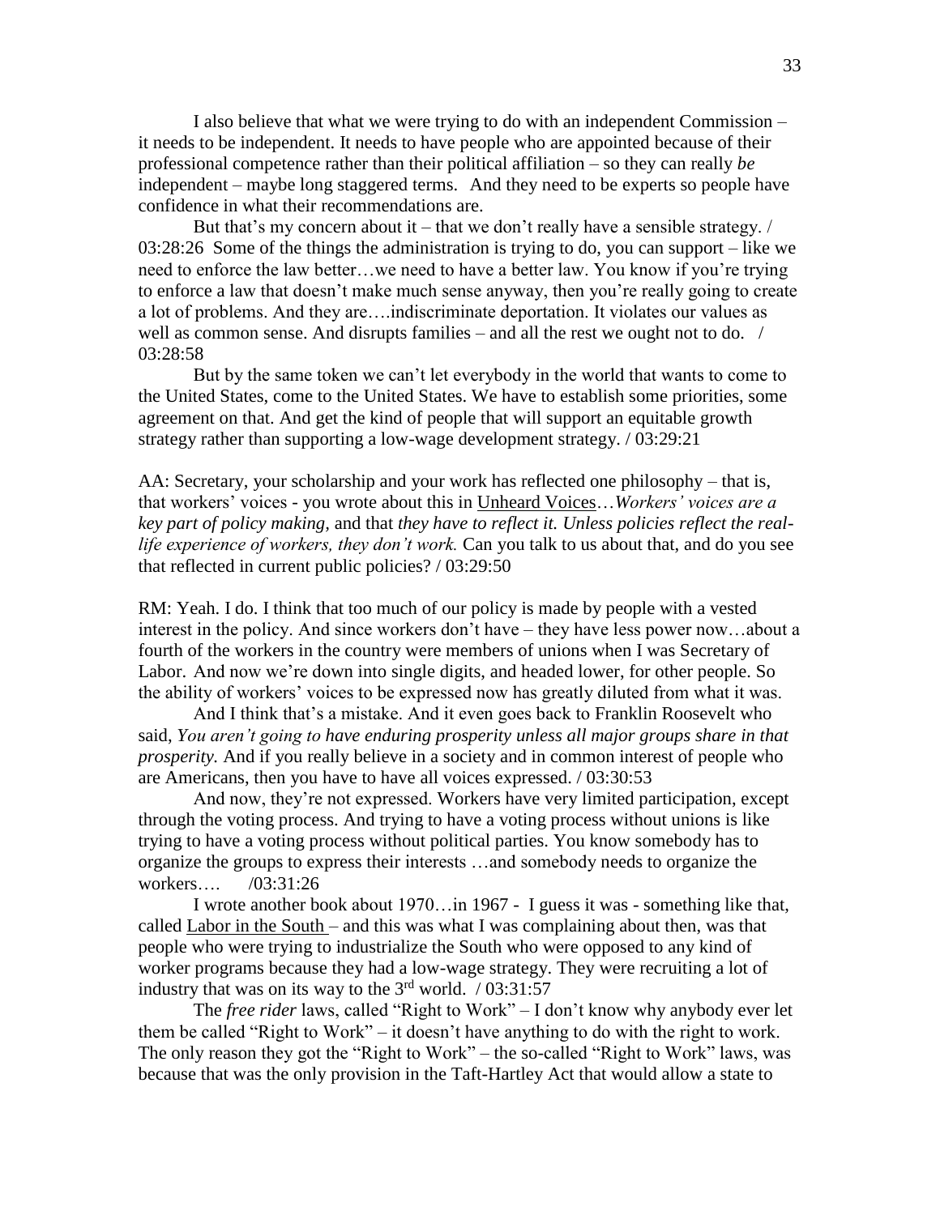I also believe that what we were trying to do with an independent Commission – it needs to be independent. It needs to have people who are appointed because of their professional competence rather than their political affiliation – so they can really *be* independent – maybe long staggered terms. And they need to be experts so people have confidence in what their recommendations are.

But that's my concern about it – that we don't really have a sensible strategy. / 03:28:26 Some of the things the administration is trying to do, you can support – like we need to enforce the law better…we need to have a better law. You know if you're trying to enforce a law that doesn't make much sense anyway, then you're really going to create a lot of problems. And they are….indiscriminate deportation. It violates our values as well as common sense. And disrupts families – and all the rest we ought not to do. / 03:28:58

But by the same token we can't let everybody in the world that wants to come to the United States, come to the United States. We have to establish some priorities, some agreement on that. And get the kind of people that will support an equitable growth strategy rather than supporting a low-wage development strategy. / 03:29:21

AA: Secretary, your scholarship and your work has reflected one philosophy – that is, that workers' voices - you wrote about this in Unheard Voices…*Workers' voices are a key part of policy making,* and that *they have to reflect it. Unless policies reflect the real-life experience of workers, they don't work.* Can you talk to us about that, and do you see that reflected in current public policies? / 03:29:50

RM: Yeah. I do. I think that too much of our policy is made by people with a vested interest in the policy. And since workers don't have – they have less power now…about a fourth of the workers in the country were members of unions when I was Secretary of Labor. And now we're down into single digits, and headed lower, for other people. So the ability of workers' voices to be expressed now has greatly diluted from what it was.

And I think that's a mistake. And it even goes back to Franklin Roosevelt who said, *You aren't going to have enduring prosperity unless all major groups share in that prosperity.* And if you really believe in a society and in common interest of people who are Americans, then you have to have all voices expressed. / 03:30:53

And now, they're not expressed. Workers have very limited participation, except through the voting process. And trying to have a voting process without unions is like trying to have a voting process without political parties. You know somebody has to organize the groups to express their interests …and somebody needs to organize the workers…. /03:31:26

I wrote another book about 1970…in 1967 - I guess it was - something like that, called Labor in the South – and this was what I was complaining about then, was that people who were trying to industrialize the South who were opposed to any kind of worker programs because they had a low-wage strategy. They were recruiting a lot of industry that was on its way to the 3rd world. / 03:31:57

The *free rider* laws, called "Right to Work" – I don't know why anybody ever let them be called "Right to Work" – it doesn't have anything to do with the right to work. The only reason they got the "Right to Work" – the so-called "Right to Work" laws, was because that was the only provision in the Taft-Hartley Act that would allow a state to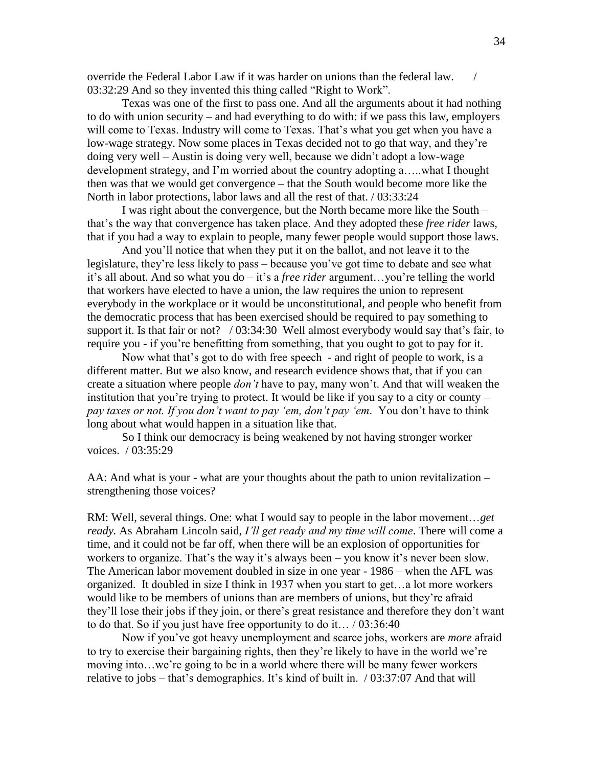override the Federal Labor Law if it was harder on unions than the federal law. / 03:32:29 And so they invented this thing called "Right to Work".

Texas was one of the first to pass one. And all the arguments about it had nothing to do with union security – and had everything to do with: if we pass this law, employers will come to Texas. Industry will come to Texas. That's what you get when you have a low-wage strategy. Now some places in Texas decided not to go that way, and they're doing very well – Austin is doing very well, because we didn't adopt a low-wage development strategy, and I'm worried about the country adopting a…..what I thought then was that we would get convergence – that the South would become more like the North in labor protections, labor laws and all the rest of that. / 03:33:24

I was right about the convergence, but the North became more like the South – that's the way that convergence has taken place. And they adopted these *free rider* laws, that if you had a way to explain to people, many fewer people would support those laws.

And you'll notice that when they put it on the ballot, and not leave it to the legislature, they're less likely to pass – because you've got time to debate and see what it's all about. And so what you do – it's a *free rider* argument…you're telling the world that workers have elected to have a union, the law requires the union to represent everybody in the workplace or it would be unconstitutional, and people who benefit from the democratic process that has been exercised should be required to pay something to support it. Is that fair or not? / 03:34:30 Well almost everybody would say that's fair, to require you - if you're benefitting from something, that you ought to got to pay for it.

Now what that's got to do with free speech - and right of people to work, is a different matter. But we also know, and research evidence shows that, that if you can create a situation where people *don't* have to pay, many won't. And that will weaken the institution that you're trying to protect. It would be like if you say to a city or county – *pay taxes or not. If you don't want to pay 'em, don't pay 'em*. You don't have to think long about what would happen in a situation like that.

So I think our democracy is being weakened by not having stronger worker voices. / 03:35:29

AA: And what is your - what are your thoughts about the path to union revitalization – strengthening those voices?

RM: Well, several things. One: what I would say to people in the labor movement…*get ready.* As Abraham Lincoln said, *I'll get ready and my time will come*. There will come a time, and it could not be far off, when there will be an explosion of opportunities for workers to organize. That's the way it's always been – you know it's never been slow. The American labor movement doubled in size in one year - 1986 – when the AFL was organized. It doubled in size I think in 1937 when you start to get…a lot more workers would like to be members of unions than are members of unions, but they're afraid they'll lose their jobs if they join, or there's great resistance and therefore they don't want to do that. So if you just have free opportunity to do it… / 03:36:40

Now if you've got heavy unemployment and scarce jobs, workers are *more* afraid to try to exercise their bargaining rights, then they're likely to have in the world we're moving into…we're going to be in a world where there will be many fewer workers relative to jobs – that's demographics. It's kind of built in. / 03:37:07 And that will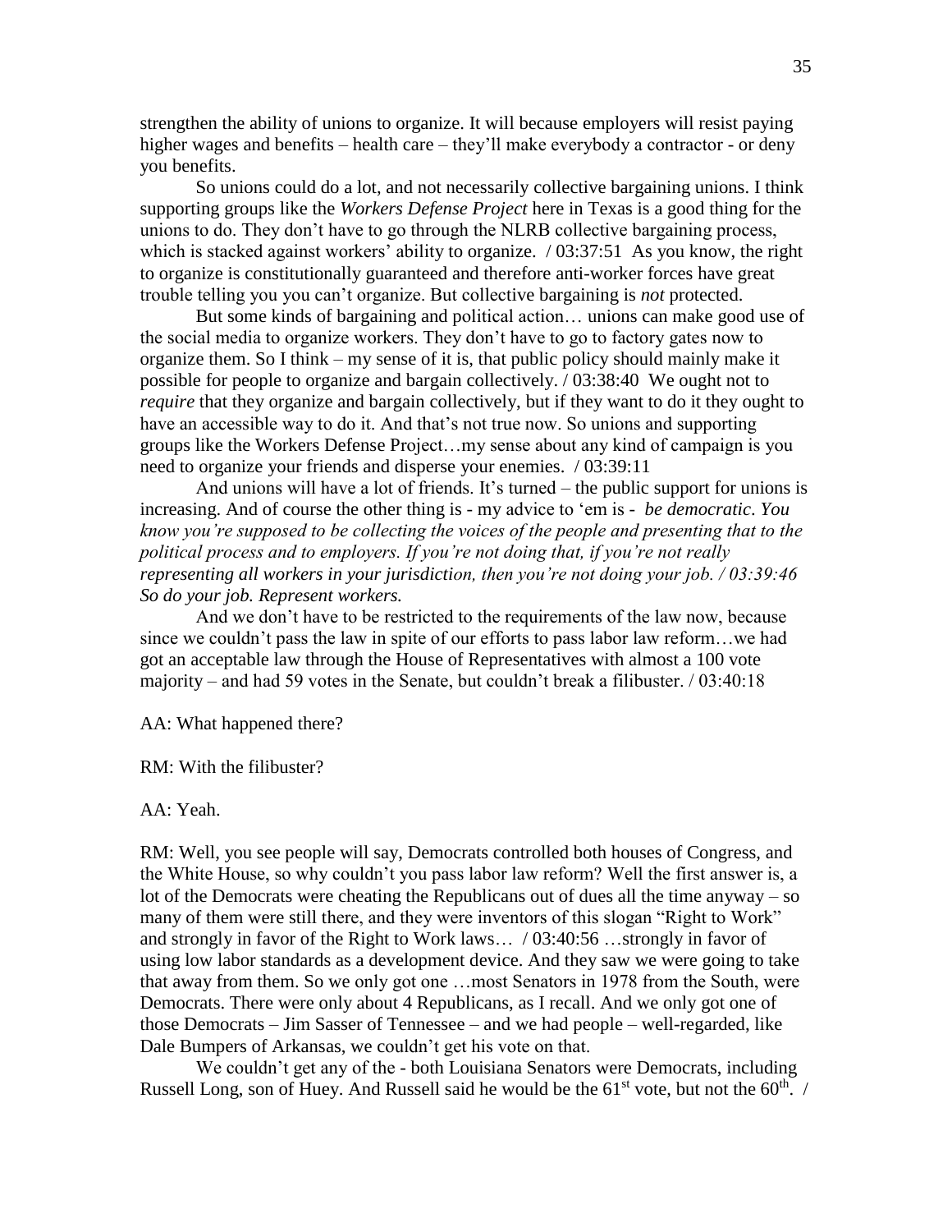strengthen the ability of unions to organize. It will because employers will resist paying higher wages and benefits – health care – they'll make everybody a contractor - or deny you benefits.

So unions could do a lot, and not necessarily collective bargaining unions. I think supporting groups like the *Workers Defense Project* here in Texas is a good thing for the unions to do. They don't have to go through the NLRB collective bargaining process, which is stacked against workers' ability to organize. / 03:37:51 As you know, the right to organize is constitutionally guaranteed and therefore anti-worker forces have great trouble telling you you can't organize. But collective bargaining is *not* protected.

But some kinds of bargaining and political action… unions can make good use of the social media to organize workers. They don't have to go to factory gates now to organize them. So I think – my sense of it is, that public policy should mainly make it possible for people to organize and bargain collectively. / 03:38:40 We ought not to *require* that they organize and bargain collectively, but if they want to do it they ought to have an accessible way to do it. And that's not true now. So unions and supporting groups like the Workers Defense Project…my sense about any kind of campaign is you need to organize your friends and disperse your enemies. / 03:39:11

And unions will have a lot of friends. It's turned – the public support for unions is increasing. And of course the other thing is - my advice to 'em is - *be democratic*. *You know you're supposed to be collecting the voices of the people and presenting that to the political process and to employers. If you're not doing that, if you're not really representing all workers in your jurisdiction, then you're not doing your job. / 03:39:46 So do your job. Represent workers.*

And we don't have to be restricted to the requirements of the law now, because since we couldn't pass the law in spite of our efforts to pass labor law reform…we had got an acceptable law through the House of Representatives with almost a 100 vote majority – and had 59 votes in the Senate, but couldn't break a filibuster. / 03:40:18

AA: What happened there?

RM: With the filibuster?

AA: Yeah.

RM: Well, you see people will say, Democrats controlled both houses of Congress, and the White House, so why couldn't you pass labor law reform? Well the first answer is, a lot of the Democrats were cheating the Republicans out of dues all the time anyway – so many of them were still there, and they were inventors of this slogan "Right to Work" and strongly in favor of the Right to Work laws… / 03:40:56 …strongly in favor of using low labor standards as a development device. And they saw we were going to take that away from them. So we only got one …most Senators in 1978 from the South, were Democrats. There were only about 4 Republicans, as I recall. And we only got one of those Democrats – Jim Sasser of Tennessee – and we had people – well-regarded, like Dale Bumpers of Arkansas, we couldn't get his vote on that.

We couldn't get any of the - both Louisiana Senators were Democrats, including Russell Long, son of Huey. And Russell said he would be the 61st vote, but not the 60th. /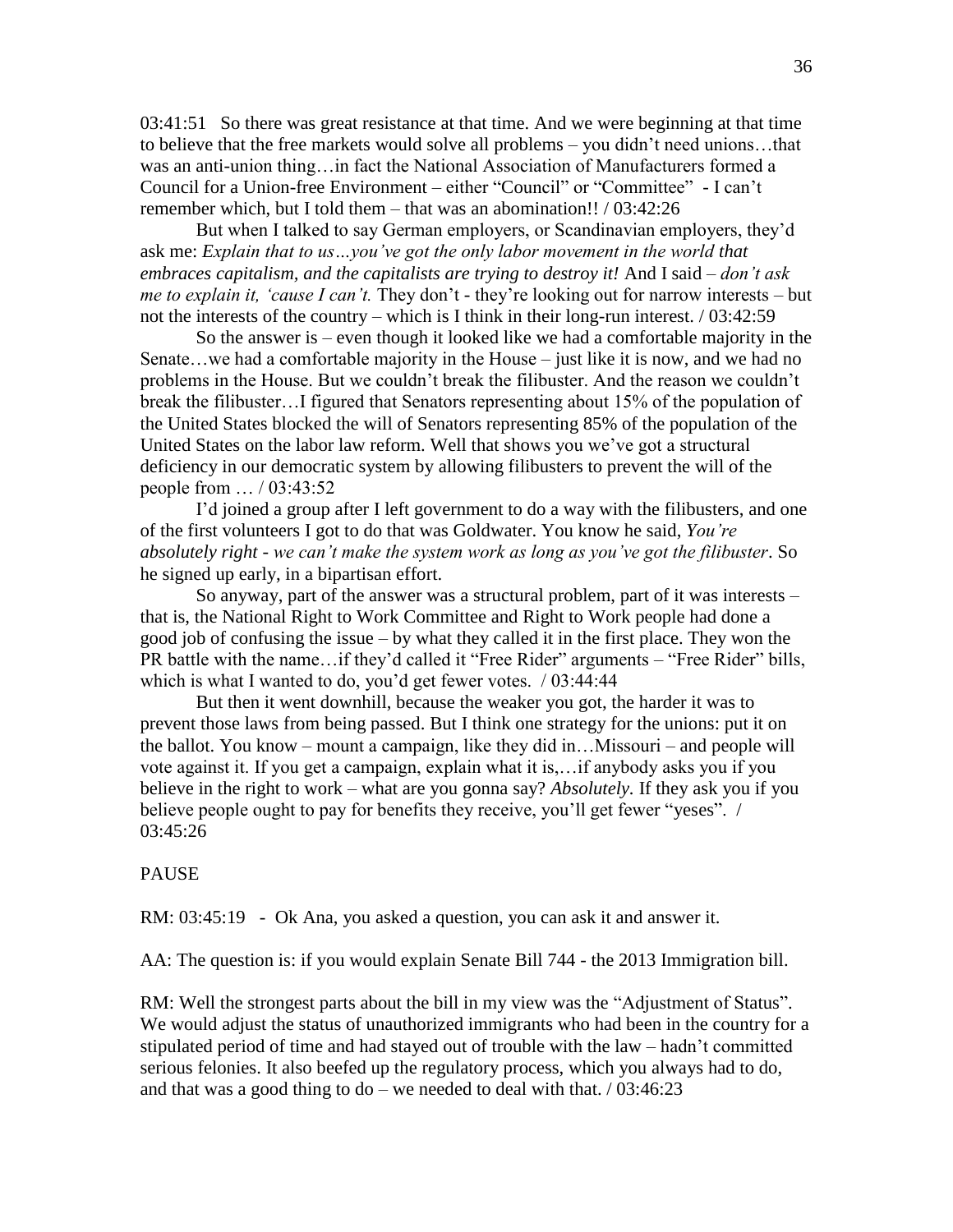03:41:51 So there was great resistance at that time. And we were beginning at that time to believe that the free markets would solve all problems – you didn't need unions…that was an anti-union thing…in fact the National Association of Manufacturers formed a Council for a Union-free Environment – either "Council" or "Committee" - I can't remember which, but I told them – that was an abomination!! / 03:42:26

But when I talked to say German employers, or Scandinavian employers, they'd ask me: *Explain that to us…you've got the only labor movement in the world that embraces capitalism, and the capitalists are trying to destroy it!* And I said – *don't ask me to explain it, 'cause I can't.* They don't - they're looking out for narrow interests – but not the interests of the country – which is I think in their long-run interest. / 03:42:59

So the answer is – even though it looked like we had a comfortable majority in the Senate…we had a comfortable majority in the House – just like it is now, and we had no problems in the House. But we couldn't break the filibuster. And the reason we couldn't break the filibuster…I figured that Senators representing about 15% of the population of the United States blocked the will of Senators representing 85% of the population of the United States on the labor law reform. Well that shows you we've got a structural deficiency in our democratic system by allowing filibusters to prevent the will of the people from … / 03:43:52

I'd joined a group after I left government to do a way with the filibusters, and one of the first volunteers I got to do that was Goldwater. You know he said, *You're absolutely right - we can't make the system work as long as you've got the filibuster*. So he signed up early, in a bipartisan effort.

So anyway, part of the answer was a structural problem, part of it was interests – that is, the National Right to Work Committee and Right to Work people had done a good job of confusing the issue – by what they called it in the first place. They won the PR battle with the name…if they'd called it "Free Rider" arguments – "Free Rider" bills, which is what I wanted to do, you'd get fewer votes. / 03:44:44

But then it went downhill, because the weaker you got, the harder it was to prevent those laws from being passed. But I think one strategy for the unions: put it on the ballot. You know – mount a campaign, like they did in…Missouri – and people will vote against it. If you get a campaign, explain what it is,…if anybody asks you if you believe in the right to work – what are you gonna say? *Absolutely*. If they ask you if you believe people ought to pay for benefits they receive, you'll get fewer "yeses". / 03:45:26

PAUSE

RM: 03:45:19 - Ok Ana, you asked a question, you can ask it and answer it.

AA: The question is: if you would explain Senate Bill 744 - the 2013 Immigration bill.

RM: Well the strongest parts about the bill in my view was the "Adjustment of Status". We would adjust the status of unauthorized immigrants who had been in the country for a stipulated period of time and had stayed out of trouble with the law – hadn't committed serious felonies. It also beefed up the regulatory process, which you always had to do, and that was a good thing to do – we needed to deal with that. / 03:46:23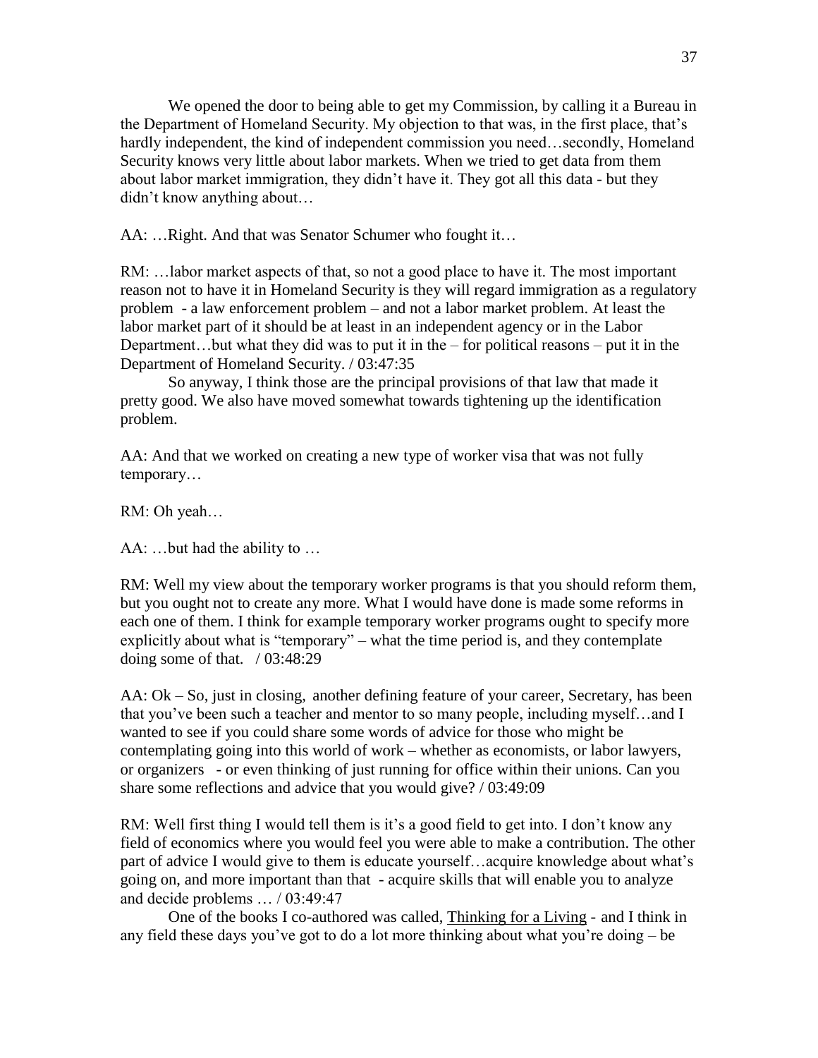We opened the door to being able to get my Commission, by calling it a Bureau in the Department of Homeland Security. My objection to that was, in the first place, that's hardly independent, the kind of independent commission you need…secondly, Homeland Security knows very little about labor markets. When we tried to get data from them about labor market immigration, they didn't have it. They got all this data - but they didn't know anything about…

AA: …Right. And that was Senator Schumer who fought it…

RM: …labor market aspects of that, so not a good place to have it. The most important reason not to have it in Homeland Security is they will regard immigration as a regulatory problem - a law enforcement problem – and not a labor market problem. At least the labor market part of it should be at least in an independent agency or in the Labor Department…but what they did was to put it in the – for political reasons – put it in the Department of Homeland Security. / 03:47:35

So anyway, I think those are the principal provisions of that law that made it pretty good. We also have moved somewhat towards tightening up the identification problem.

AA: And that we worked on creating a new type of worker visa that was not fully temporary…

RM: Oh yeah…

AA: …but had the ability to …

RM: Well my view about the temporary worker programs is that you should reform them, but you ought not to create any more. What I would have done is made some reforms in each one of them. I think for example temporary worker programs ought to specify more explicitly about what is "temporary" – what the time period is, and they contemplate doing some of that. / 03:48:29

AA: Ok – So, just in closing, another defining feature of your career, Secretary, has been that you've been such a teacher and mentor to so many people, including myself…and I wanted to see if you could share some words of advice for those who might be contemplating going into this world of work – whether as economists, or labor lawyers, or organizers - or even thinking of just running for office within their unions. Can you share some reflections and advice that you would give? / 03:49:09

RM: Well first thing I would tell them is it's a good field to get into. I don't know any field of economics where you would feel you were able to make a contribution. The other part of advice I would give to them is educate yourself…acquire knowledge about what's going on, and more important than that - acquire skills that will enable you to analyze and decide problems … / 03:49:47

One of the books I co-authored was called, Thinking for a Living - and I think in any field these days you've got to do a lot more thinking about what you're doing – be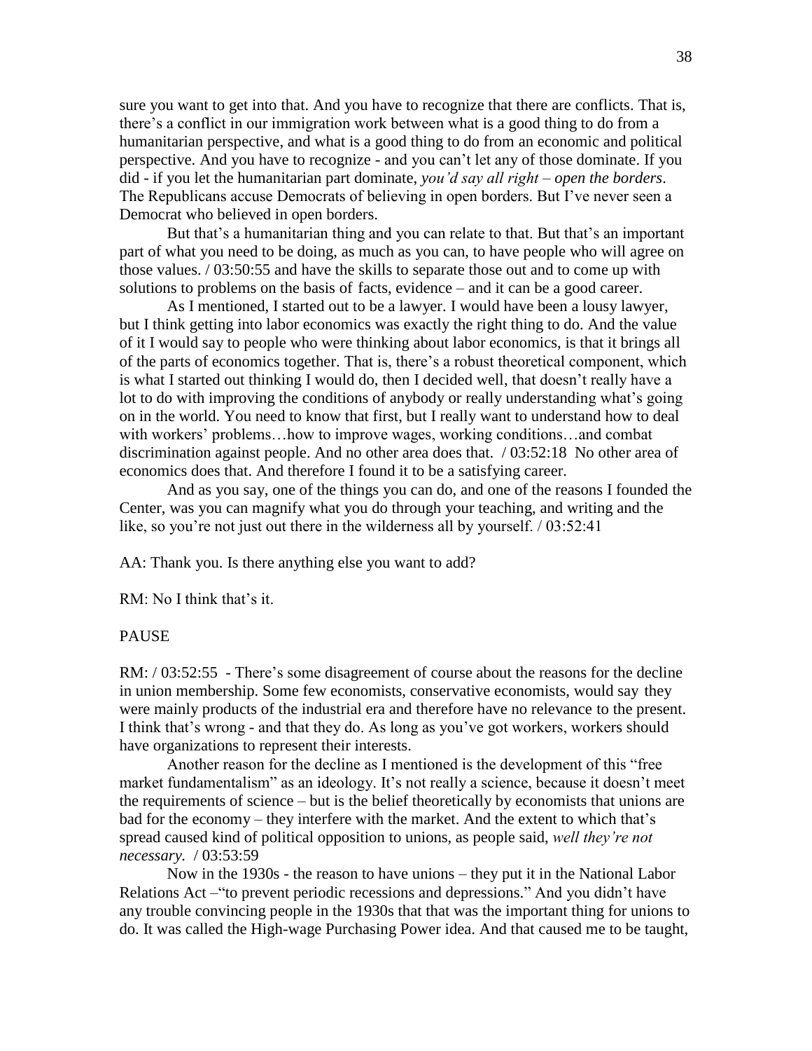sure you want to get into that. And you have to recognize that there are conflicts. That is, there's a conflict in our immigration work between what is a good thing to do from a humanitarian perspective, and what is a good thing to do from an economic and political perspective. And you have to recognize - and you can't let any of those dominate. If you did - if you let the humanitarian part dominate, *you'd say all right – open the borders*. The Republicans accuse Democrats of believing in open borders. But I've never seen a Democrat who believed in open borders.

But that's a humanitarian thing and you can relate to that. But that's an important part of what you need to be doing, as much as you can, to have people who will agree on those values. / 03:50:55 and have the skills to separate those out and to come up with solutions to problems on the basis of facts, evidence – and it can be a good career.

As I mentioned, I started out to be a lawyer. I would have been a lousy lawyer, but I think getting into labor economics was exactly the right thing to do. And the value of it I would say to people who were thinking about labor economics, is that it brings all of the parts of economics together. That is, there's a robust theoretical component, which is what I started out thinking I would do, then I decided well, that doesn't really have a lot to do with improving the conditions of anybody or really understanding what's going on in the world. You need to know that first, but I really want to understand how to deal with workers' problems…how to improve wages, working conditions…and combat discrimination against people. And no other area does that. / 03:52:18 No other area of economics does that. And therefore I found it to be a satisfying career.

And as you say, one of the things you can do, and one of the reasons I founded the Center, was you can magnify what you do through your teaching, and writing and the like, so you're not just out there in the wilderness all by yourself. / 03:52:41

AA: Thank you. Is there anything else you want to add?

RM: No I think that's it.

PAUSE

RM: / 03:52:55 - There's some disagreement of course about the reasons for the decline in union membership. Some few economists, conservative economists, would say they were mainly products of the industrial era and therefore have no relevance to the present. I think that's wrong - and that they do. As long as you've got workers, workers should have organizations to represent their interests.

Another reason for the decline as I mentioned is the development of this "free market fundamentalism" as an ideology. It's not really a science, because it doesn't meet the requirements of science – but is the belief theoretically by economists that unions are bad for the economy – they interfere with the market. And the extent to which that's spread caused kind of political opposition to unions, as people said, *well they're not necessary.* / 03:53:59

Now in the 1930s - the reason to have unions – they put it in the National Labor Relations Act –"to prevent periodic recessions and depressions." And you didn't have any trouble convincing people in the 1930s that that was the important thing for unions to do. It was called the High-wage Purchasing Power idea. And that caused me to be taught,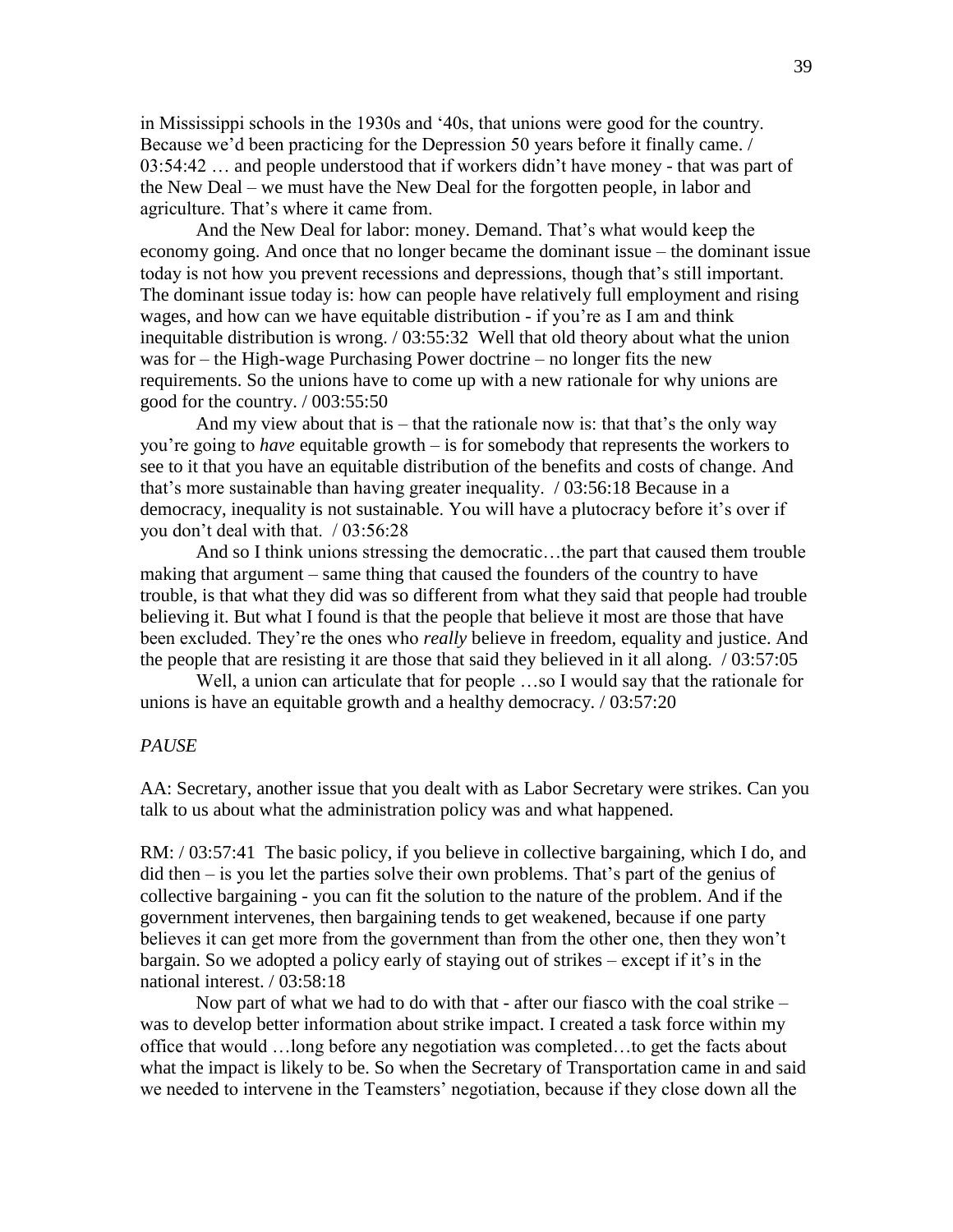in Mississippi schools in the 1930s and '40s, that unions were good for the country. Because we'd been practicing for the Depression 50 years before it finally came. / 03:54:42 … and people understood that if workers didn't have money - that was part of the New Deal – we must have the New Deal for the forgotten people, in labor and agriculture. That's where it came from.

And the New Deal for labor: money. Demand. That's what would keep the economy going. And once that no longer became the dominant issue – the dominant issue today is not how you prevent recessions and depressions, though that's still important. The dominant issue today is: how can people have relatively full employment and rising wages, and how can we have equitable distribution - if you're as I am and think inequitable distribution is wrong. / 03:55:32 Well that old theory about what the union was for – the High-wage Purchasing Power doctrine – no longer fits the new requirements. So the unions have to come up with a new rationale for why unions are good for the country. / 003:55:50

And my view about that is – that the rationale now is: that that's the only way you're going to *have* equitable growth – is for somebody that represents the workers to see to it that you have an equitable distribution of the benefits and costs of change. And that's more sustainable than having greater inequality. / 03:56:18 Because in a democracy, inequality is not sustainable. You will have a plutocracy before it's over if you don't deal with that. / 03:56:28

And so I think unions stressing the democratic…the part that caused them trouble making that argument – same thing that caused the founders of the country to have trouble, is that what they did was so different from what they said that people had trouble believing it. But what I found is that the people that believe it most are those that have been excluded. They're the ones who *really* believe in freedom, equality and justice. And the people that are resisting it are those that said they believed in it all along. / 03:57:05

Well, a union can articulate that for people …so I would say that the rationale for unions is have an equitable growth and a healthy democracy. / 03:57:20

*PAUSE*

AA: Secretary, another issue that you dealt with as Labor Secretary were strikes. Can you talk to us about what the administration policy was and what happened.

RM: / 03:57:41 The basic policy, if you believe in collective bargaining, which I do, and did then – is you let the parties solve their own problems. That's part of the genius of collective bargaining - you can fit the solution to the nature of the problem. And if the government intervenes, then bargaining tends to get weakened, because if one party believes it can get more from the government than from the other one, then they won't bargain. So we adopted a policy early of staying out of strikes – except if it's in the national interest. / 03:58:18

Now part of what we had to do with that - after our fiasco with the coal strike – was to develop better information about strike impact. I created a task force within my office that would …long before any negotiation was completed…to get the facts about what the impact is likely to be. So when the Secretary of Transportation came in and said we needed to intervene in the Teamsters' negotiation, because if they close down all the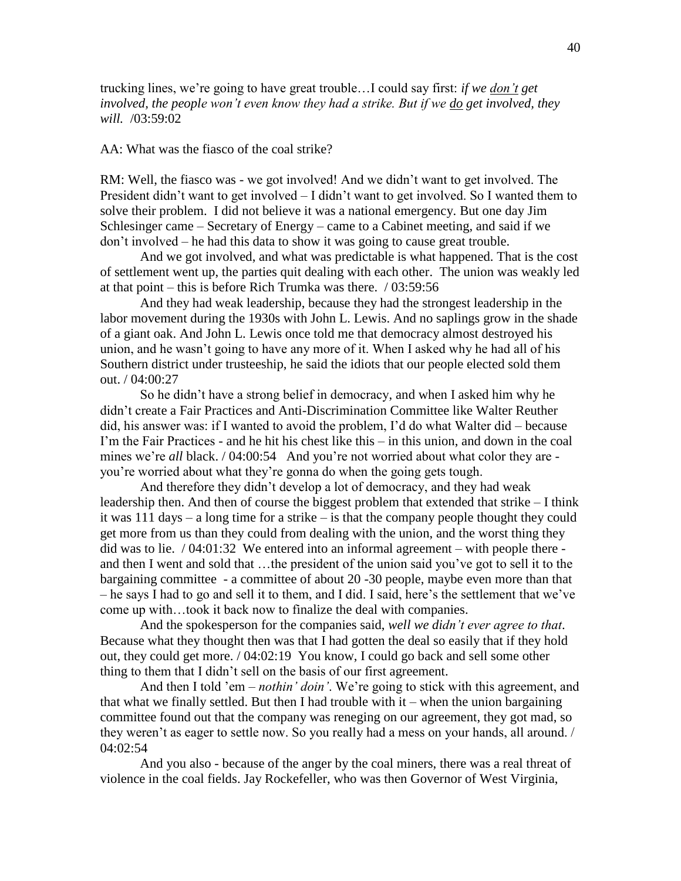trucking lines, we're going to have great trouble…I could say first: *if we don't get involved, the people won't even know they had a strike. But if we do get involved, they will.* /03:59:02

AA: What was the fiasco of the coal strike?

RM: Well, the fiasco was - we got involved! And we didn't want to get involved. The President didn't want to get involved – I didn't want to get involved. So I wanted them to solve their problem. I did not believe it was a national emergency. But one day Jim Schlesinger came – Secretary of Energy – came to a Cabinet meeting, and said if we don't involved – he had this data to show it was going to cause great trouble.

And we got involved, and what was predictable is what happened. That is the cost of settlement went up, the parties quit dealing with each other. The union was weakly led at that point – this is before Rich Trumka was there. / 03:59:56

And they had weak leadership, because they had the strongest leadership in the labor movement during the 1930s with John L. Lewis. And no saplings grow in the shade of a giant oak. And John L. Lewis once told me that democracy almost destroyed his union, and he wasn't going to have any more of it. When I asked why he had all of his Southern district under trusteeship, he said the idiots that our people elected sold them out. / 04:00:27

So he didn't have a strong belief in democracy, and when I asked him why he didn't create a Fair Practices and Anti-Discrimination Committee like Walter Reuther did, his answer was: if I wanted to avoid the problem, I'd do what Walter did – because I'm the Fair Practices - and he hit his chest like this – in this union, and down in the coal mines we're *all* black. / 04:00:54 And you're not worried about what color they are - you're worried about what they're gonna do when the going gets tough.

And therefore they didn't develop a lot of democracy, and they had weak leadership then. And then of course the biggest problem that extended that strike – I think it was 111 days – a long time for a strike – is that the company people thought they could get more from us than they could from dealing with the union, and the worst thing they did was to lie. / 04:01:32 We entered into an informal agreement – with people there - and then I went and sold that …the president of the union said you've got to sell it to the bargaining committee - a committee of about 20 -30 people, maybe even more than that – he says I had to go and sell it to them, and I did. I said, here's the settlement that we've come up with…took it back now to finalize the deal with companies.

And the spokesperson for the companies said, *well we didn't ever agree to that*. Because what they thought then was that I had gotten the deal so easily that if they hold out, they could get more. / 04:02:19 You know, I could go back and sell some other thing to them that I didn't sell on the basis of our first agreement.

And then I told 'em – *nothin' doin'*. We're going to stick with this agreement, and that what we finally settled. But then I had trouble with it – when the union bargaining committee found out that the company was reneging on our agreement, they got mad, so they weren't as eager to settle now. So you really had a mess on your hands, all around. / 04:02:54

And you also - because of the anger by the coal miners, there was a real threat of violence in the coal fields. Jay Rockefeller, who was then Governor of West Virginia,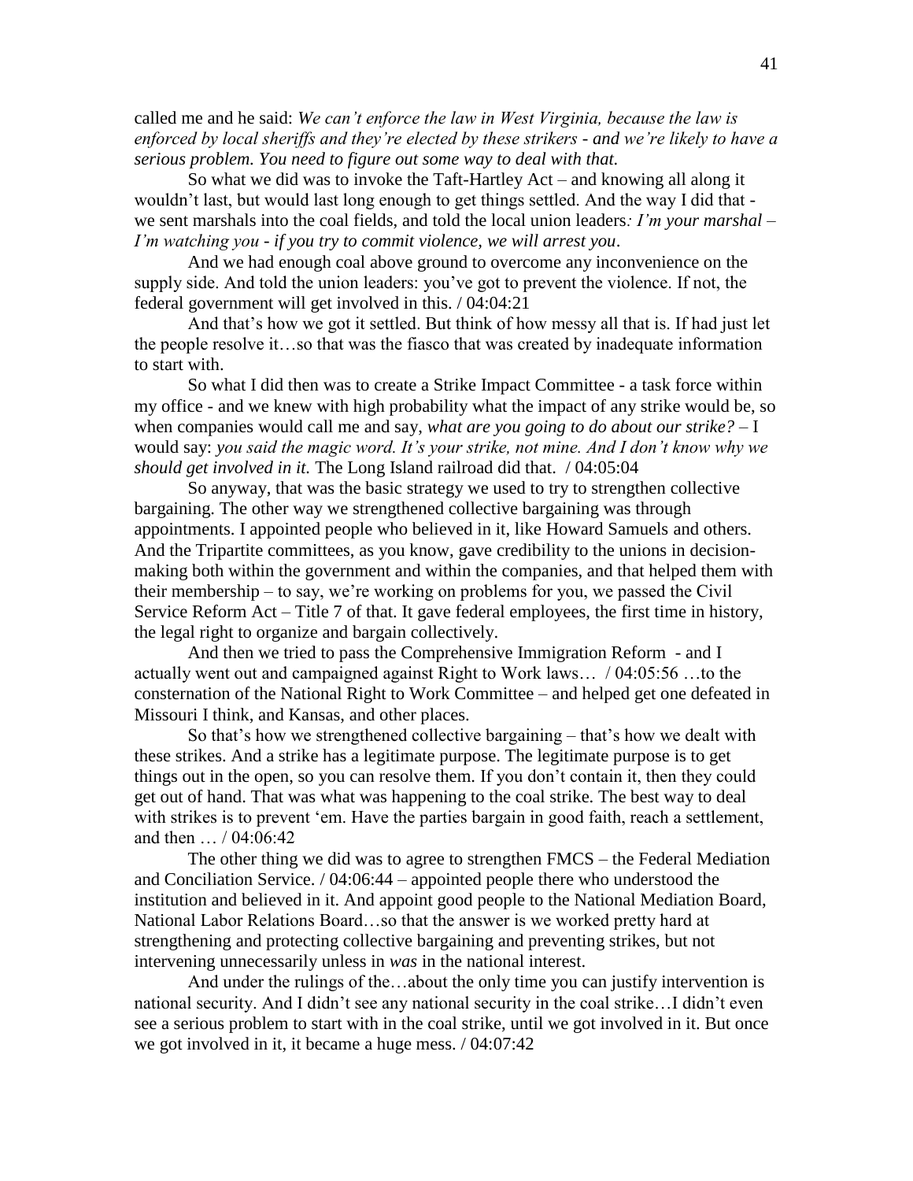called me and he said: *We can't enforce the law in West Virginia, because the law is enforced by local sheriffs and they're elected by these strikers - and we're likely to have a serious problem. You need to figure out some way to deal with that.*

So what we did was to invoke the Taft-Hartley Act – and knowing all along it wouldn't last, but would last long enough to get things settled. And the way I did that - we sent marshals into the coal fields, and told the local union leaders*: I'm your marshal – I'm watching you - if you try to commit violence, we will arrest you*.

And we had enough coal above ground to overcome any inconvenience on the supply side. And told the union leaders: you've got to prevent the violence. If not, the federal government will get involved in this. / 04:04:21

And that's how we got it settled. But think of how messy all that is. If had just let the people resolve it…so that was the fiasco that was created by inadequate information to start with.

So what I did then was to create a Strike Impact Committee - a task force within my office - and we knew with high probability what the impact of any strike would be, so when companies would call me and say, *what are you going to do about our strike?* – I would say: *you said the magic word. It's your strike, not mine. And I don't know why we should get involved in it.* The Long Island railroad did that. / 04:05:04

So anyway, that was the basic strategy we used to try to strengthen collective bargaining. The other way we strengthened collective bargaining was through appointments. I appointed people who believed in it, like Howard Samuels and others. And the Tripartite committees, as you know, gave credibility to the unions in decision-making both within the government and within the companies, and that helped them with their membership – to say, we're working on problems for you, we passed the Civil Service Reform Act – Title 7 of that. It gave federal employees, the first time in history, the legal right to organize and bargain collectively.

And then we tried to pass the Comprehensive Immigration Reform - and I actually went out and campaigned against Right to Work laws… / 04:05:56 …to the consternation of the National Right to Work Committee – and helped get one defeated in Missouri I think, and Kansas, and other places.

So that's how we strengthened collective bargaining – that's how we dealt with these strikes. And a strike has a legitimate purpose. The legitimate purpose is to get things out in the open, so you can resolve them. If you don't contain it, then they could get out of hand. That was what was happening to the coal strike. The best way to deal with strikes is to prevent 'em. Have the parties bargain in good faith, reach a settlement, and then … / 04:06:42

The other thing we did was to agree to strengthen FMCS – the Federal Mediation and Conciliation Service. / 04:06:44 – appointed people there who understood the institution and believed in it. And appoint good people to the National Mediation Board, National Labor Relations Board…so that the answer is we worked pretty hard at strengthening and protecting collective bargaining and preventing strikes, but not intervening unnecessarily unless in *was* in the national interest.

And under the rulings of the…about the only time you can justify intervention is national security. And I didn't see any national security in the coal strike…I didn't even see a serious problem to start with in the coal strike, until we got involved in it. But once we got involved in it, it became a huge mess. / 04:07:42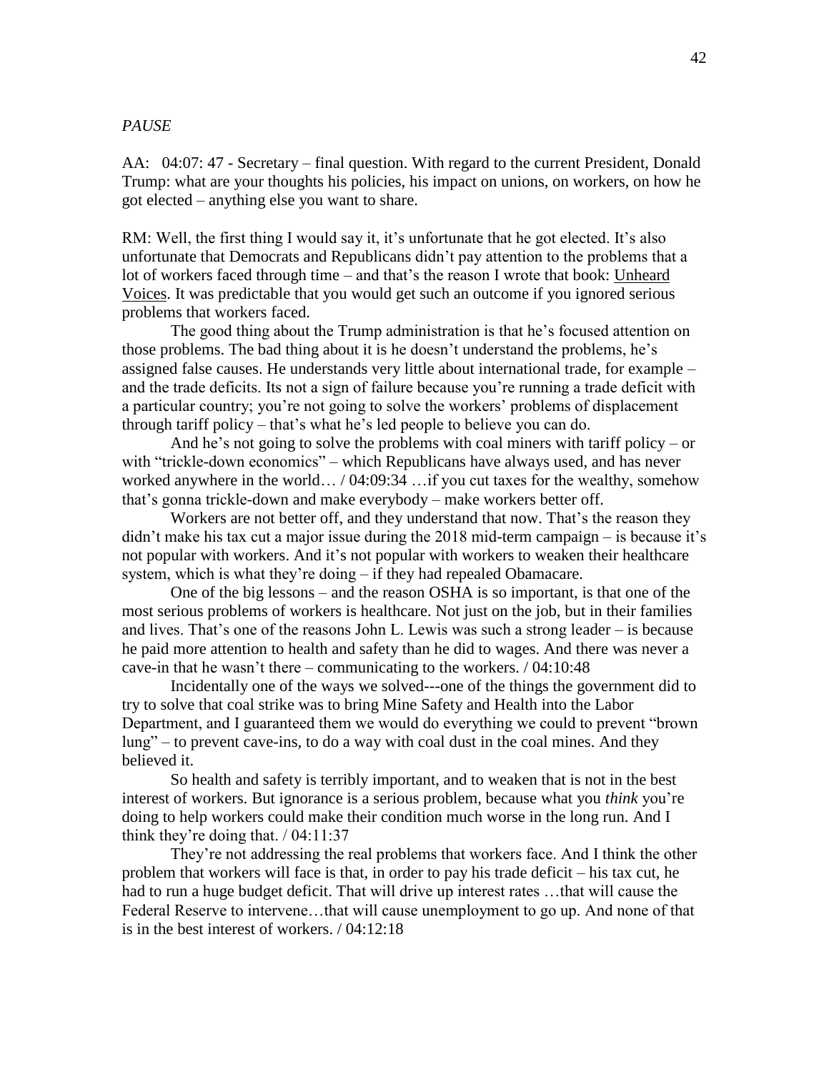*PAUSE*

AA: 04:07: 47 - Secretary – final question. With regard to the current President, Donald Trump: what are your thoughts his policies, his impact on unions, on workers, on how he got elected – anything else you want to share.

RM: Well, the first thing I would say it, it's unfortunate that he got elected. It's also unfortunate that Democrats and Republicans didn't pay attention to the problems that a lot of workers faced through time – and that's the reason I wrote that book: Unheard Voices. It was predictable that you would get such an outcome if you ignored serious problems that workers faced.

The good thing about the Trump administration is that he's focused attention on those problems. The bad thing about it is he doesn't understand the problems, he's assigned false causes. He understands very little about international trade, for example – and the trade deficits. Its not a sign of failure because you're running a trade deficit with a particular country; you're not going to solve the workers' problems of displacement through tariff policy – that's what he's led people to believe you can do.

And he's not going to solve the problems with coal miners with tariff policy – or with "trickle-down economics" – which Republicans have always used, and has never worked anywhere in the world… / 04:09:34 …if you cut taxes for the wealthy, somehow that's gonna trickle-down and make everybody – make workers better off.

Workers are not better off, and they understand that now. That's the reason they didn't make his tax cut a major issue during the 2018 mid-term campaign – is because it's not popular with workers. And it's not popular with workers to weaken their healthcare system, which is what they're doing – if they had repealed Obamacare.

One of the big lessons – and the reason OSHA is so important, is that one of the most serious problems of workers is healthcare. Not just on the job, but in their families and lives. That's one of the reasons John L. Lewis was such a strong leader – is because he paid more attention to health and safety than he did to wages. And there was never a cave-in that he wasn't there – communicating to the workers. / 04:10:48

Incidentally one of the ways we solved---one of the things the government did to try to solve that coal strike was to bring Mine Safety and Health into the Labor Department, and I guaranteed them we would do everything we could to prevent "brown lung" – to prevent cave-ins, to do a way with coal dust in the coal mines. And they believed it.

So health and safety is terribly important, and to weaken that is not in the best interest of workers. But ignorance is a serious problem, because what you *think* you're doing to help workers could make their condition much worse in the long run. And I think they're doing that. / 04:11:37

They're not addressing the real problems that workers face. And I think the other problem that workers will face is that, in order to pay his trade deficit – his tax cut, he had to run a huge budget deficit. That will drive up interest rates …that will cause the Federal Reserve to intervene…that will cause unemployment to go up. And none of that is in the best interest of workers. / 04:12:18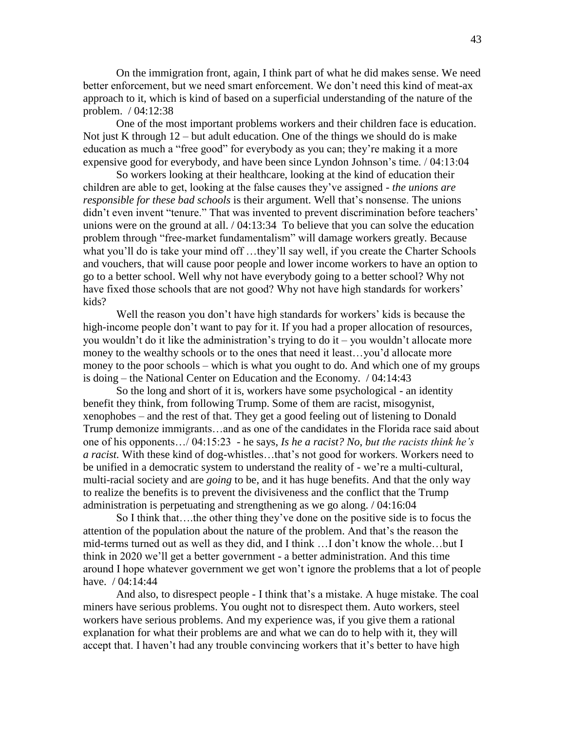On the immigration front, again, I think part of what he did makes sense. We need better enforcement, but we need smart enforcement. We don't need this kind of meat-ax approach to it, which is kind of based on a superficial understanding of the nature of the problem. / 04:12:38

One of the most important problems workers and their children face is education. Not just K through 12 – but adult education. One of the things we should do is make education as much a "free good" for everybody as you can; they're making it a more expensive good for everybody, and have been since Lyndon Johnson's time. / 04:13:04

So workers looking at their healthcare, looking at the kind of education their children are able to get, looking at the false causes they've assigned - *the unions are responsible for these bad schools* is their argument. Well that's nonsense. The unions didn't even invent "tenure." That was invented to prevent discrimination before teachers' unions were on the ground at all. / 04:13:34 To believe that you can solve the education problem through "free-market fundamentalism" will damage workers greatly. Because what you'll do is take your mind off …they'll say well, if you create the Charter Schools and vouchers, that will cause poor people and lower income workers to have an option to go to a better school. Well why not have everybody going to a better school? Why not have fixed those schools that are not good? Why not have high standards for workers' kids?

Well the reason you don't have high standards for workers' kids is because the high-income people don't want to pay for it. If you had a proper allocation of resources, you wouldn't do it like the administration's trying to do it – you wouldn't allocate more money to the wealthy schools or to the ones that need it least…you'd allocate more money to the poor schools – which is what you ought to do. And which one of my groups is doing – the National Center on Education and the Economy. / 04:14:43

So the long and short of it is, workers have some psychological - an identity benefit they think, from following Trump. Some of them are racist, misogynist, xenophobes – and the rest of that. They get a good feeling out of listening to Donald Trump demonize immigrants…and as one of the candidates in the Florida race said about one of his opponents…/ 04:15:23 - he says, *Is he a racist? No, but the racists think he's a racist.* With these kind of dog-whistles…that's not good for workers. Workers need to be unified in a democratic system to understand the reality of - we're a multi-cultural, multi-racial society and are *going* to be, and it has huge benefits. And that the only way to realize the benefits is to prevent the divisiveness and the conflict that the Trump administration is perpetuating and strengthening as we go along. / 04:16:04

So I think that….the other thing they've done on the positive side is to focus the attention of the population about the nature of the problem. And that's the reason the mid-terms turned out as well as they did, and I think …I don't know the whole…but I think in 2020 we'll get a better government - a better administration. And this time around I hope whatever government we get won't ignore the problems that a lot of people have. / 04:14:44

And also, to disrespect people - I think that's a mistake. A huge mistake. The coal miners have serious problems. You ought not to disrespect them. Auto workers, steel workers have serious problems. And my experience was, if you give them a rational explanation for what their problems are and what we can do to help with it, they will accept that. I haven't had any trouble convincing workers that it's better to have high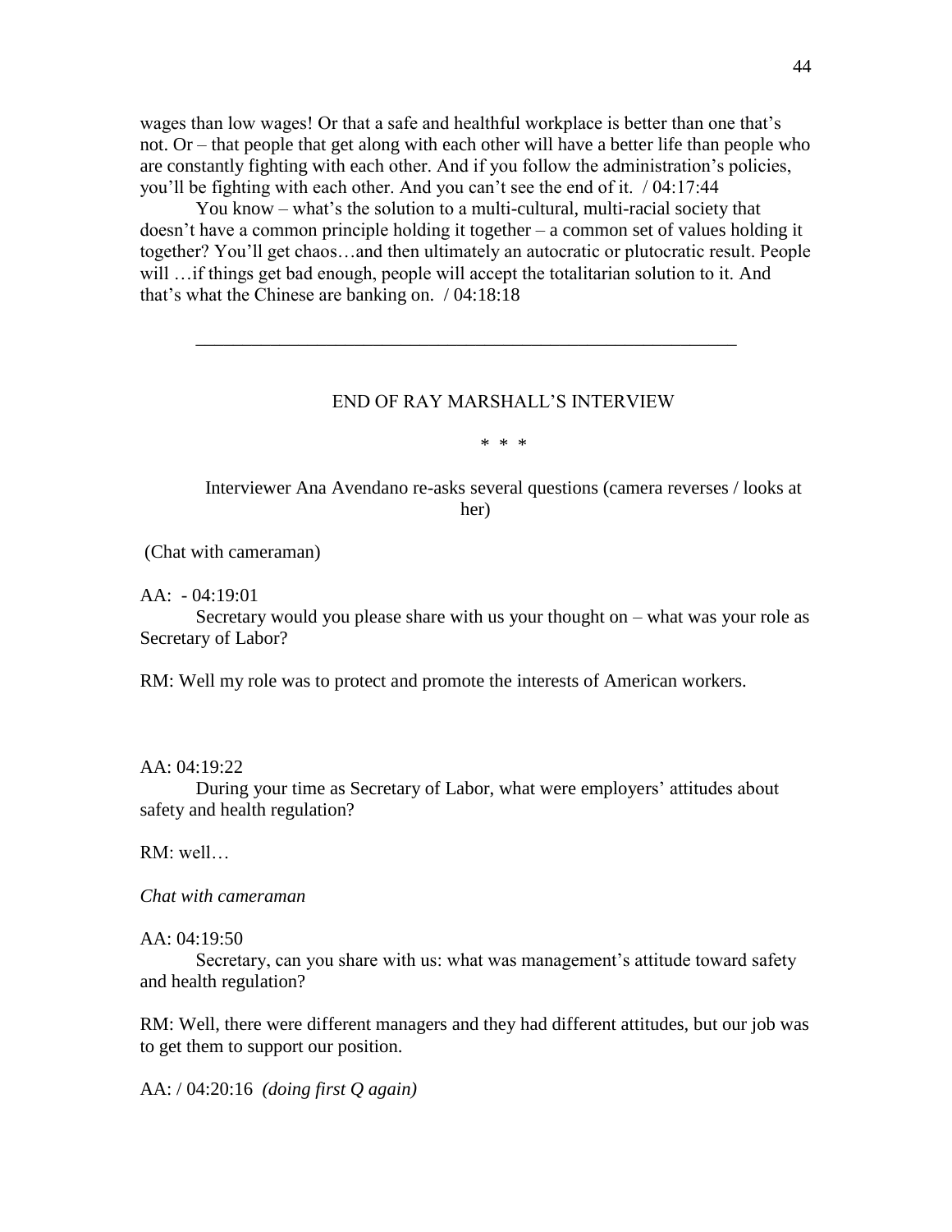wages than low wages! Or that a safe and healthful workplace is better than one that's not. Or – that people that get along with each other will have a better life than people who are constantly fighting with each other. And if you follow the administration's policies, you'll be fighting with each other. And you can't see the end of it. / 04:17:44

You know – what's the solution to a multi-cultural, multi-racial society that doesn't have a common principle holding it together – a common set of values holding it together? You'll get chaos…and then ultimately an autocratic or plutocratic result. People will …if things get bad enough, people will accept the totalitarian solution to it. And that's what the Chinese are banking on. / 04:18:18

---

END OF RAY MARSHALL'S INTERVIEW

\* \* \*

Interviewer Ana Avendano re-asks several questions (camera reverses / looks at her)

(Chat with cameraman)

AA: - 04:19:01

Secretary would you please share with us your thought on – what was your role as Secretary of Labor?

RM: Well my role was to protect and promote the interests of American workers.

AA: 04:19:22

During your time as Secretary of Labor, what were employers' attitudes about safety and health regulation?

RM: well…

*Chat with cameraman*

AA: 04:19:50

Secretary, can you share with us: what was management's attitude toward safety and health regulation?

RM: Well, there were different managers and they had different attitudes, but our job was to get them to support our position.

AA: / 04:20:16 *(doing first Q again)*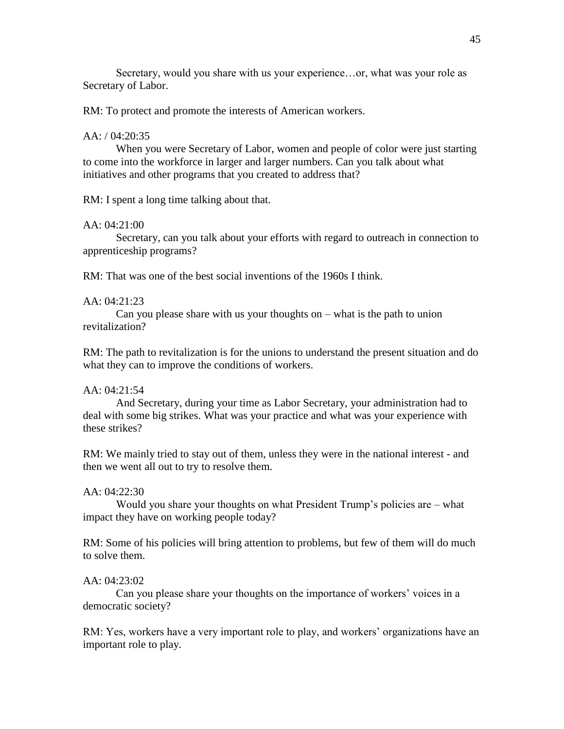Secretary, would you share with us your experience…or, what was your role as Secretary of Labor.

RM: To protect and promote the interests of American workers.

AA: / 04:20:35

When you were Secretary of Labor, women and people of color were just starting to come into the workforce in larger and larger numbers. Can you talk about what initiatives and other programs that you created to address that?

RM: I spent a long time talking about that.

AA: 04:21:00

Secretary, can you talk about your efforts with regard to outreach in connection to apprenticeship programs?

RM: That was one of the best social inventions of the 1960s I think.

AA: 04:21:23

Can you please share with us your thoughts on – what is the path to union revitalization?

RM: The path to revitalization is for the unions to understand the present situation and do what they can to improve the conditions of workers.

AA: 04:21:54

And Secretary, during your time as Labor Secretary, your administration had to deal with some big strikes. What was your practice and what was your experience with these strikes?

RM: We mainly tried to stay out of them, unless they were in the national interest - and then we went all out to try to resolve them.

AA: 04:22:30

Would you share your thoughts on what President Trump's policies are – what impact they have on working people today?

RM: Some of his policies will bring attention to problems, but few of them will do much to solve them.

AA: 04:23:02

Can you please share your thoughts on the importance of workers' voices in a democratic society?

RM: Yes, workers have a very important role to play, and workers' organizations have an important role to play.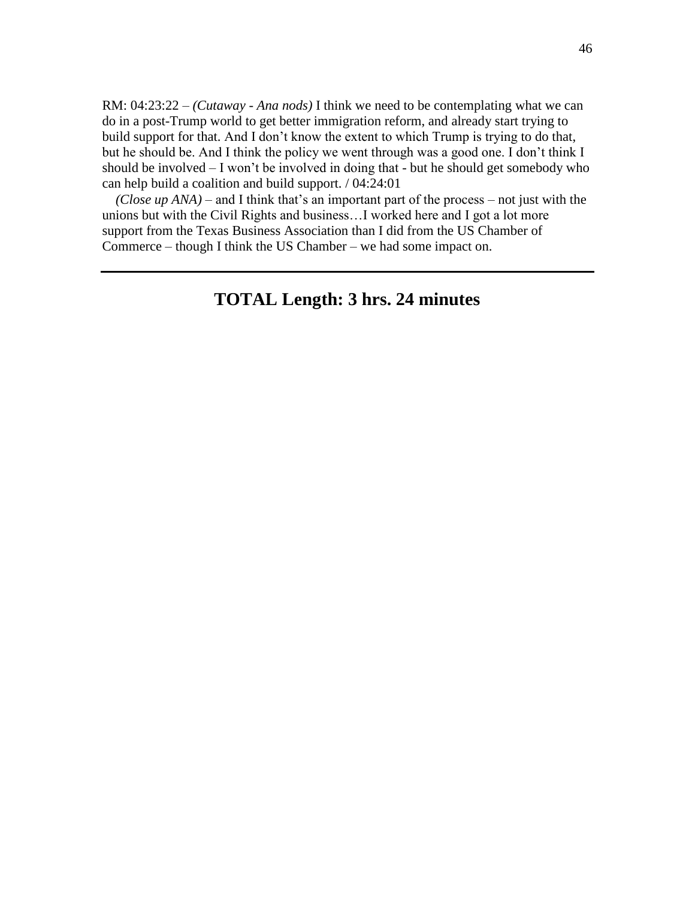RM: 04:23:22 – *(Cutaway - Ana nods)* I think we need to be contemplating what we can do in a post-Trump world to get better immigration reform, and already start trying to build support for that. And I don't know the extent to which Trump is trying to do that, but he should be. And I think the policy we went through was a good one. I don't think I should be involved – I won't be involved in doing that - but he should get somebody who can help build a coalition and build support. / 04:24:01

*(Close up ANA)* – and I think that's an important part of the process – not just with the unions but with the Civil Rights and business…I worked here and I got a lot more support from the Texas Business Association than I did from the US Chamber of Commerce – though I think the US Chamber – we had some impact on.

---

## TOTAL Length: 3 hrs. 24 minutes